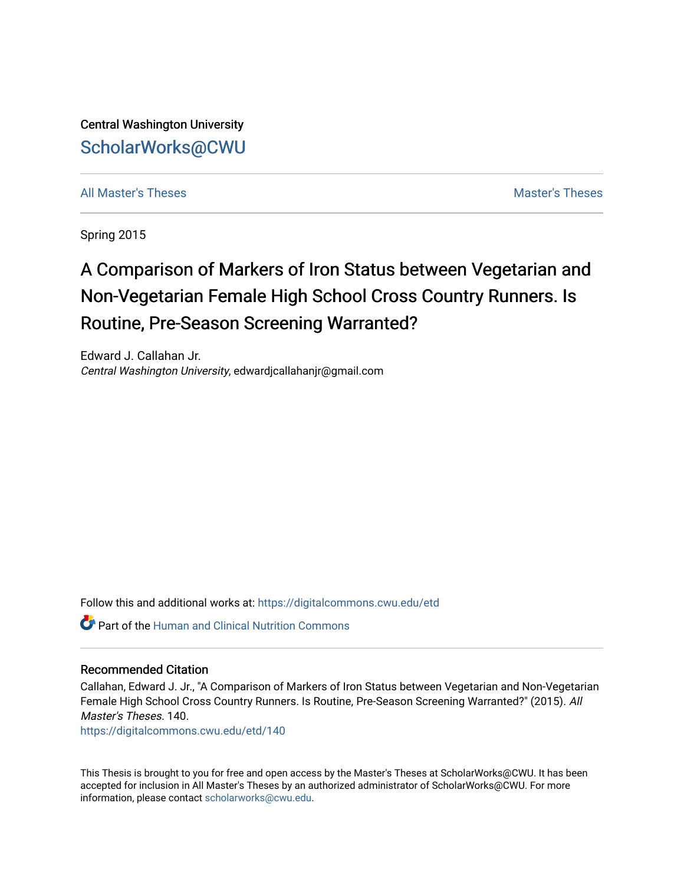Central Washington University

ScholarWorks@CWU

All Master's Theses

Master's Theses

Spring 2015

# A Comparison of Markers of Iron Status between Vegetarian and Non-Vegetarian Female High School Cross Country Runners. Is Routine, Pre-Season Screening Warranted?

Edward J. Callahan Jr.
*Central Washington University*, edwardjcallahanjr@gmail.com

Follow this and additional works at: https://digitalcommons.cwu.edu/etd

Part of the Human and Clinical Nutrition Commons

## Recommended Citation

Callahan, Edward J. Jr., "A Comparison of Markers of Iron Status between Vegetarian and Non-Vegetarian Female High School Cross Country Runners. Is Routine, Pre-Season Screening Warranted?" (2015). *All Master's Theses*. 140.
https://digitalcommons.cwu.edu/etd/140

This Thesis is brought to you for free and open access by the Master's Theses at ScholarWorks@CWU. It has been accepted for inclusion in All Master's Theses by an authorized administrator of ScholarWorks@CWU. For more information, please contact scholarworks@cwu.edu.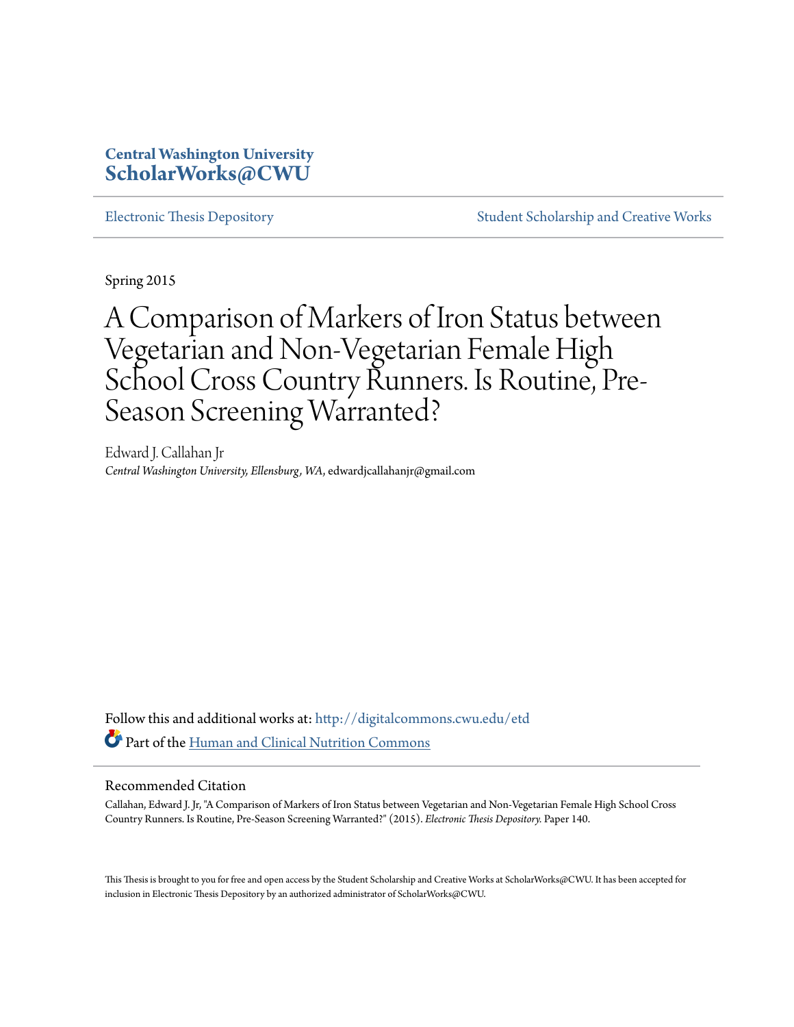**Central Washington University**
**ScholarWorks@CWU**

Electronic Thesis Depository

Student Scholarship and Creative Works

Spring 2015

# A Comparison of Markers of Iron Status between Vegetarian and Non-Vegetarian Female High School Cross Country Runners. Is Routine, Pre-Season Screening Warranted?

Edward J. Callahan Jr
*Central Washington University, Ellensburg, WA*, edwardjcallahanjr@gmail.com

Follow this and additional works at: http://digitalcommons.cwu.edu/etd

Part of the Human and Clinical Nutrition Commons

## Recommended Citation

Callahan, Edward J. Jr, "A Comparison of Markers of Iron Status between Vegetarian and Non-Vegetarian Female High School Cross Country Runners. Is Routine, Pre-Season Screening Warranted?" (2015). *Electronic Thesis Depository.* Paper 140.

This Thesis is brought to you for free and open access by the Student Scholarship and Creative Works at ScholarWorks@CWU. It has been accepted for inclusion in Electronic Thesis Depository by an authorized administrator of ScholarWorks@CWU.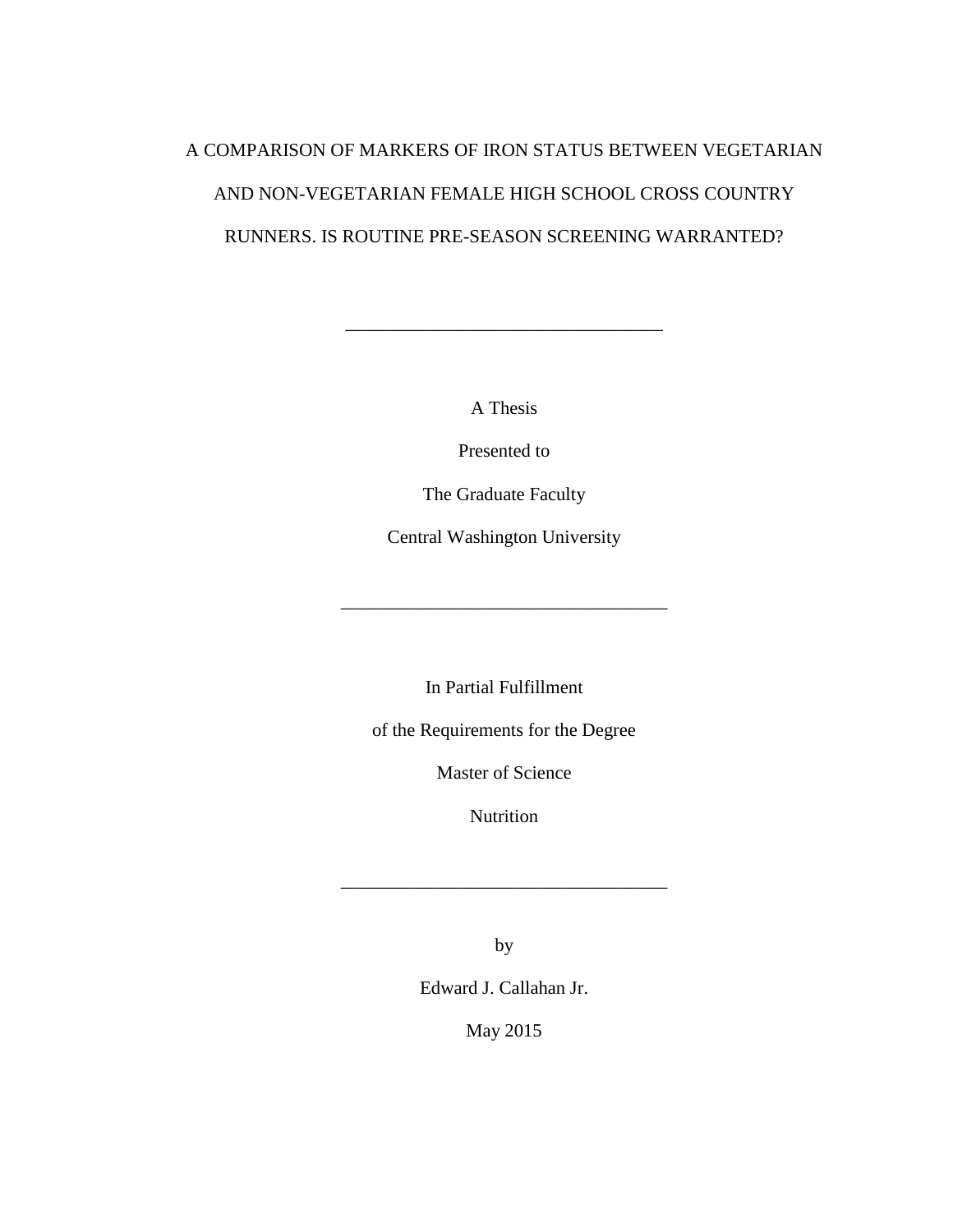# A COMPARISON OF MARKERS OF IRON STATUS BETWEEN VEGETARIAN AND NON-VEGETARIAN FEMALE HIGH SCHOOL CROSS COUNTRY RUNNERS. IS ROUTINE PRE-SEASON SCREENING WARRANTED?

---

A Thesis

Presented to

The Graduate Faculty

Central Washington University

---

In Partial Fulfillment

of the Requirements for the Degree

Master of Science

Nutrition

---

by

Edward J. Callahan Jr.

May 2015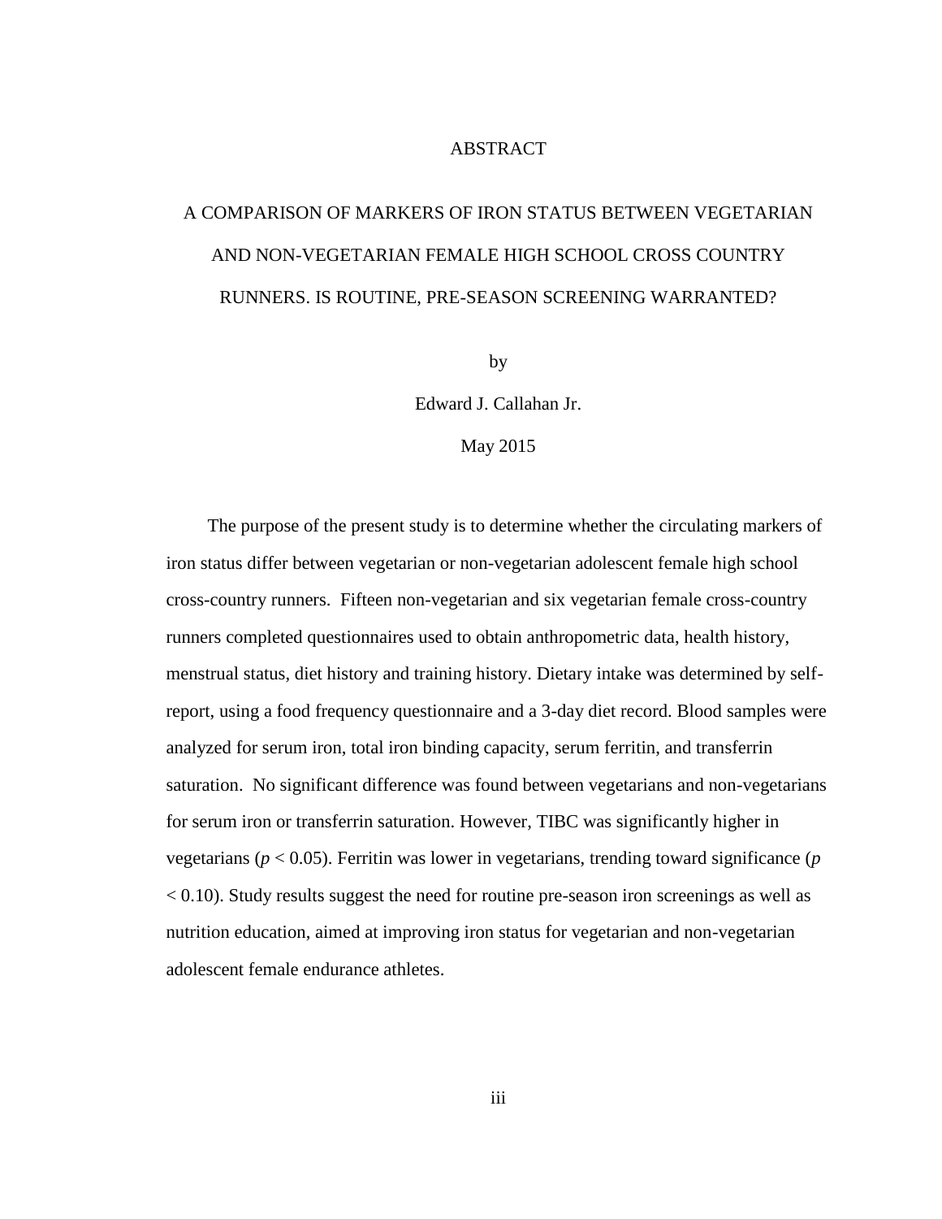# ABSTRACT

## A COMPARISON OF MARKERS OF IRON STATUS BETWEEN VEGETARIAN AND NON-VEGETARIAN FEMALE HIGH SCHOOL CROSS COUNTRY RUNNERS. IS ROUTINE, PRE-SEASON SCREENING WARRANTED?

by

Edward J. Callahan Jr.

May 2015

The purpose of the present study is to determine whether the circulating markers of iron status differ between vegetarian or non-vegetarian adolescent female high school cross-country runners. Fifteen non-vegetarian and six vegetarian female cross-country runners completed questionnaires used to obtain anthropometric data, health history, menstrual status, diet history and training history. Dietary intake was determined by self-report, using a food frequency questionnaire and a 3-day diet record. Blood samples were analyzed for serum iron, total iron binding capacity, serum ferritin, and transferrin saturation. No significant difference was found between vegetarians and non-vegetarians for serum iron or transferrin saturation. However, TIBC was significantly higher in vegetarians ($p < 0.05$). Ferritin was lower in vegetarians, trending toward significance ($p < 0.10$). Study results suggest the need for routine pre-season iron screenings as well as nutrition education, aimed at improving iron status for vegetarian and non-vegetarian adolescent female endurance athletes.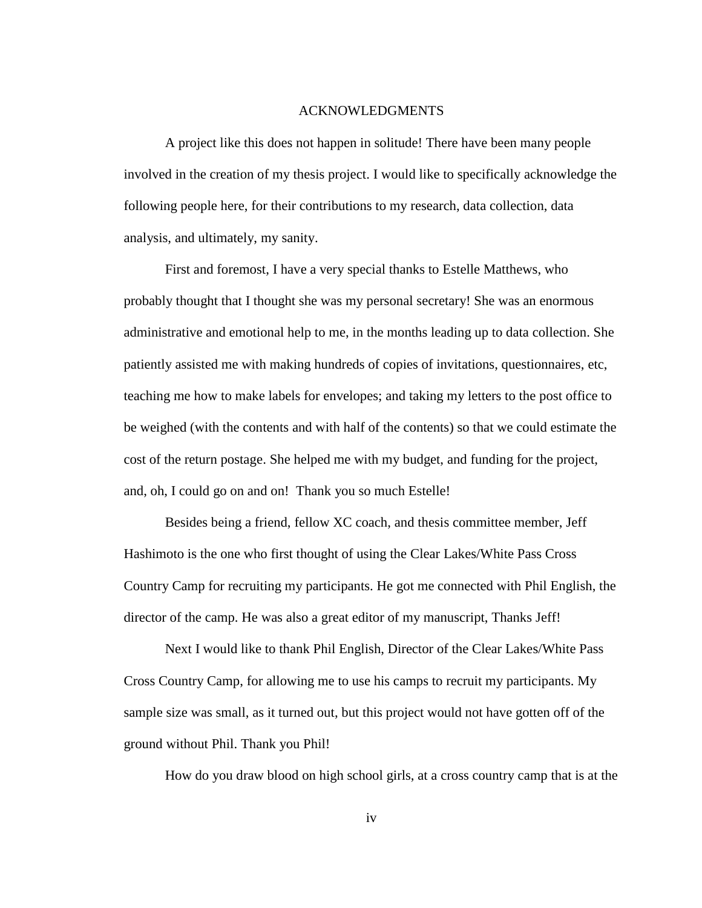# ACKNOWLEDGMENTS

A project like this does not happen in solitude! There have been many people involved in the creation of my thesis project. I would like to specifically acknowledge the following people here, for their contributions to my research, data collection, data analysis, and ultimately, my sanity.

First and foremost, I have a very special thanks to Estelle Matthews, who probably thought that I thought she was my personal secretary! She was an enormous administrative and emotional help to me, in the months leading up to data collection. She patiently assisted me with making hundreds of copies of invitations, questionnaires, etc, teaching me how to make labels for envelopes; and taking my letters to the post office to be weighed (with the contents and with half of the contents) so that we could estimate the cost of the return postage. She helped me with my budget, and funding for the project, and, oh, I could go on and on! Thank you so much Estelle!

Besides being a friend, fellow XC coach, and thesis committee member, Jeff Hashimoto is the one who first thought of using the Clear Lakes/White Pass Cross Country Camp for recruiting my participants. He got me connected with Phil English, the director of the camp. He was also a great editor of my manuscript, Thanks Jeff!

Next I would like to thank Phil English, Director of the Clear Lakes/White Pass Cross Country Camp, for allowing me to use his camps to recruit my participants. My sample size was small, as it turned out, but this project would not have gotten off of the ground without Phil. Thank you Phil!

How do you draw blood on high school girls, at a cross country camp that is at the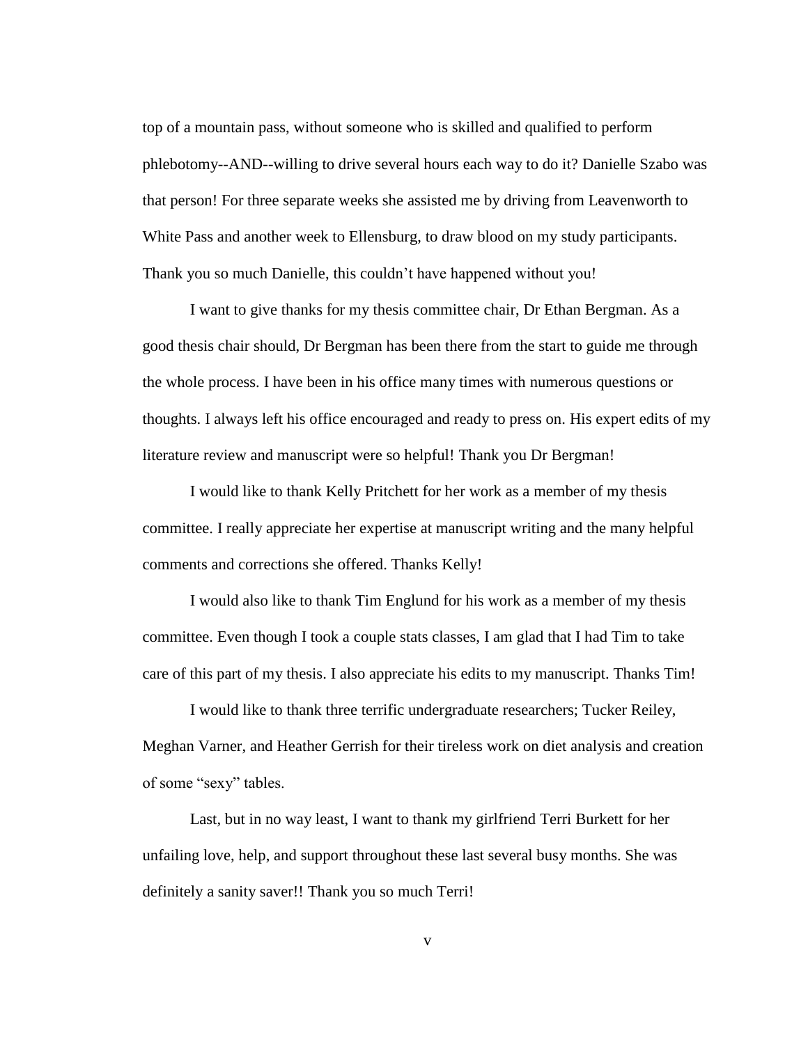top of a mountain pass, without someone who is skilled and qualified to perform phlebotomy--AND--willing to drive several hours each way to do it? Danielle Szabo was that person! For three separate weeks she assisted me by driving from Leavenworth to White Pass and another week to Ellensburg, to draw blood on my study participants. Thank you so much Danielle, this couldn't have happened without you!

I want to give thanks for my thesis committee chair, Dr Ethan Bergman. As a good thesis chair should, Dr Bergman has been there from the start to guide me through the whole process. I have been in his office many times with numerous questions or thoughts. I always left his office encouraged and ready to press on. His expert edits of my literature review and manuscript were so helpful! Thank you Dr Bergman!

I would like to thank Kelly Pritchett for her work as a member of my thesis committee. I really appreciate her expertise at manuscript writing and the many helpful comments and corrections she offered. Thanks Kelly!

I would also like to thank Tim Englund for his work as a member of my thesis committee. Even though I took a couple stats classes, I am glad that I had Tim to take care of this part of my thesis. I also appreciate his edits to my manuscript. Thanks Tim!

I would like to thank three terrific undergraduate researchers; Tucker Reiley, Meghan Varner, and Heather Gerrish for their tireless work on diet analysis and creation of some "sexy" tables.

Last, but in no way least, I want to thank my girlfriend Terri Burkett for her unfailing love, help, and support throughout these last several busy months. She was definitely a sanity saver!! Thank you so much Terri!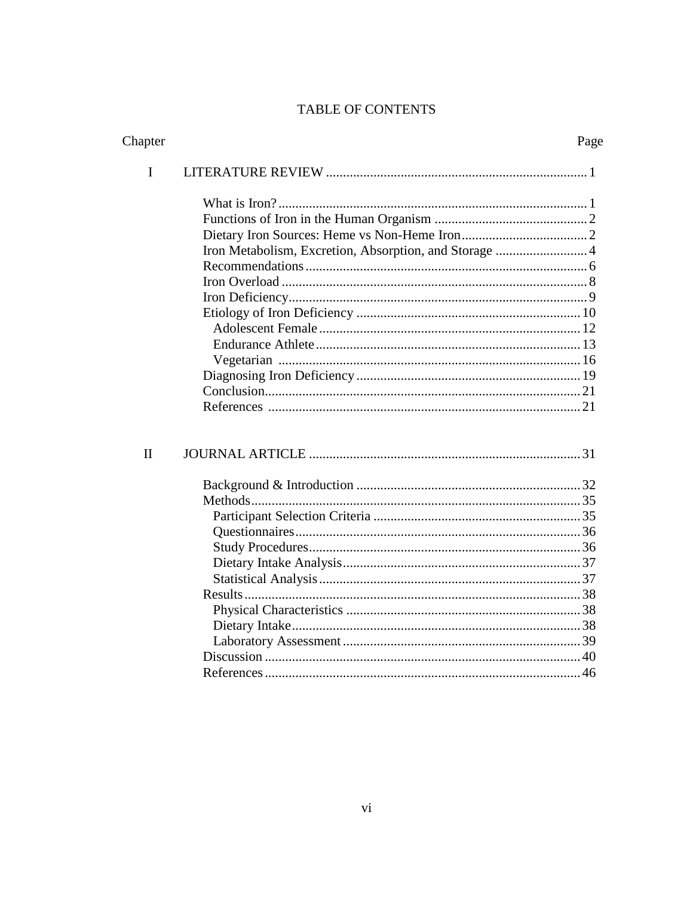# TABLE OF CONTENTS

| Chapter | | Page |
|---|---|---|
| I | LITERATURE REVIEW | 1 |
| | What is Iron? | 1 |
| | Functions of Iron in the Human Organism | 2 |
| | Dietary Iron Sources: Heme vs Non-Heme Iron | 2 |
| | Iron Metabolism, Excretion, Absorption, and Storage | 4 |
| | Recommendations | 6 |
| | Iron Overload | 8 |
| | Iron Deficiency | 9 |
| | Etiology of Iron Deficiency | 10 |
| | Adolescent Female | 12 |
| | Endurance Athlete | 13 |
| | Vegetarian | 16 |
| | Diagnosing Iron Deficiency | 19 |
| | Conclusion | 21 |
| | References | 21 |
| II | JOURNAL ARTICLE | 31 |
| | Background & Introduction | 32 |
| | Methods | 35 |
| | Participant Selection Criteria | 35 |
| | Questionnaires | 36 |
| | Study Procedures | 36 |
| | Dietary Intake Analysis | 37 |
| | Statistical Analysis | 37 |
| | Results | 38 |
| | Physical Characteristics | 38 |
| | Dietary Intake | 38 |
| | Laboratory Assessment | 39 |
| | Discussion | 40 |
| | References | 46 |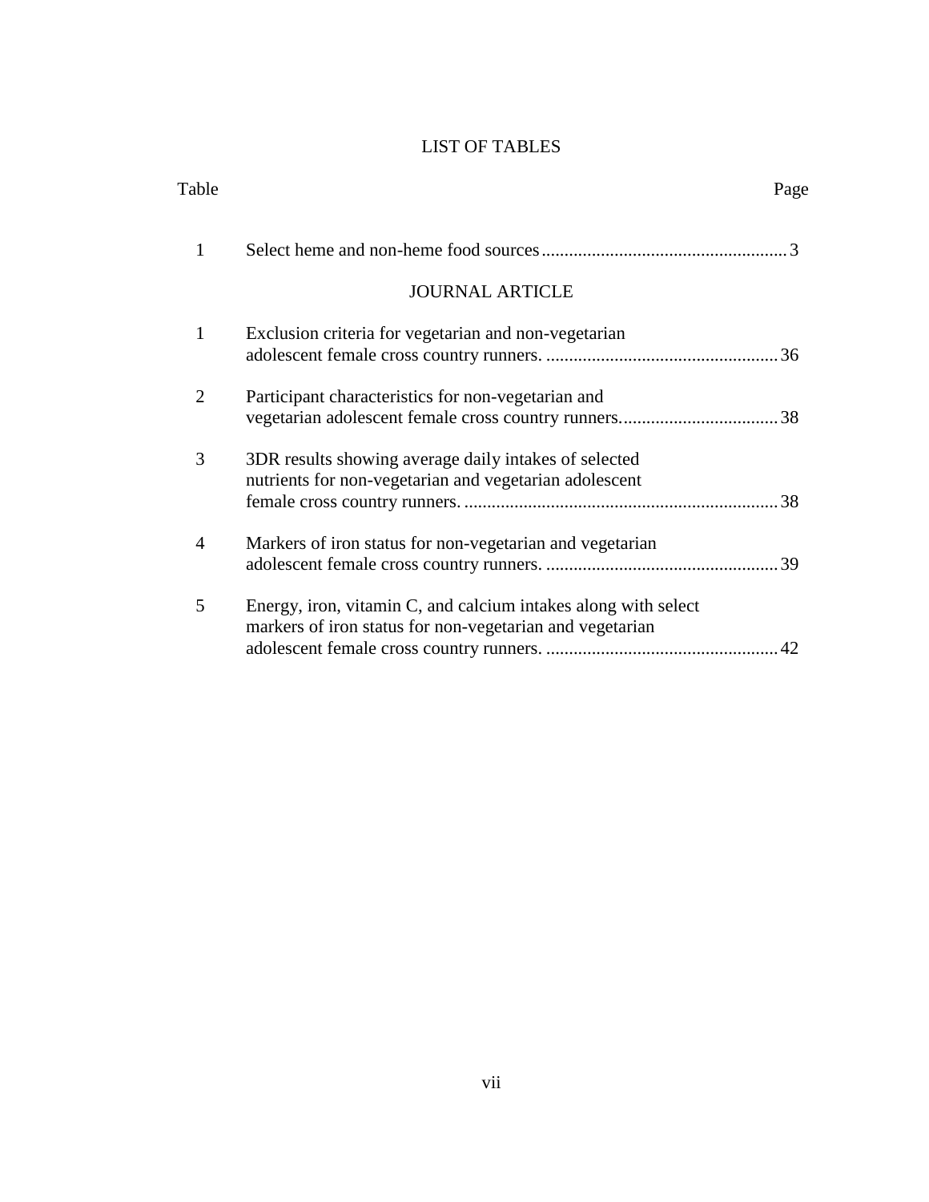# LIST OF TABLES

| Table | | Page |
|---|---|---|
| 1 | Select heme and non-heme food sources | 3 |
| | JOURNAL ARTICLE | |
| 1 | Exclusion criteria for vegetarian and non-vegetarian adolescent female cross country runners. | 36 |
| 2 | Participant characteristics for non-vegetarian and vegetarian adolescent female cross country runners. | 38 |
| 3 | 3DR results showing average daily intakes of selected nutrients for non-vegetarian and vegetarian adolescent female cross country runners. | 38 |
| 4 | Markers of iron status for non-vegetarian and vegetarian adolescent female cross country runners. | 39 |
| 5 | Energy, iron, vitamin C, and calcium intakes along with select markers of iron status for non-vegetarian and vegetarian adolescent female cross country runners. | 42 |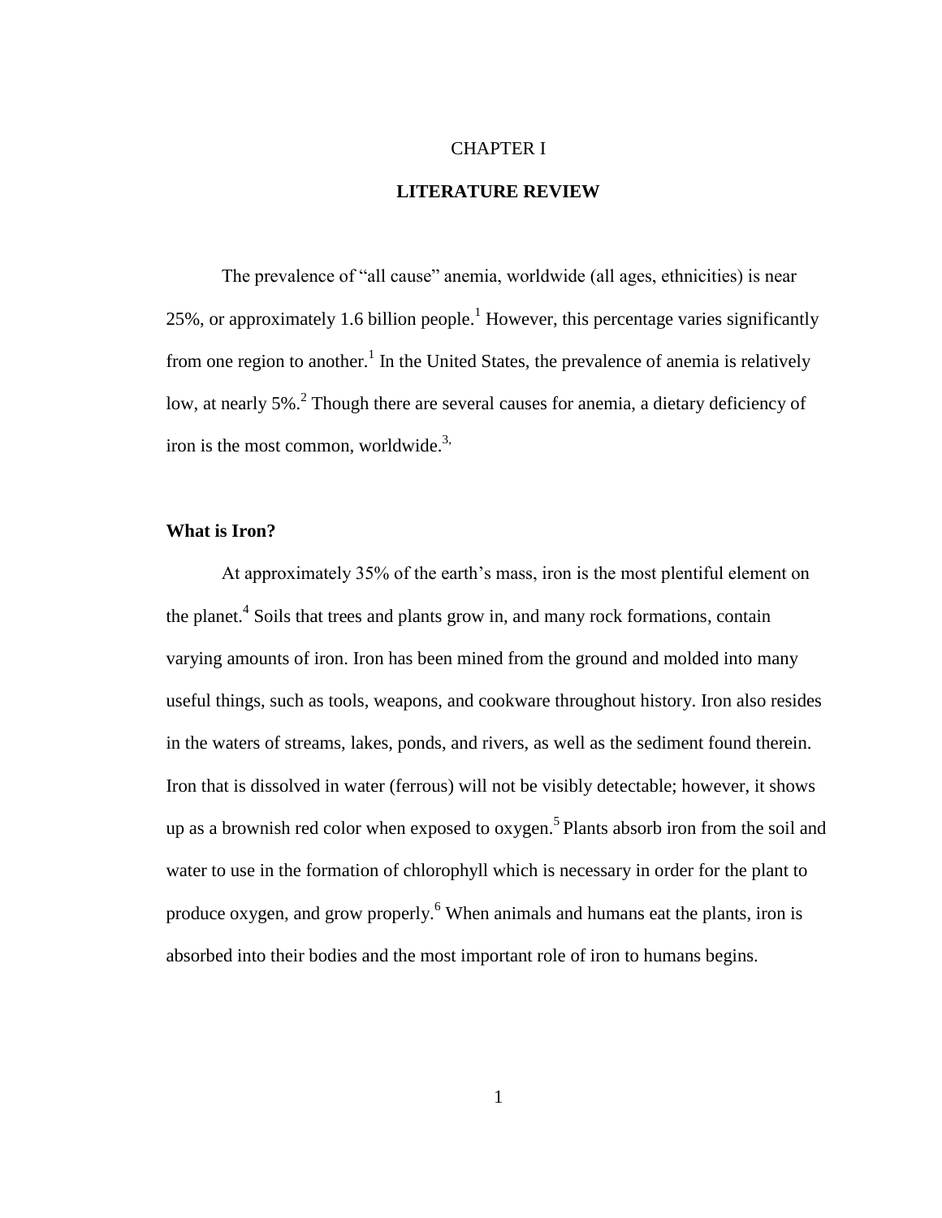# CHAPTER I

## LITERATURE REVIEW

The prevalence of “all cause” anemia, worldwide (all ages, ethnicities) is near 25%, or approximately 1.6 billion people.[1] However, this percentage varies significantly from one region to another.[1] In the United States, the prevalence of anemia is relatively low, at nearly 5%.[2] Though there are several causes for anemia, a dietary deficiency of iron is the most common, worldwide.[3,]

### What is Iron?

At approximately 35% of the earth’s mass, iron is the most plentiful element on the planet.[4] Soils that trees and plants grow in, and many rock formations, contain varying amounts of iron. Iron has been mined from the ground and molded into many useful things, such as tools, weapons, and cookware throughout history. Iron also resides in the waters of streams, lakes, ponds, and rivers, as well as the sediment found therein. Iron that is dissolved in water (ferrous) will not be visibly detectable; however, it shows up as a brownish red color when exposed to oxygen.[5] Plants absorb iron from the soil and water to use in the formation of chlorophyll which is necessary in order for the plant to produce oxygen, and grow properly.[6] When animals and humans eat the plants, iron is absorbed into their bodies and the most important role of iron to humans begins.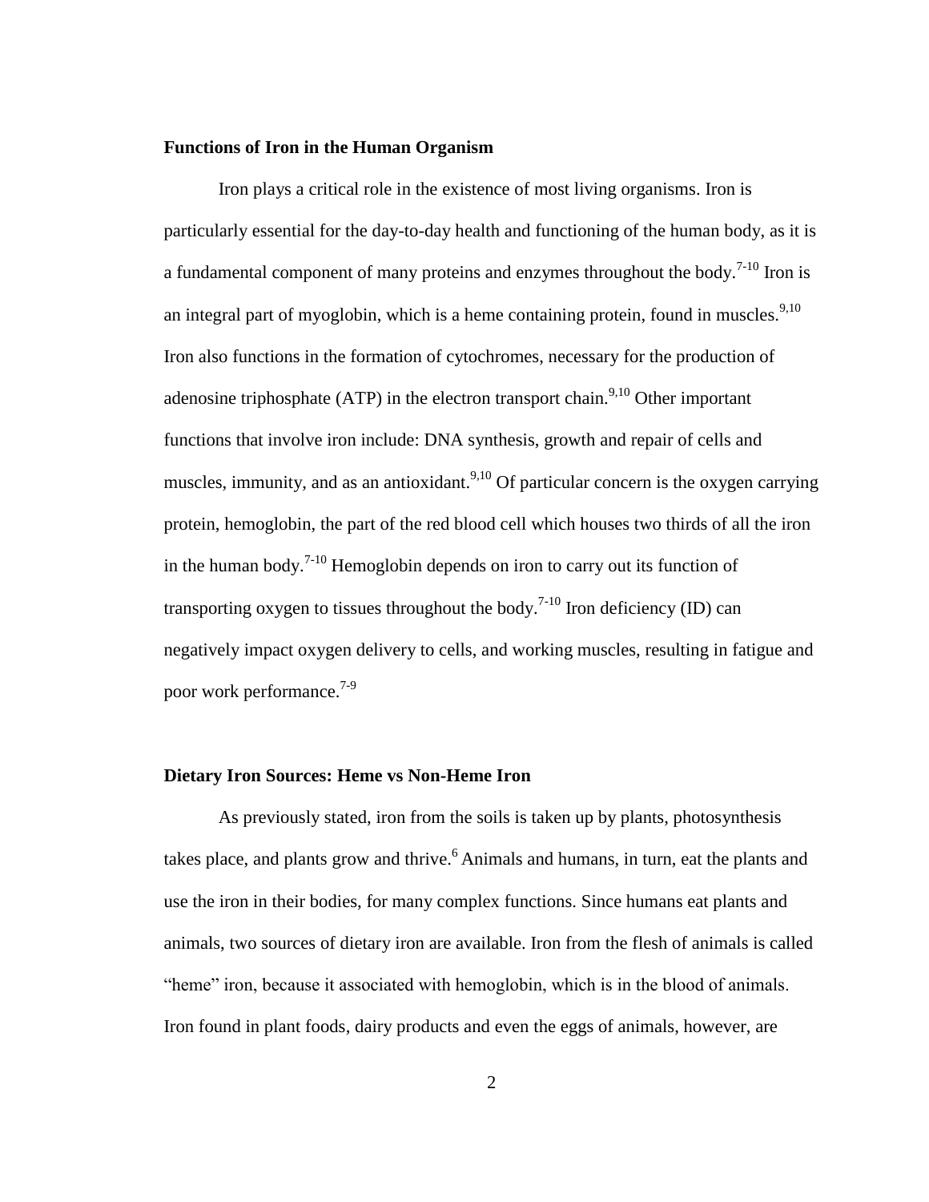**Functions of Iron in the Human Organism**

Iron plays a critical role in the existence of most living organisms. Iron is particularly essential for the day-to-day health and functioning of the human body, as it is a fundamental component of many proteins and enzymes throughout the body.[7-10] Iron is an integral part of myoglobin, which is a heme containing protein, found in muscles.[9,10] Iron also functions in the formation of cytochromes, necessary for the production of adenosine triphosphate (ATP) in the electron transport chain.[9,10] Other important functions that involve iron include: DNA synthesis, growth and repair of cells and muscles, immunity, and as an antioxidant.[9,10] Of particular concern is the oxygen carrying protein, hemoglobin, the part of the red blood cell which houses two thirds of all the iron in the human body.[7-10] Hemoglobin depends on iron to carry out its function of transporting oxygen to tissues throughout the body.[7-10] Iron deficiency (ID) can negatively impact oxygen delivery to cells, and working muscles, resulting in fatigue and poor work performance.[7-9]

**Dietary Iron Sources: Heme vs Non-Heme Iron**

As previously stated, iron from the soils is taken up by plants, photosynthesis takes place, and plants grow and thrive.[6] Animals and humans, in turn, eat the plants and use the iron in their bodies, for many complex functions. Since humans eat plants and animals, two sources of dietary iron are available. Iron from the flesh of animals is called "heme" iron, because it associated with hemoglobin, which is in the blood of animals. Iron found in plant foods, dairy products and even the eggs of animals, however, are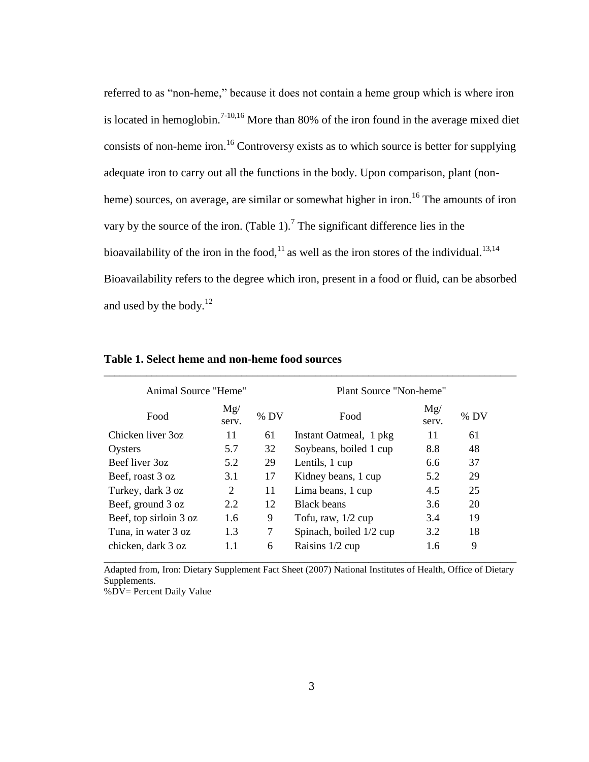referred to as "non-heme," because it does not contain a heme group which is where iron is located in hemoglobin.[7-10,16] More than 80% of the iron found in the average mixed diet consists of non-heme iron.[16] Controversy exists as to which source is better for supplying adequate iron to carry out all the functions in the body. Upon comparison, plant (non-heme) sources, on average, are similar or somewhat higher in iron.[16] The amounts of iron vary by the source of the iron. (Table 1).[7] The significant difference lies in the bioavailability of the iron in the food,[11] as well as the iron stores of the individual.[13,14] Bioavailability refers to the degree which iron, present in a food or fluid, can be absorbed and used by the body.[12]

**Table 1. Select heme and non-heme food sources**

| Animal Source "Heme" | | | Plant Source "Non-heme" | | |
|---|---|---|---|---|---|
| Food | Mg/ serv. | % DV | Food | Mg/ serv. | % DV |
| Chicken liver 3oz | 11 | 61 | Instant Oatmeal, 1 pkg | 11 | 61 |
| Oysters | 5.7 | 32 | Soybeans, boiled 1 cup | 8.8 | 48 |
| Beef liver 3oz | 5.2 | 29 | Lentils, 1 cup | 6.6 | 37 |
| Beef, roast 3 oz | 3.1 | 17 | Kidney beans, 1 cup | 5.2 | 29 |
| Turkey, dark 3 oz | 2 | 11 | Lima beans, 1 cup | 4.5 | 25 |
| Beef, ground 3 oz | 2.2 | 12 | Black beans | 3.6 | 20 |
| Beef, top sirloin 3 oz | 1.6 | 9 | Tofu, raw, 1/2 cup | 3.4 | 19 |
| Tuna, in water 3 oz | 1.3 | 7 | Spinach, boiled 1/2 cup | 3.2 | 18 |
| chicken, dark 3 oz | 1.1 | 6 | Raisins 1/2 cup | 1.6 | 9 |

Adapted from, Iron: Dietary Supplement Fact Sheet (2007) National Institutes of Health, Office of Dietary Supplements.
%DV= Percent Daily Value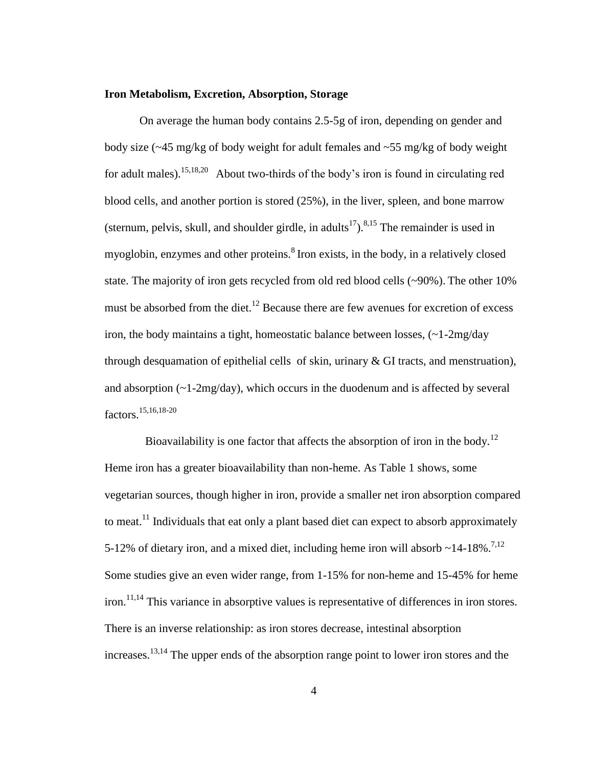**Iron Metabolism, Excretion, Absorption, Storage**

On average the human body contains 2.5-5g of iron, depending on gender and body size (~45 mg/kg of body weight for adult females and ~55 mg/kg of body weight for adult males).[15,18,20] About two-thirds of the body's iron is found in circulating red blood cells, and another portion is stored (25%), in the liver, spleen, and bone marrow (sternum, pelvis, skull, and shoulder girdle, in adults[17]).[8,15] The remainder is used in myoglobin, enzymes and other proteins.[8] Iron exists, in the body, in a relatively closed state. The majority of iron gets recycled from old red blood cells (~90%). The other 10% must be absorbed from the diet.[12] Because there are few avenues for excretion of excess iron, the body maintains a tight, homeostatic balance between losses, (~1-2mg/day through desquamation of epithelial cells of skin, urinary & GI tracts, and menstruation), and absorption (~1-2mg/day), which occurs in the duodenum and is affected by several factors.[15,16,18-20]

Bioavailability is one factor that affects the absorption of iron in the body.[12] Heme iron has a greater bioavailability than non-heme. As Table 1 shows, some vegetarian sources, though higher in iron, provide a smaller net iron absorption compared to meat.[11] Individuals that eat only a plant based diet can expect to absorb approximately 5-12% of dietary iron, and a mixed diet, including heme iron will absorb ~14-18%.[7,12] Some studies give an even wider range, from 1-15% for non-heme and 15-45% for heme iron.[11,14] This variance in absorptive values is representative of differences in iron stores. There is an inverse relationship: as iron stores decrease, intestinal absorption increases.[13,14] The upper ends of the absorption range point to lower iron stores and the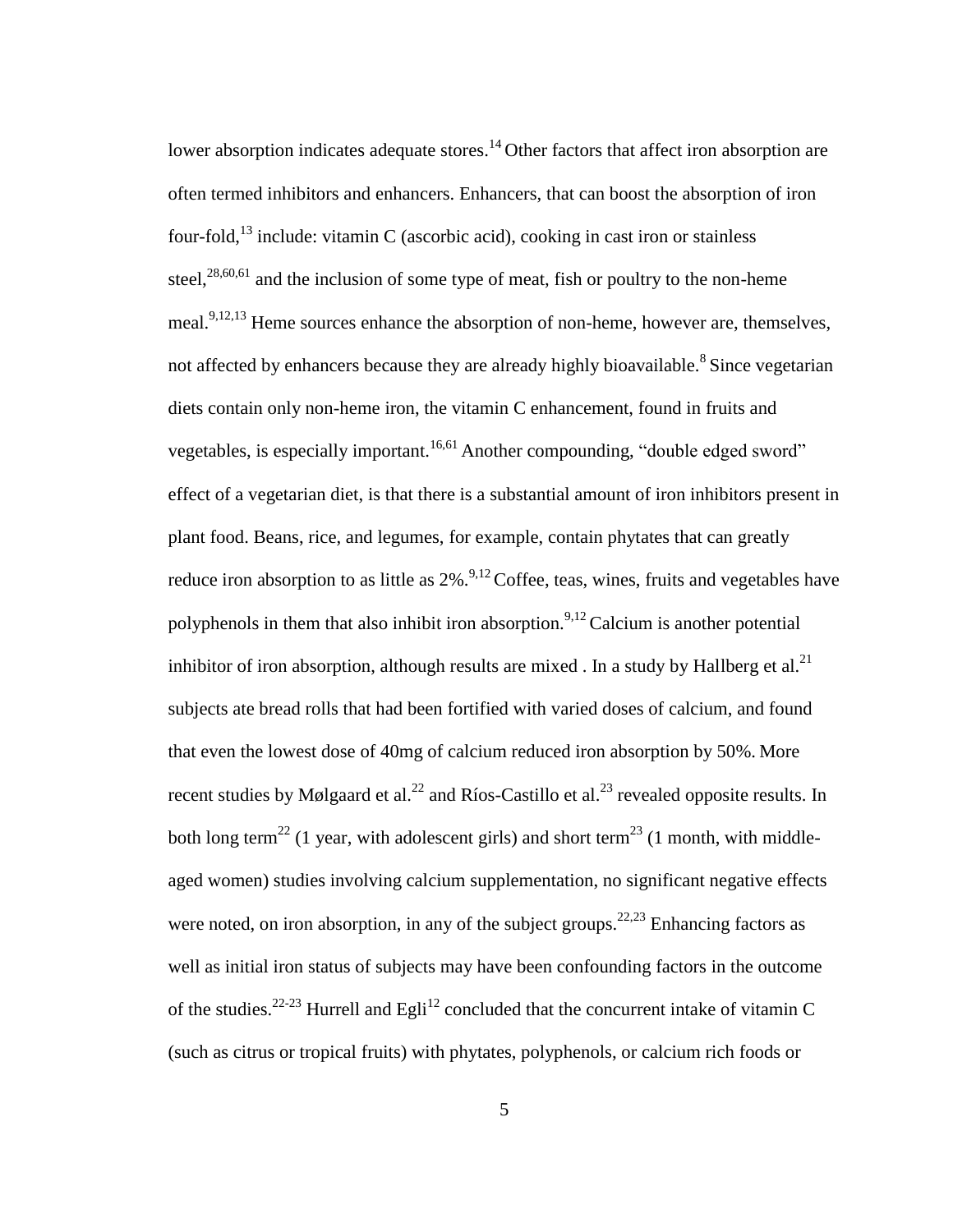lower absorption indicates adequate stores.[14] Other factors that affect iron absorption are often termed inhibitors and enhancers. Enhancers, that can boost the absorption of iron four-fold,[13] include: vitamin C (ascorbic acid), cooking in cast iron or stainless steel,[28,60,61] and the inclusion of some type of meat, fish or poultry to the non-heme meal.[9,12,13] Heme sources enhance the absorption of non-heme, however are, themselves, not affected by enhancers because they are already highly bioavailable.[8] Since vegetarian diets contain only non-heme iron, the vitamin C enhancement, found in fruits and vegetables, is especially important.[16,61] Another compounding, "double edged sword" effect of a vegetarian diet, is that there is a substantial amount of iron inhibitors present in plant food. Beans, rice, and legumes, for example, contain phytates that can greatly reduce iron absorption to as little as 2%.[9,12] Coffee, teas, wines, fruits and vegetables have polyphenols in them that also inhibit iron absorption.[9,12] Calcium is another potential inhibitor of iron absorption, although results are mixed . In a study by Hallberg et al.[21] subjects ate bread rolls that had been fortified with varied doses of calcium, and found that even the lowest dose of 40mg of calcium reduced iron absorption by 50%. More recent studies by Mølgaard et al.[22] and Ríos-Castillo et al.[23] revealed opposite results. In both long term[22] (1 year, with adolescent girls) and short term[23] (1 month, with middle-aged women) studies involving calcium supplementation, no significant negative effects were noted, on iron absorption, in any of the subject groups.[22,23] Enhancing factors as well as initial iron status of subjects may have been confounding factors in the outcome of the studies.[22-23] Hurrell and Egli[12] concluded that the concurrent intake of vitamin C (such as citrus or tropical fruits) with phytates, polyphenols, or calcium rich foods or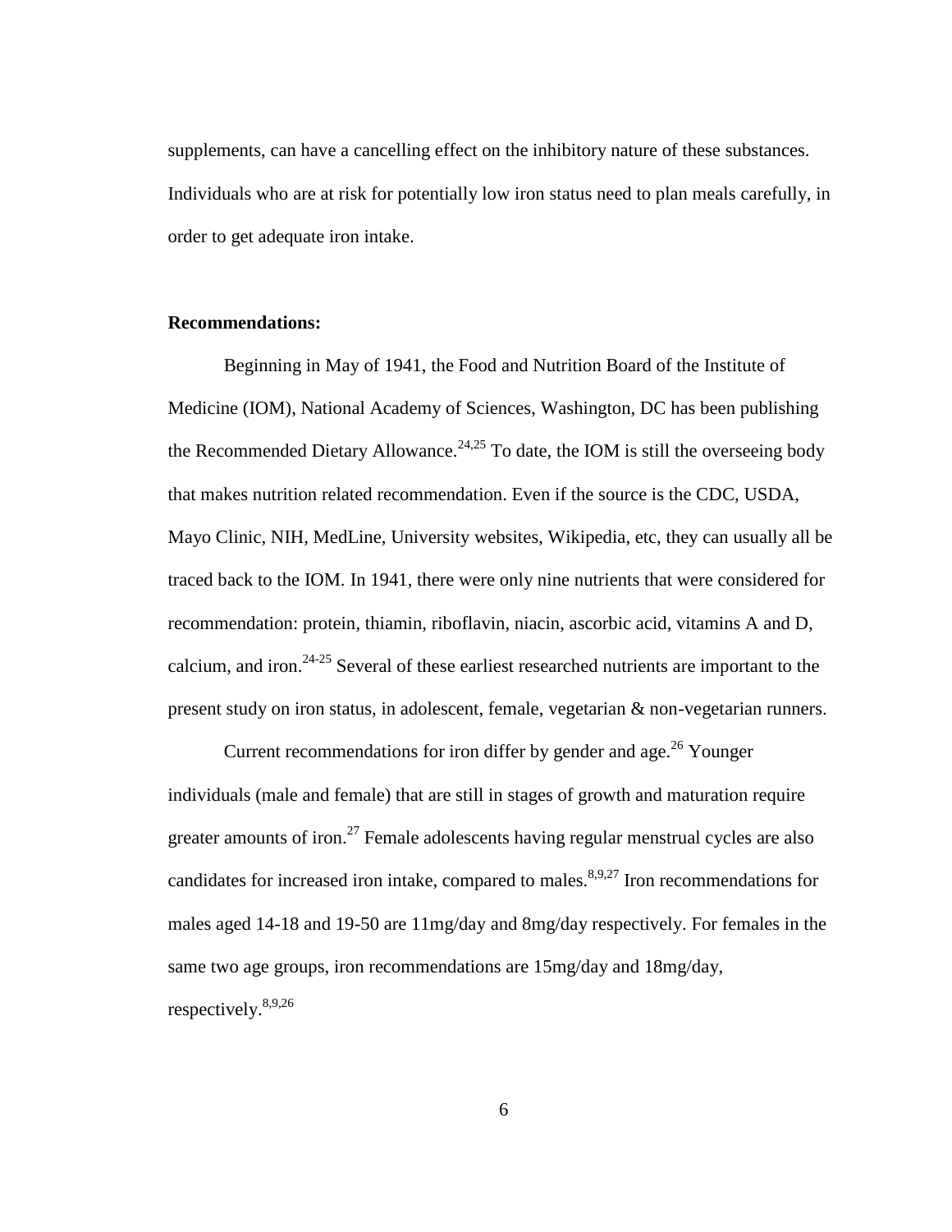supplements, can have a cancelling effect on the inhibitory nature of these substances. Individuals who are at risk for potentially low iron status need to plan meals carefully, in order to get adequate iron intake.

**Recommendations:**

Beginning in May of 1941, the Food and Nutrition Board of the Institute of Medicine (IOM), National Academy of Sciences, Washington, DC has been publishing the Recommended Dietary Allowance.[24,25] To date, the IOM is still the overseeing body that makes nutrition related recommendation. Even if the source is the CDC, USDA, Mayo Clinic, NIH, MedLine, University websites, Wikipedia, etc, they can usually all be traced back to the IOM. In 1941, there were only nine nutrients that were considered for recommendation: protein, thiamin, riboflavin, niacin, ascorbic acid, vitamins A and D, calcium, and iron.[24-25] Several of these earliest researched nutrients are important to the present study on iron status, in adolescent, female, vegetarian & non-vegetarian runners.

Current recommendations for iron differ by gender and age.[26] Younger individuals (male and female) that are still in stages of growth and maturation require greater amounts of iron.[27] Female adolescents having regular menstrual cycles are also candidates for increased iron intake, compared to males.[8,9,27] Iron recommendations for males aged 14-18 and 19-50 are 11mg/day and 8mg/day respectively. For females in the same two age groups, iron recommendations are 15mg/day and 18mg/day, respectively.[8,9,26]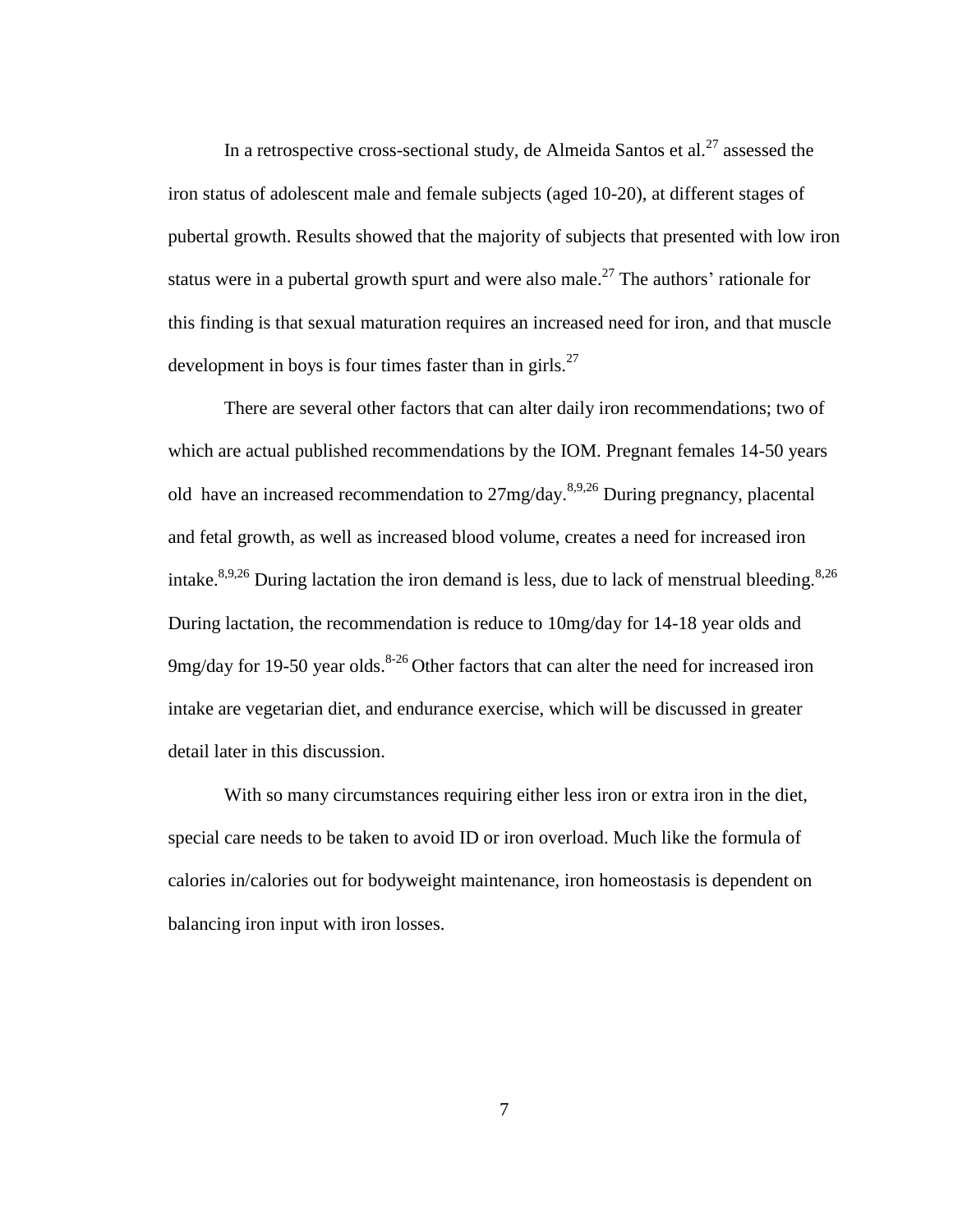In a retrospective cross-sectional study, de Almeida Santos et al.[27] assessed the iron status of adolescent male and female subjects (aged 10-20), at different stages of pubertal growth. Results showed that the majority of subjects that presented with low iron status were in a pubertal growth spurt and were also male.[27] The authors' rationale for this finding is that sexual maturation requires an increased need for iron, and that muscle development in boys is four times faster than in girls.[27]

There are several other factors that can alter daily iron recommendations; two of which are actual published recommendations by the IOM. Pregnant females 14-50 years old have an increased recommendation to 27mg/day.[8,9,26] During pregnancy, placental and fetal growth, as well as increased blood volume, creates a need for increased iron intake.[8,9,26] During lactation the iron demand is less, due to lack of menstrual bleeding.[8,26] During lactation, the recommendation is reduce to 10mg/day for 14-18 year olds and 9mg/day for 19-50 year olds.[8-26] Other factors that can alter the need for increased iron intake are vegetarian diet, and endurance exercise, which will be discussed in greater detail later in this discussion.

With so many circumstances requiring either less iron or extra iron in the diet, special care needs to be taken to avoid ID or iron overload. Much like the formula of calories in/calories out for bodyweight maintenance, iron homeostasis is dependent on balancing iron input with iron losses.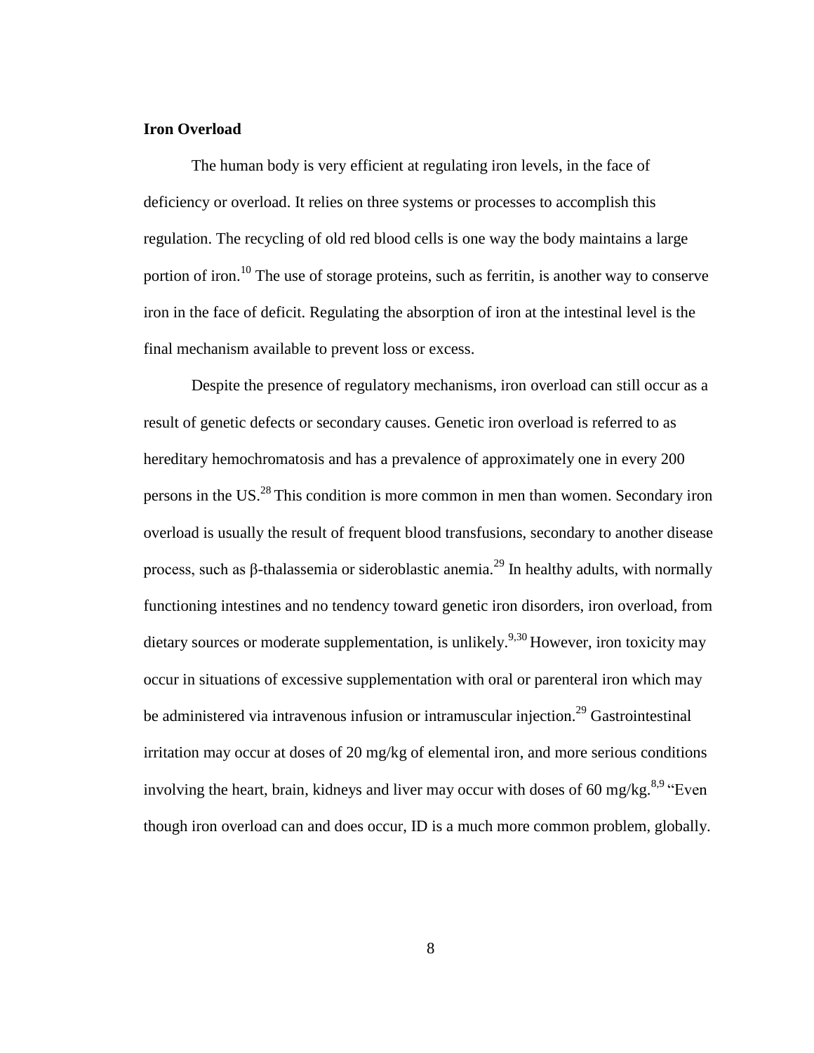**Iron Overload**

The human body is very efficient at regulating iron levels, in the face of deficiency or overload. It relies on three systems or processes to accomplish this regulation. The recycling of old red blood cells is one way the body maintains a large portion of iron.[10] The use of storage proteins, such as ferritin, is another way to conserve iron in the face of deficit. Regulating the absorption of iron at the intestinal level is the final mechanism available to prevent loss or excess.

Despite the presence of regulatory mechanisms, iron overload can still occur as a result of genetic defects or secondary causes. Genetic iron overload is referred to as hereditary hemochromatosis and has a prevalence of approximately one in every 200 persons in the US.[28] This condition is more common in men than women. Secondary iron overload is usually the result of frequent blood transfusions, secondary to another disease process, such as β-thalassemia or sideroblastic anemia.[29] In healthy adults, with normally functioning intestines and no tendency toward genetic iron disorders, iron overload, from dietary sources or moderate supplementation, is unlikely.[9,30] However, iron toxicity may occur in situations of excessive supplementation with oral or parenteral iron which may be administered via intravenous infusion or intramuscular injection.[29] Gastrointestinal irritation may occur at doses of 20 mg/kg of elemental iron, and more serious conditions involving the heart, brain, kidneys and liver may occur with doses of 60 mg/kg.[8,9] "Even though iron overload can and does occur, ID is a much more common problem, globally.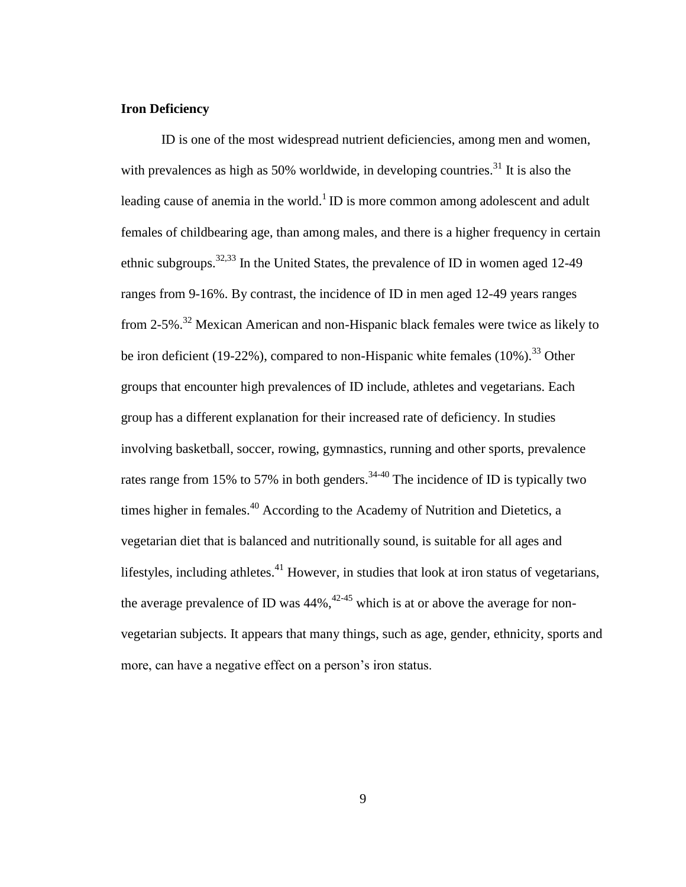**Iron Deficiency**

ID is one of the most widespread nutrient deficiencies, among men and women, with prevalences as high as 50% worldwide, in developing countries.[31] It is also the leading cause of anemia in the world.[1] ID is more common among adolescent and adult females of childbearing age, than among males, and there is a higher frequency in certain ethnic subgroups.[32,33] In the United States, the prevalence of ID in women aged 12-49 ranges from 9-16%. By contrast, the incidence of ID in men aged 12-49 years ranges from 2-5%.[32] Mexican American and non-Hispanic black females were twice as likely to be iron deficient (19-22%), compared to non-Hispanic white females (10%).[33] Other groups that encounter high prevalences of ID include, athletes and vegetarians. Each group has a different explanation for their increased rate of deficiency. In studies involving basketball, soccer, rowing, gymnastics, running and other sports, prevalence rates range from 15% to 57% in both genders.[34-40] The incidence of ID is typically two times higher in females.[40] According to the Academy of Nutrition and Dietetics, a vegetarian diet that is balanced and nutritionally sound, is suitable for all ages and lifestyles, including athletes.[41] However, in studies that look at iron status of vegetarians, the average prevalence of ID was 44%,[42-45] which is at or above the average for non-vegetarian subjects. It appears that many things, such as age, gender, ethnicity, sports and more, can have a negative effect on a person's iron status.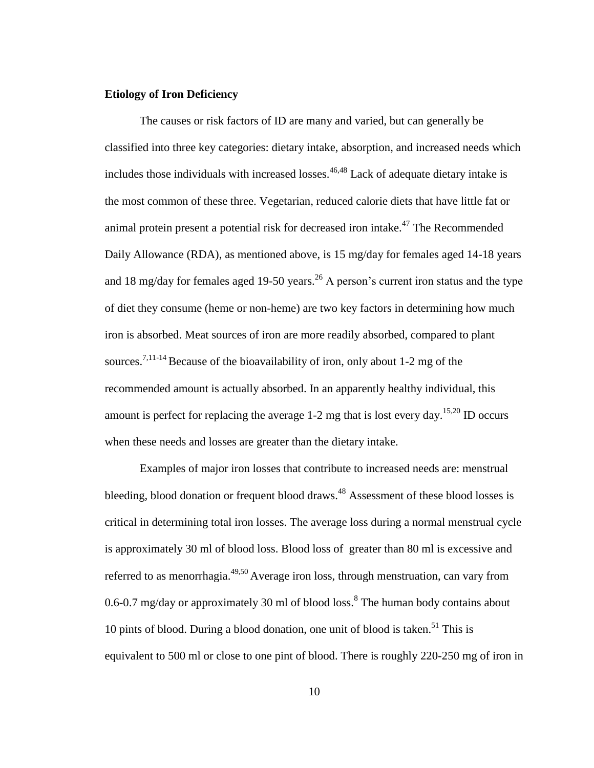**Etiology of Iron Deficiency**

The causes or risk factors of ID are many and varied, but can generally be classified into three key categories: dietary intake, absorption, and increased needs which includes those individuals with increased losses.[46,48] Lack of adequate dietary intake is the most common of these three. Vegetarian, reduced calorie diets that have little fat or animal protein present a potential risk for decreased iron intake.[47] The Recommended Daily Allowance (RDA), as mentioned above, is 15 mg/day for females aged 14-18 years and 18 mg/day for females aged 19-50 years.[26] A person's current iron status and the type of diet they consume (heme or non-heme) are two key factors in determining how much iron is absorbed. Meat sources of iron are more readily absorbed, compared to plant sources.[7,11-14] Because of the bioavailability of iron, only about 1-2 mg of the recommended amount is actually absorbed. In an apparently healthy individual, this amount is perfect for replacing the average 1-2 mg that is lost every day.[15,20] ID occurs when these needs and losses are greater than the dietary intake.

Examples of major iron losses that contribute to increased needs are: menstrual bleeding, blood donation or frequent blood draws.[48] Assessment of these blood losses is critical in determining total iron losses. The average loss during a normal menstrual cycle is approximately 30 ml of blood loss. Blood loss of greater than 80 ml is excessive and referred to as menorrhagia.[49,50] Average iron loss, through menstruation, can vary from 0.6-0.7 mg/day or approximately 30 ml of blood loss.[8] The human body contains about 10 pints of blood. During a blood donation, one unit of blood is taken.[51] This is equivalent to 500 ml or close to one pint of blood. There is roughly 220-250 mg of iron in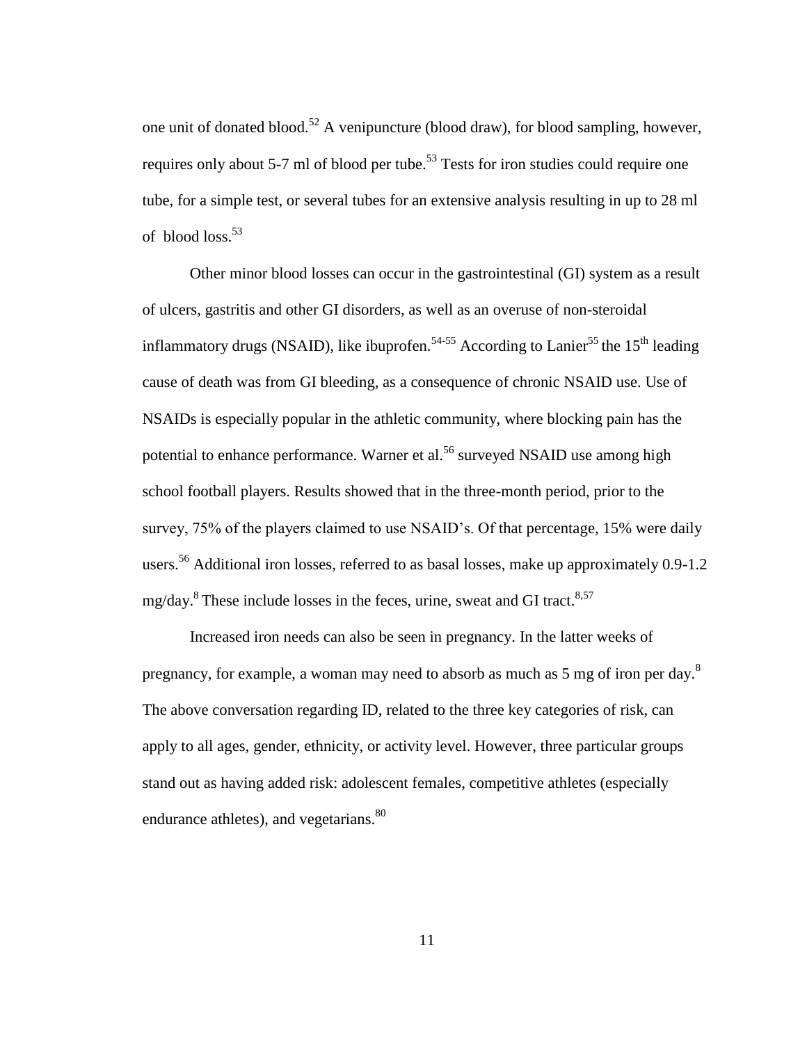one unit of donated blood.[52] A venipuncture (blood draw), for blood sampling, however, requires only about 5-7 ml of blood per tube.[53] Tests for iron studies could require one tube, for a simple test, or several tubes for an extensive analysis resulting in up to 28 ml of blood loss.[53]

Other minor blood losses can occur in the gastrointestinal (GI) system as a result of ulcers, gastritis and other GI disorders, as well as an overuse of non-steroidal inflammatory drugs (NSAID), like ibuprofen.[54-55] According to Lanier[55] the 15th leading cause of death was from GI bleeding, as a consequence of chronic NSAID use. Use of NSAIDs is especially popular in the athletic community, where blocking pain has the potential to enhance performance. Warner et al.[56] surveyed NSAID use among high school football players. Results showed that in the three-month period, prior to the survey, 75% of the players claimed to use NSAID's. Of that percentage, 15% were daily users.[56] Additional iron losses, referred to as basal losses, make up approximately 0.9-1.2 mg/day.[8] These include losses in the feces, urine, sweat and GI tract.[8,57]

Increased iron needs can also be seen in pregnancy. In the latter weeks of pregnancy, for example, a woman may need to absorb as much as 5 mg of iron per day.[8] The above conversation regarding ID, related to the three key categories of risk, can apply to all ages, gender, ethnicity, or activity level. However, three particular groups stand out as having added risk: adolescent females, competitive athletes (especially endurance athletes), and vegetarians.[80]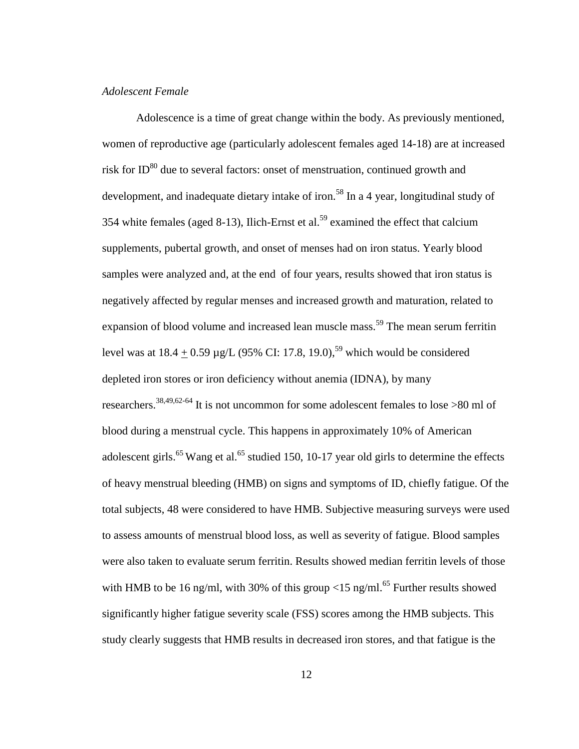*Adolescent Female*

Adolescence is a time of great change within the body. As previously mentioned, women of reproductive age (particularly adolescent females aged 14-18) are at increased risk for ID[80] due to several factors: onset of menstruation, continued growth and development, and inadequate dietary intake of iron.[58] In a 4 year, longitudinal study of 354 white females (aged 8-13), Ilich-Ernst et al.[59] examined the effect that calcium supplements, pubertal growth, and onset of menses had on iron status. Yearly blood samples were analyzed and, at the end of four years, results showed that iron status is negatively affected by regular menses and increased growth and maturation, related to expansion of blood volume and increased lean muscle mass.[59] The mean serum ferritin level was at $18.4 \pm 0.59$ µg/L (95% CI: 17.8, 19.0),[59] which would be considered depleted iron stores or iron deficiency without anemia (IDNA), by many researchers.[38,49,62-64] It is not uncommon for some adolescent females to lose >80 ml of blood during a menstrual cycle. This happens in approximately 10% of American adolescent girls.[65] Wang et al.[65] studied 150, 10-17 year old girls to determine the effects of heavy menstrual bleeding (HMB) on signs and symptoms of ID, chiefly fatigue. Of the total subjects, 48 were considered to have HMB. Subjective measuring surveys were used to assess amounts of menstrual blood loss, as well as severity of fatigue. Blood samples were also taken to evaluate serum ferritin. Results showed median ferritin levels of those with HMB to be 16 ng/ml, with 30% of this group <15 ng/ml.[65] Further results showed significantly higher fatigue severity scale (FSS) scores among the HMB subjects. This study clearly suggests that HMB results in decreased iron stores, and that fatigue is the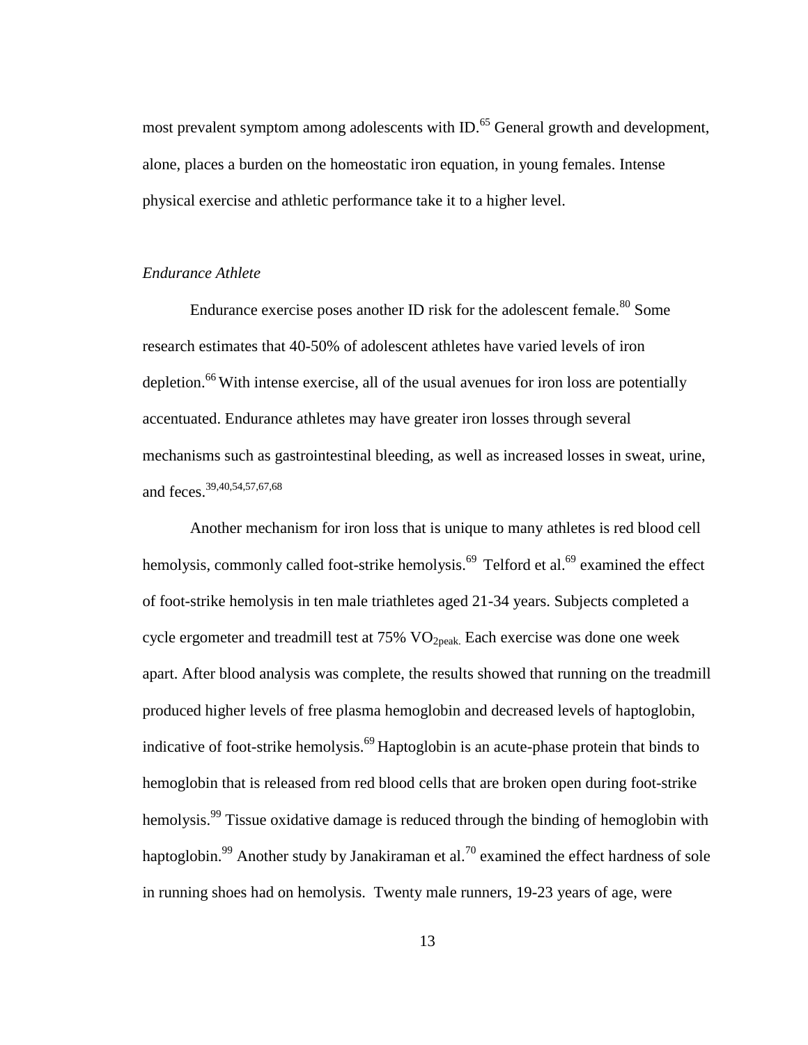most prevalent symptom among adolescents with ID.[65] General growth and development, alone, places a burden on the homeostatic iron equation, in young females. Intense physical exercise and athletic performance take it to a higher level.

### *Endurance Athlete*

Endurance exercise poses another ID risk for the adolescent female.[80] Some research estimates that 40-50% of adolescent athletes have varied levels of iron depletion.[66] With intense exercise, all of the usual avenues for iron loss are potentially accentuated. Endurance athletes may have greater iron losses through several mechanisms such as gastrointestinal bleeding, as well as increased losses in sweat, urine, and feces.[39,40,54,57,67,68]

Another mechanism for iron loss that is unique to many athletes is red blood cell hemolysis, commonly called foot-strike hemolysis.[69] Telford et al.[69] examined the effect of foot-strike hemolysis in ten male triathletes aged 21-34 years. Subjects completed a cycle ergometer and treadmill test at 75% $VO_{2peak.}$ Each exercise was done one week apart. After blood analysis was complete, the results showed that running on the treadmill produced higher levels of free plasma hemoglobin and decreased levels of haptoglobin, indicative of foot-strike hemolysis.[69] Haptoglobin is an acute-phase protein that binds to hemoglobin that is released from red blood cells that are broken open during foot-strike hemolysis.[99] Tissue oxidative damage is reduced through the binding of hemoglobin with haptoglobin.[99] Another study by Janakiraman et al.[70] examined the effect hardness of sole in running shoes had on hemolysis. Twenty male runners, 19-23 years of age, were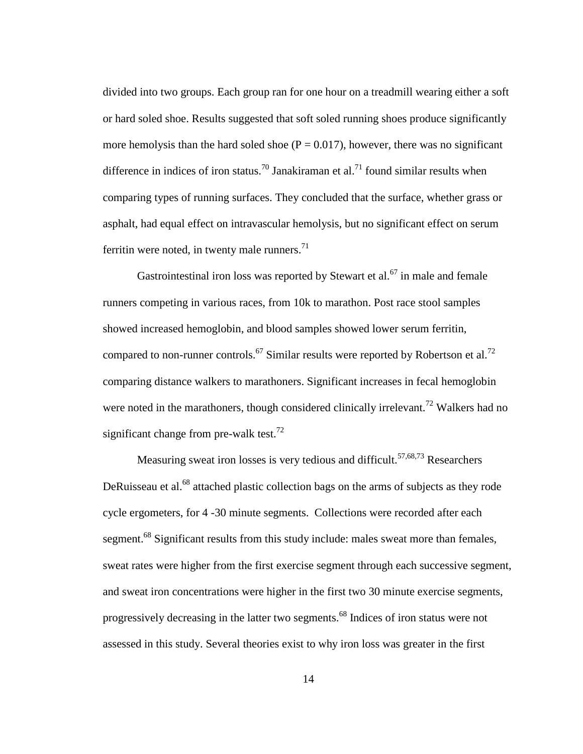divided into two groups. Each group ran for one hour on a treadmill wearing either a soft or hard soled shoe. Results suggested that soft soled running shoes produce significantly more hemolysis than the hard soled shoe ($P = 0.017$), however, there was no significant difference in indices of iron status.[70] Janakiraman et al.[71] found similar results when comparing types of running surfaces. They concluded that the surface, whether grass or asphalt, had equal effect on intravascular hemolysis, but no significant effect on serum ferritin were noted, in twenty male runners.[71]

Gastrointestinal iron loss was reported by Stewart et al.[67] in male and female runners competing in various races, from 10k to marathon. Post race stool samples showed increased hemoglobin, and blood samples showed lower serum ferritin, compared to non-runner controls.[67] Similar results were reported by Robertson et al.[72] comparing distance walkers to marathoners. Significant increases in fecal hemoglobin were noted in the marathoners, though considered clinically irrelevant.[72] Walkers had no significant change from pre-walk test.[72]

Measuring sweat iron losses is very tedious and difficult.[57,68,73] Researchers DeRuisseau et al.[68] attached plastic collection bags on the arms of subjects as they rode cycle ergometers, for 4 -30 minute segments. Collections were recorded after each segment.[68] Significant results from this study include: males sweat more than females, sweat rates were higher from the first exercise segment through each successive segment, and sweat iron concentrations were higher in the first two 30 minute exercise segments, progressively decreasing in the latter two segments.[68] Indices of iron status were not assessed in this study. Several theories exist to why iron loss was greater in the first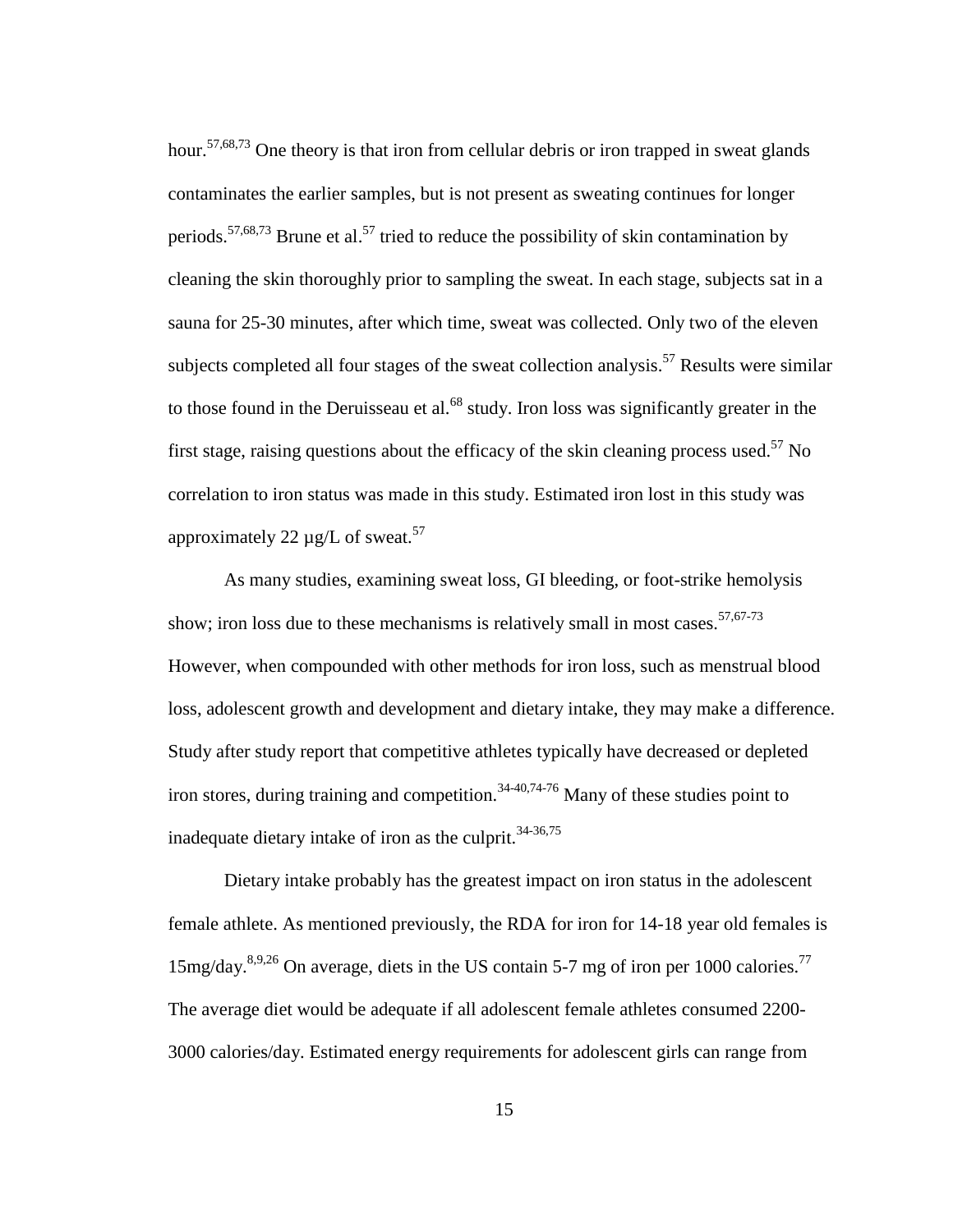hour.[57,68,73] One theory is that iron from cellular debris or iron trapped in sweat glands contaminates the earlier samples, but is not present as sweating continues for longer periods.[57,68,73] Brune et al.[57] tried to reduce the possibility of skin contamination by cleaning the skin thoroughly prior to sampling the sweat. In each stage, subjects sat in a sauna for 25-30 minutes, after which time, sweat was collected. Only two of the eleven subjects completed all four stages of the sweat collection analysis.[57] Results were similar to those found in the Deruisseau et al.[68] study. Iron loss was significantly greater in the first stage, raising questions about the efficacy of the skin cleaning process used.[57] No correlation to iron status was made in this study. Estimated iron lost in this study was approximately 22 µg/L of sweat.[57]

As many studies, examining sweat loss, GI bleeding, or foot-strike hemolysis show; iron loss due to these mechanisms is relatively small in most cases.[57,67-73] However, when compounded with other methods for iron loss, such as menstrual blood loss, adolescent growth and development and dietary intake, they may make a difference. Study after study report that competitive athletes typically have decreased or depleted iron stores, during training and competition.[34-40,74-76] Many of these studies point to inadequate dietary intake of iron as the culprit.[34-36,75]

Dietary intake probably has the greatest impact on iron status in the adolescent female athlete. As mentioned previously, the RDA for iron for 14-18 year old females is 15mg/day.[8,9,26] On average, diets in the US contain 5-7 mg of iron per 1000 calories.[77] The average diet would be adequate if all adolescent female athletes consumed 2200-3000 calories/day. Estimated energy requirements for adolescent girls can range from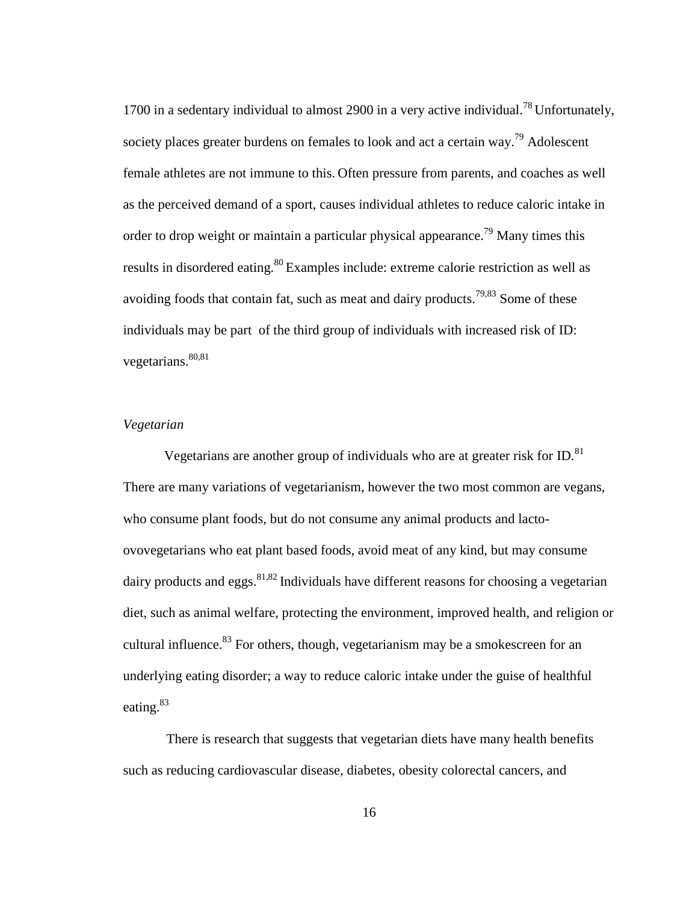1700 in a sedentary individual to almost 2900 in a very active individual.[78] Unfortunately, society places greater burdens on females to look and act a certain way.[79] Adolescent female athletes are not immune to this. Often pressure from parents, and coaches as well as the perceived demand of a sport, causes individual athletes to reduce caloric intake in order to drop weight or maintain a particular physical appearance.[79] Many times this results in disordered eating.[80] Examples include: extreme calorie restriction as well as avoiding foods that contain fat, such as meat and dairy products.[79,83] Some of these individuals may be part of the third group of individuals with increased risk of ID: vegetarians.[80,81]

*Vegetarian*

Vegetarians are another group of individuals who are at greater risk for ID.[81] There are many variations of vegetarianism, however the two most common are vegans, who consume plant foods, but do not consume any animal products and lacto-ovovegetarians who eat plant based foods, avoid meat of any kind, but may consume dairy products and eggs.[81,82] Individuals have different reasons for choosing a vegetarian diet, such as animal welfare, protecting the environment, improved health, and religion or cultural influence.[83] For others, though, vegetarianism may be a smokescreen for an underlying eating disorder; a way to reduce caloric intake under the guise of healthful eating.[83]

There is research that suggests that vegetarian diets have many health benefits such as reducing cardiovascular disease, diabetes, obesity colorectal cancers, and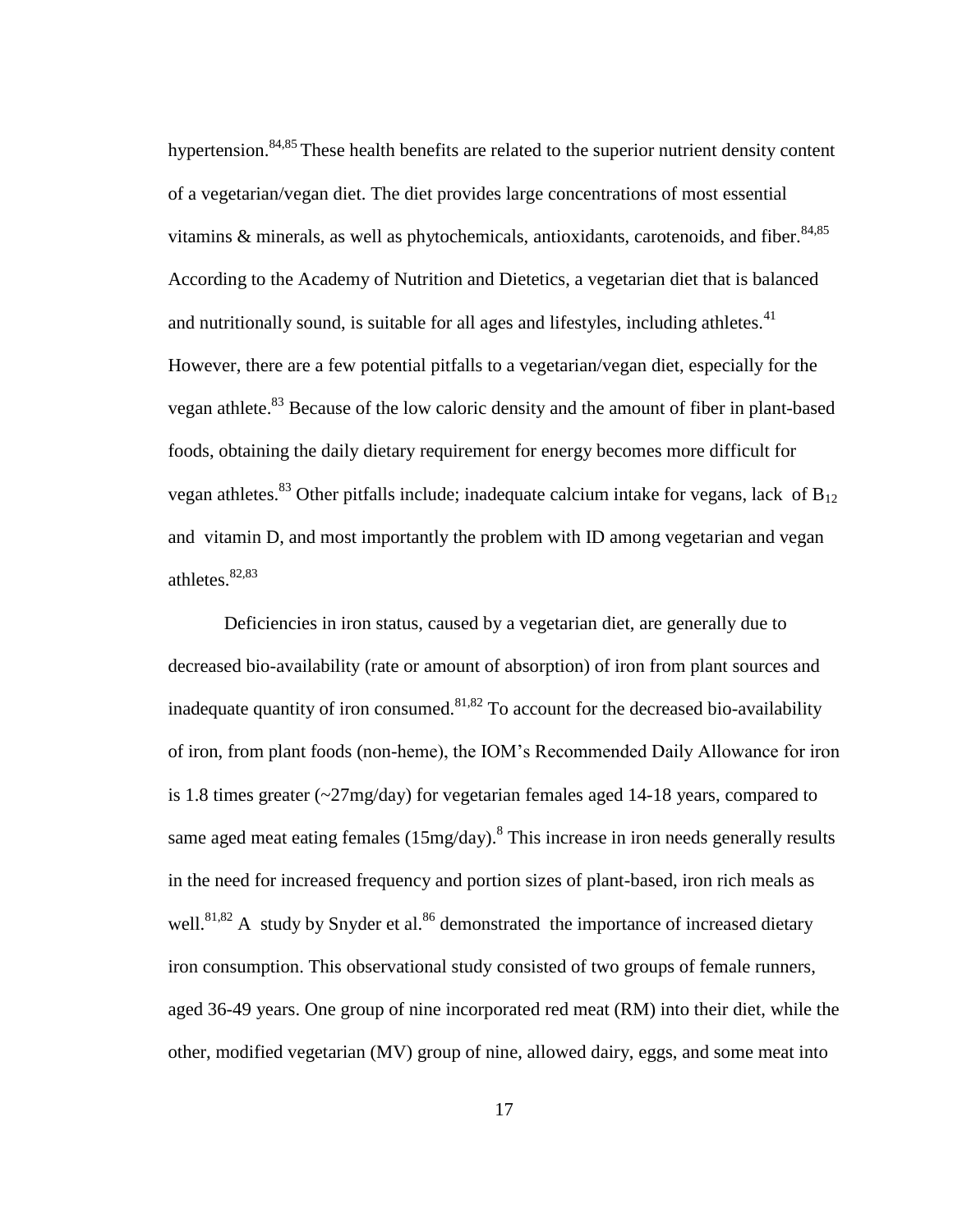hypertension.[84,85] These health benefits are related to the superior nutrient density content of a vegetarian/vegan diet. The diet provides large concentrations of most essential vitamins & minerals, as well as phytochemicals, antioxidants, carotenoids, and fiber.[84,85] According to the Academy of Nutrition and Dietetics, a vegetarian diet that is balanced and nutritionally sound, is suitable for all ages and lifestyles, including athletes.[41] However, there are a few potential pitfalls to a vegetarian/vegan diet, especially for the vegan athlete.[83] Because of the low caloric density and the amount of fiber in plant-based foods, obtaining the daily dietary requirement for energy becomes more difficult for vegan athletes.[83] Other pitfalls include; inadequate calcium intake for vegans, lack of $B_{12}$ and vitamin D, and most importantly the problem with ID among vegetarian and vegan athletes.[82,83]

Deficiencies in iron status, caused by a vegetarian diet, are generally due to decreased bio-availability (rate or amount of absorption) of iron from plant sources and inadequate quantity of iron consumed.[81,82] To account for the decreased bio-availability of iron, from plant foods (non-heme), the IOM's Recommended Daily Allowance for iron is 1.8 times greater (~27mg/day) for vegetarian females aged 14-18 years, compared to same aged meat eating females (15mg/day).[8] This increase in iron needs generally results in the need for increased frequency and portion sizes of plant-based, iron rich meals as well.[81,82] A study by Snyder et al.[86] demonstrated the importance of increased dietary iron consumption. This observational study consisted of two groups of female runners, aged 36-49 years. One group of nine incorporated red meat (RM) into their diet, while the other, modified vegetarian (MV) group of nine, allowed dairy, eggs, and some meat into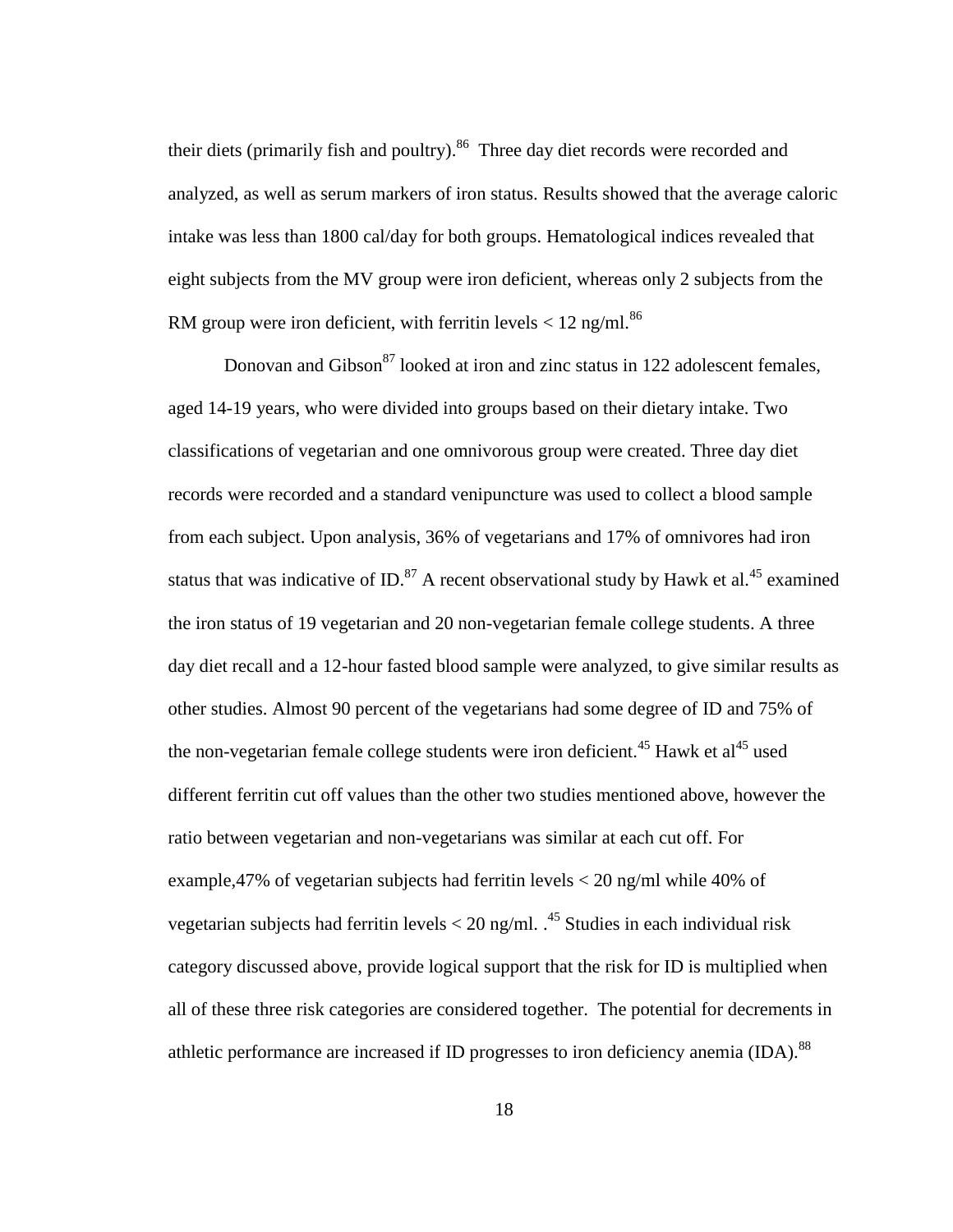their diets (primarily fish and poultry).[86] Three day diet records were recorded and analyzed, as well as serum markers of iron status. Results showed that the average caloric intake was less than 1800 cal/day for both groups. Hematological indices revealed that eight subjects from the MV group were iron deficient, whereas only 2 subjects from the RM group were iron deficient, with ferritin levels < 12 ng/ml.[86]

Donovan and Gibson[87] looked at iron and zinc status in 122 adolescent females, aged 14-19 years, who were divided into groups based on their dietary intake. Two classifications of vegetarian and one omnivorous group were created. Three day diet records were recorded and a standard venipuncture was used to collect a blood sample from each subject. Upon analysis, 36% of vegetarians and 17% of omnivores had iron status that was indicative of ID.[87] A recent observational study by Hawk et al.[45] examined the iron status of 19 vegetarian and 20 non-vegetarian female college students. A three day diet recall and a 12-hour fasted blood sample were analyzed, to give similar results as other studies. Almost 90 percent of the vegetarians had some degree of ID and 75% of the non-vegetarian female college students were iron deficient.[45] Hawk et al[45] used different ferritin cut off values than the other two studies mentioned above, however the ratio between vegetarian and non-vegetarians was similar at each cut off. For example,47% of vegetarian subjects had ferritin levels < 20 ng/ml while 40% of vegetarian subjects had ferritin levels < 20 ng/ml. .[45] Studies in each individual risk category discussed above, provide logical support that the risk for ID is multiplied when all of these three risk categories are considered together. The potential for decrements in athletic performance are increased if ID progresses to iron deficiency anemia (IDA).[88]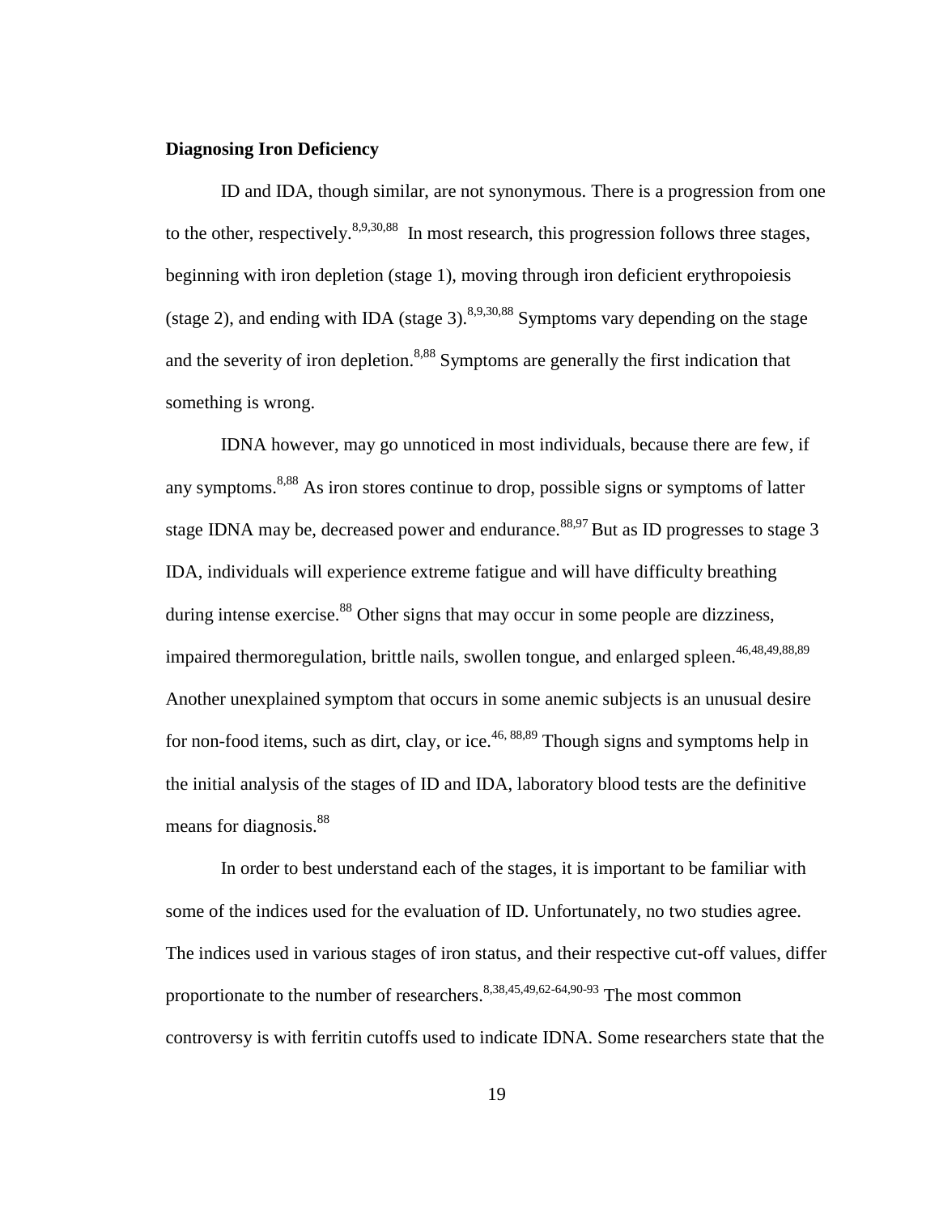**Diagnosing Iron Deficiency**

ID and IDA, though similar, are not synonymous. There is a progression from one to the other, respectively.[8,9,30,88] In most research, this progression follows three stages, beginning with iron depletion (stage 1), moving through iron deficient erythropoiesis (stage 2), and ending with IDA (stage 3).[8,9,30,88] Symptoms vary depending on the stage and the severity of iron depletion.[8,88] Symptoms are generally the first indication that something is wrong.

IDNA however, may go unnoticed in most individuals, because there are few, if any symptoms.[8,88] As iron stores continue to drop, possible signs or symptoms of latter stage IDNA may be, decreased power and endurance.[88,97] But as ID progresses to stage 3 IDA, individuals will experience extreme fatigue and will have difficulty breathing during intense exercise.[88] Other signs that may occur in some people are dizziness, impaired thermoregulation, brittle nails, swollen tongue, and enlarged spleen.[46,48,49,88,89] Another unexplained symptom that occurs in some anemic subjects is an unusual desire for non-food items, such as dirt, clay, or ice.[46, 88,89] Though signs and symptoms help in the initial analysis of the stages of ID and IDA, laboratory blood tests are the definitive means for diagnosis.[88]

In order to best understand each of the stages, it is important to be familiar with some of the indices used for the evaluation of ID. Unfortunately, no two studies agree. The indices used in various stages of iron status, and their respective cut-off values, differ proportionate to the number of researchers.[8,38,45,49,62-64,90-93] The most common controversy is with ferritin cutoffs used to indicate IDNA. Some researchers state that the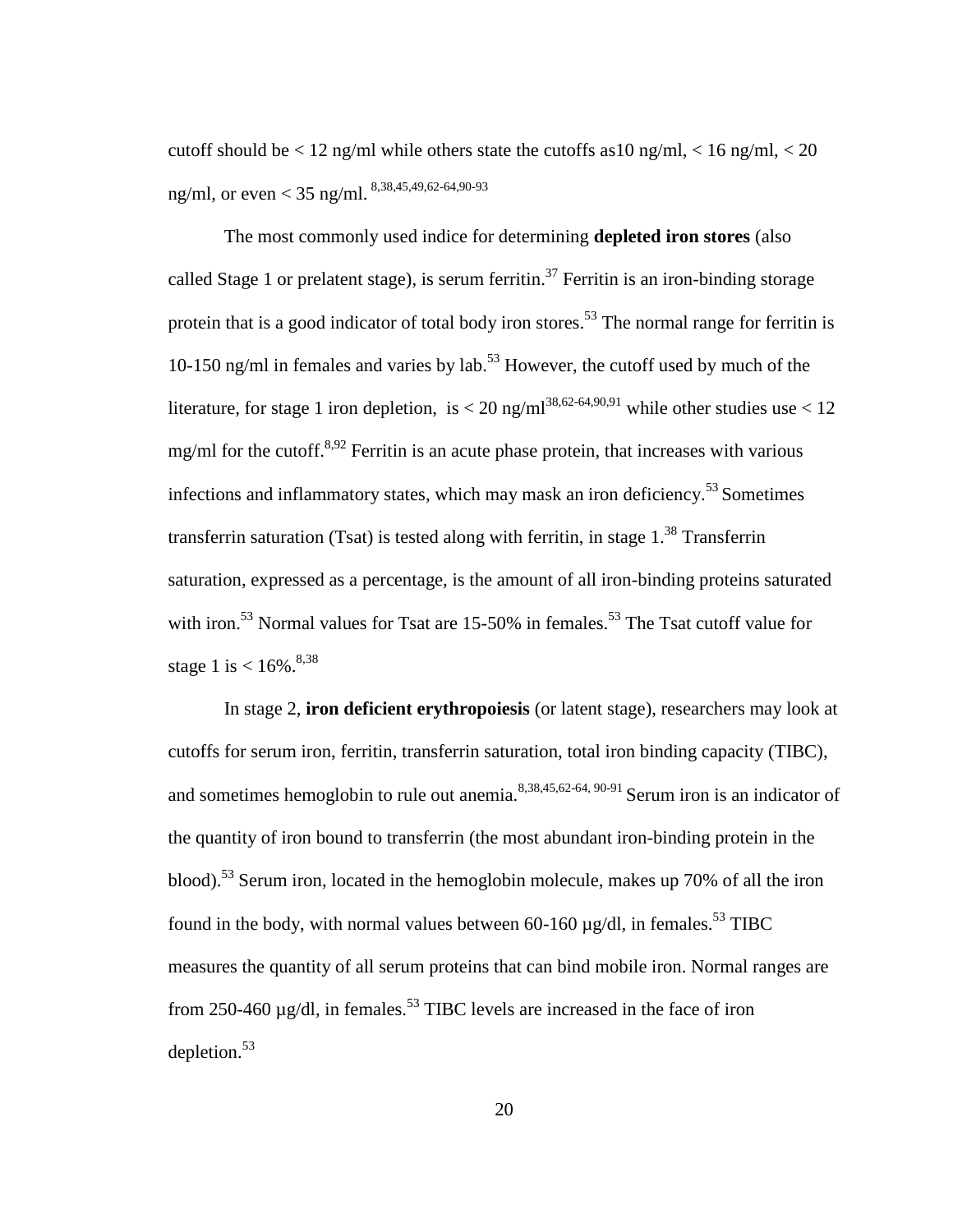cutoff should be < 12 ng/ml while others state the cutoffs as10 ng/ml, < 16 ng/ml, < 20 ng/ml, or even < 35 ng/ml. [8,38,45,49,62-64,90-93]

The most commonly used indice for determining **depleted iron stores** (also called Stage 1 or prelatent stage), is serum ferritin.[37] Ferritin is an iron-binding storage protein that is a good indicator of total body iron stores.[53] The normal range for ferritin is 10-150 ng/ml in females and varies by lab.[53] However, the cutoff used by much of the literature, for stage 1 iron depletion, is < 20 ng/ml[38,62-64,90,91] while other studies use < 12 mg/ml for the cutoff.[8,92] Ferritin is an acute phase protein, that increases with various infections and inflammatory states, which may mask an iron deficiency.[53] Sometimes transferrin saturation (Tsat) is tested along with ferritin, in stage 1.[38] Transferrin saturation, expressed as a percentage, is the amount of all iron-binding proteins saturated with iron.[53] Normal values for Tsat are 15-50% in females.[53] The Tsat cutoff value for stage 1 is < 16%.[8,38]

In stage 2, **iron deficient erythropoiesis** (or latent stage), researchers may look at cutoffs for serum iron, ferritin, transferrin saturation, total iron binding capacity (TIBC), and sometimes hemoglobin to rule out anemia.[8,38,45,62-64, 90-91] Serum iron is an indicator of the quantity of iron bound to transferrin (the most abundant iron-binding protein in the blood).[53] Serum iron, located in the hemoglobin molecule, makes up 70% of all the iron found in the body, with normal values between 60-160 µg/dl, in females.[53] TIBC measures the quantity of all serum proteins that can bind mobile iron. Normal ranges are from 250-460 µg/dl, in females.[53] TIBC levels are increased in the face of iron depletion.[53]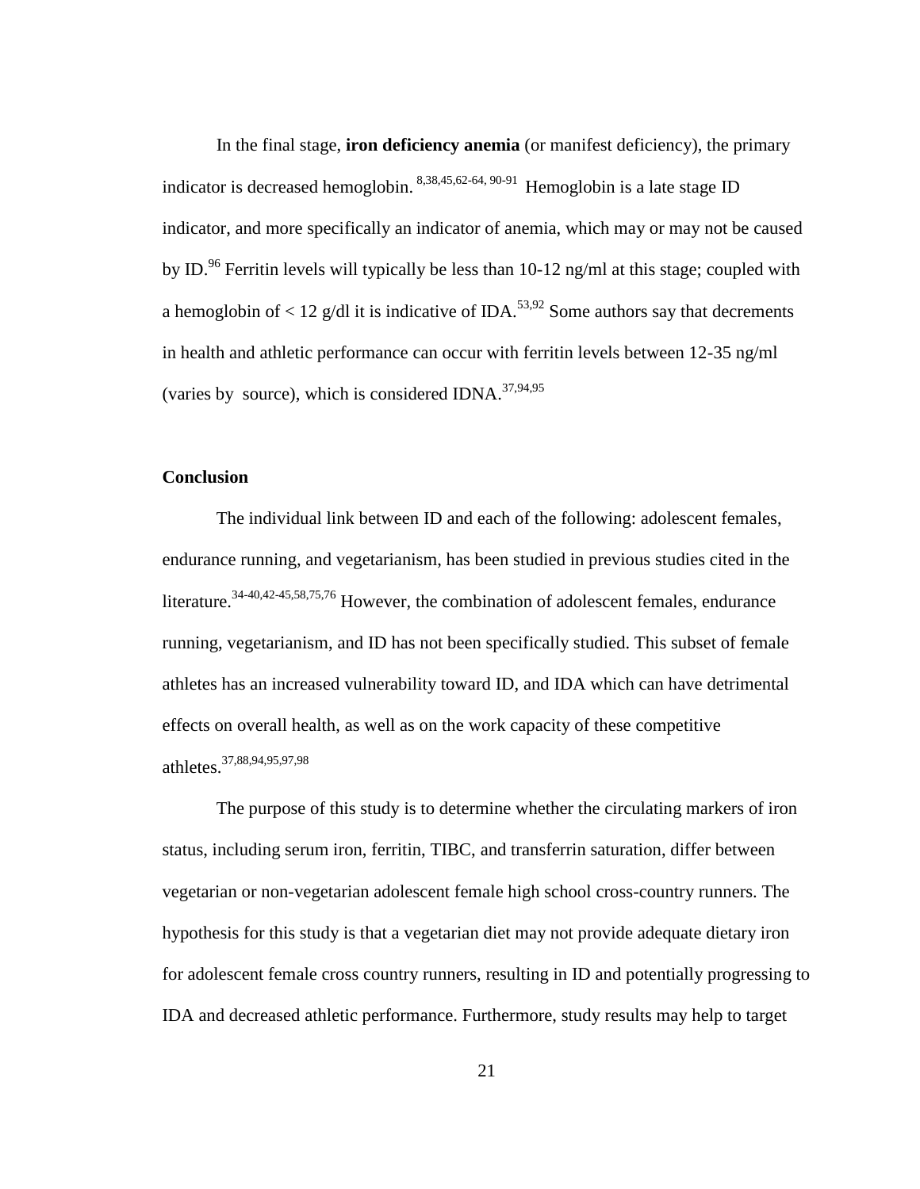In the final stage, **iron deficiency anemia** (or manifest deficiency), the primary indicator is decreased hemoglobin.[8,38,45,62-64, 90-91] Hemoglobin is a late stage ID indicator, and more specifically an indicator of anemia, which may or may not be caused by ID.[96] Ferritin levels will typically be less than 10-12 ng/ml at this stage; coupled with a hemoglobin of < 12 g/dl it is indicative of IDA.[53,92] Some authors say that decrements in health and athletic performance can occur with ferritin levels between 12-35 ng/ml (varies by source), which is considered IDNA.[37,94,95]

### Conclusion

The individual link between ID and each of the following: adolescent females, endurance running, and vegetarianism, has been studied in previous studies cited in the literature.[34-40,42-45,58,75,76] However, the combination of adolescent females, endurance running, vegetarianism, and ID has not been specifically studied. This subset of female athletes has an increased vulnerability toward ID, and IDA which can have detrimental effects on overall health, as well as on the work capacity of these competitive athletes.[37,88,94,95,97,98]

The purpose of this study is to determine whether the circulating markers of iron status, including serum iron, ferritin, TIBC, and transferrin saturation, differ between vegetarian or non-vegetarian adolescent female high school cross-country runners. The hypothesis for this study is that a vegetarian diet may not provide adequate dietary iron for adolescent female cross country runners, resulting in ID and potentially progressing to IDA and decreased athletic performance. Furthermore, study results may help to target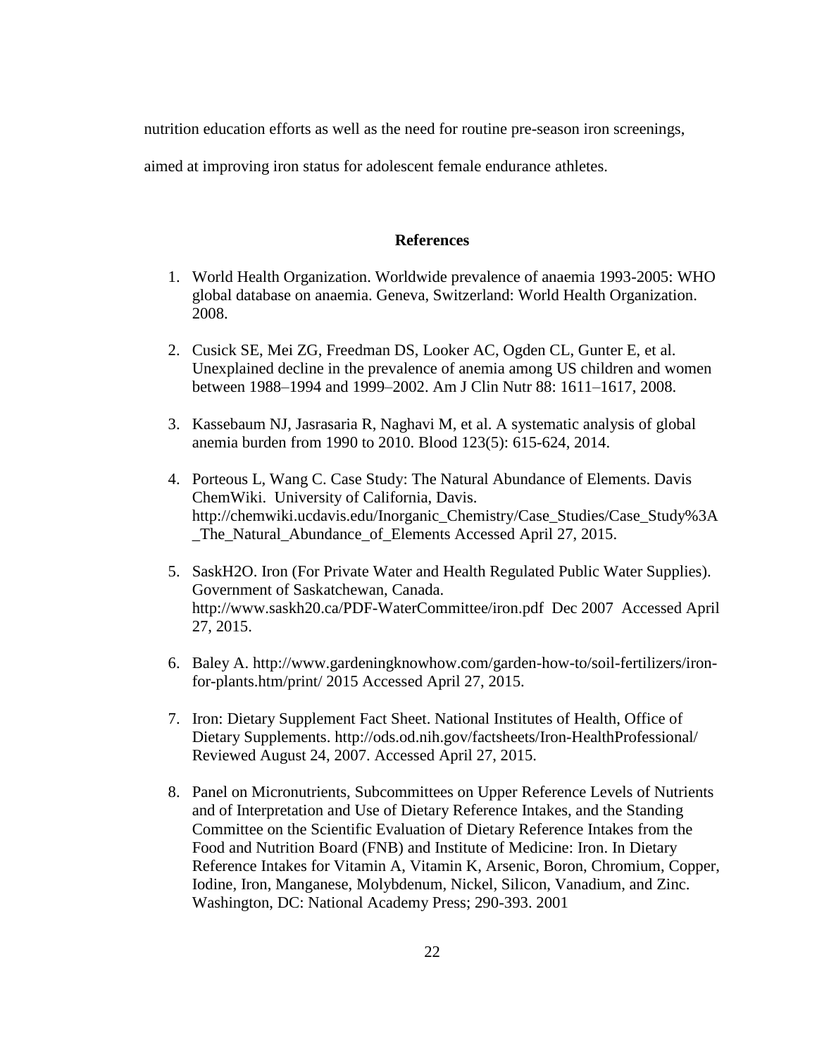nutrition education efforts as well as the need for routine pre-season iron screenings, aimed at improving iron status for adolescent female endurance athletes.

## References

1. World Health Organization. Worldwide prevalence of anaemia 1993-2005: WHO global database on anaemia. Geneva, Switzerland: World Health Organization. 2008.

2. Cusick SE, Mei ZG, Freedman DS, Looker AC, Ogden CL, Gunter E, et al. Unexplained decline in the prevalence of anemia among US children and women between 1988–1994 and 1999–2002. Am J Clin Nutr 88: 1611–1617, 2008.

3. Kassebaum NJ, Jasrasaria R, Naghavi M, et al. A systematic analysis of global anemia burden from 1990 to 2010. Blood 123(5): 615-624, 2014.

4. Porteous L, Wang C. Case Study: The Natural Abundance of Elements. Davis ChemWiki. University of California, Davis. http://chemwiki.ucdavis.edu/Inorganic_Chemistry/Case_Studies/Case_Study%3A_The_Natural_Abundance_of_Elements Accessed April 27, 2015.

5. SaskH2O. Iron (For Private Water and Health Regulated Public Water Supplies). Government of Saskatchewan, Canada. http://www.saskh20.ca/PDF-WaterCommittee/iron.pdf Dec 2007 Accessed April 27, 2015.

6. Baley A. http://www.gardeningknowhow.com/garden-how-to/soil-fertilizers/iron-for-plants.htm/print/ 2015 Accessed April 27, 2015.

7. Iron: Dietary Supplement Fact Sheet. National Institutes of Health, Office of Dietary Supplements. http://ods.od.nih.gov/factsheets/Iron-HealthProfessional/ Reviewed August 24, 2007. Accessed April 27, 2015.

8. Panel on Micronutrients, Subcommittees on Upper Reference Levels of Nutrients and of Interpretation and Use of Dietary Reference Intakes, and the Standing Committee on the Scientific Evaluation of Dietary Reference Intakes from the Food and Nutrition Board (FNB) and Institute of Medicine: Iron. In Dietary Reference Intakes for Vitamin A, Vitamin K, Arsenic, Boron, Chromium, Copper, Iodine, Iron, Manganese, Molybdenum, Nickel, Silicon, Vanadium, and Zinc. Washington, DC: National Academy Press; 290-393. 2001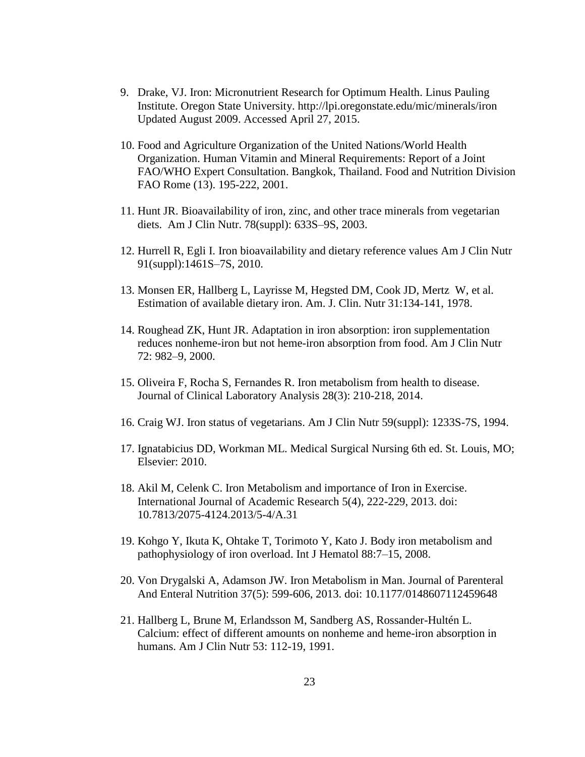9. Drake, VJ. Iron: Micronutrient Research for Optimum Health. Linus Pauling Institute. Oregon State University. http://lpi.oregonstate.edu/mic/minerals/iron Updated August 2009. Accessed April 27, 2015.

10. Food and Agriculture Organization of the United Nations/World Health Organization. Human Vitamin and Mineral Requirements: Report of a Joint FAO/WHO Expert Consultation. Bangkok, Thailand. Food and Nutrition Division FAO Rome (13). 195-222, 2001.

11. Hunt JR. Bioavailability of iron, zinc, and other trace minerals from vegetarian diets. Am J Clin Nutr. 78(suppl): 633S–9S, 2003.

12. Hurrell R, Egli I. Iron bioavailability and dietary reference values Am J Clin Nutr 91(suppl):1461S–7S, 2010.

13. Monsen ER, Hallberg L, Layrisse M, Hegsted DM, Cook JD, Mertz W, et al. Estimation of available dietary iron. Am. J. Clin. Nutr 31:134-141, 1978.

14. Roughead ZK, Hunt JR. Adaptation in iron absorption: iron supplementation reduces nonheme-iron but not heme-iron absorption from food. Am J Clin Nutr 72: 982–9, 2000.

15. Oliveira F, Rocha S, Fernandes R. Iron metabolism from health to disease. Journal of Clinical Laboratory Analysis 28(3): 210-218, 2014.

16. Craig WJ. Iron status of vegetarians. Am J Clin Nutr 59(suppl): 1233S-7S, 1994.

17. Ignatabicius DD, Workman ML. Medical Surgical Nursing 6th ed. St. Louis, MO; Elsevier: 2010.

18. Akil M, Celenk C. Iron Metabolism and importance of Iron in Exercise. International Journal of Academic Research 5(4), 222-229, 2013. doi: 10.7813/2075-4124.2013/5-4/A.31

19. Kohgo Y, Ikuta K, Ohtake T, Torimoto Y, Kato J. Body iron metabolism and pathophysiology of iron overload. Int J Hematol 88:7–15, 2008.

20. Von Drygalski A, Adamson JW. Iron Metabolism in Man. Journal of Parenteral And Enteral Nutrition 37(5): 599-606, 2013. doi: 10.1177/0148607112459648

21. Hallberg L, Brune M, Erlandsson M, Sandberg AS, Rossander-Hultén L. Calcium: effect of different amounts on nonheme and heme-iron absorption in humans. Am J Clin Nutr 53: 112-19, 1991.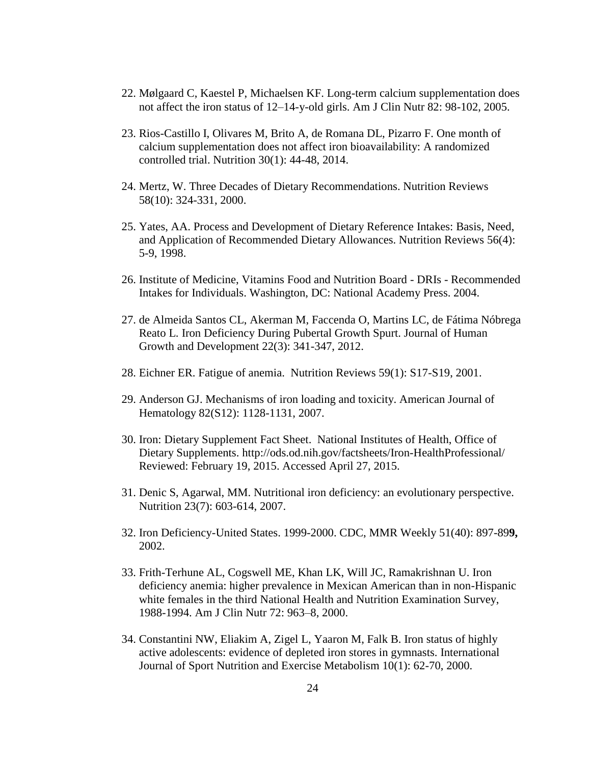22. Mølgaard C, Kaestel P, Michaelsen KF. Long-term calcium supplementation does not affect the iron status of 12–14-y-old girls. Am J Clin Nutr 82: 98-102, 2005.

23. Rios-Castillo I, Olivares M, Brito A, de Romana DL, Pizarro F. One month of calcium supplementation does not affect iron bioavailability: A randomized controlled trial. Nutrition 30(1): 44-48, 2014.

24. Mertz, W. Three Decades of Dietary Recommendations. Nutrition Reviews 58(10): 324-331, 2000.

25. Yates, AA. Process and Development of Dietary Reference Intakes: Basis, Need, and Application of Recommended Dietary Allowances. Nutrition Reviews 56(4): 5-9, 1998.

26. Institute of Medicine, Vitamins Food and Nutrition Board - DRIs - Recommended Intakes for Individuals. Washington, DC: National Academy Press. 2004.

27. de Almeida Santos CL, Akerman M, Faccenda O, Martins LC, de Fátima Nóbrega Reato L. Iron Deficiency During Pubertal Growth Spurt. Journal of Human Growth and Development 22(3): 341-347, 2012.

28. Eichner ER. Fatigue of anemia. Nutrition Reviews 59(1): S17-S19, 2001.

29. Anderson GJ. Mechanisms of iron loading and toxicity. American Journal of Hematology 82(S12): 1128-1131, 2007.

30. Iron: Dietary Supplement Fact Sheet. National Institutes of Health, Office of Dietary Supplements. http://ods.od.nih.gov/factsheets/Iron-HealthProfessional/ Reviewed: February 19, 2015. Accessed April 27, 2015.

31. Denic S, Agarwal, MM. Nutritional iron deficiency: an evolutionary perspective. Nutrition 23(7): 603-614, 2007.

32. Iron Deficiency-United States. 1999-2000. CDC, MMR Weekly 51(40): 897-89**9,** 2002.

33. Frith-Terhune AL, Cogswell ME, Khan LK, Will JC, Ramakrishnan U. Iron deficiency anemia: higher prevalence in Mexican American than in non-Hispanic white females in the third National Health and Nutrition Examination Survey, 1988-1994. Am J Clin Nutr 72: 963–8, 2000.

34. Constantini NW, Eliakim A, Zigel L, Yaaron M, Falk B. Iron status of highly active adolescents: evidence of depleted iron stores in gymnasts. International Journal of Sport Nutrition and Exercise Metabolism 10(1): 62-70, 2000.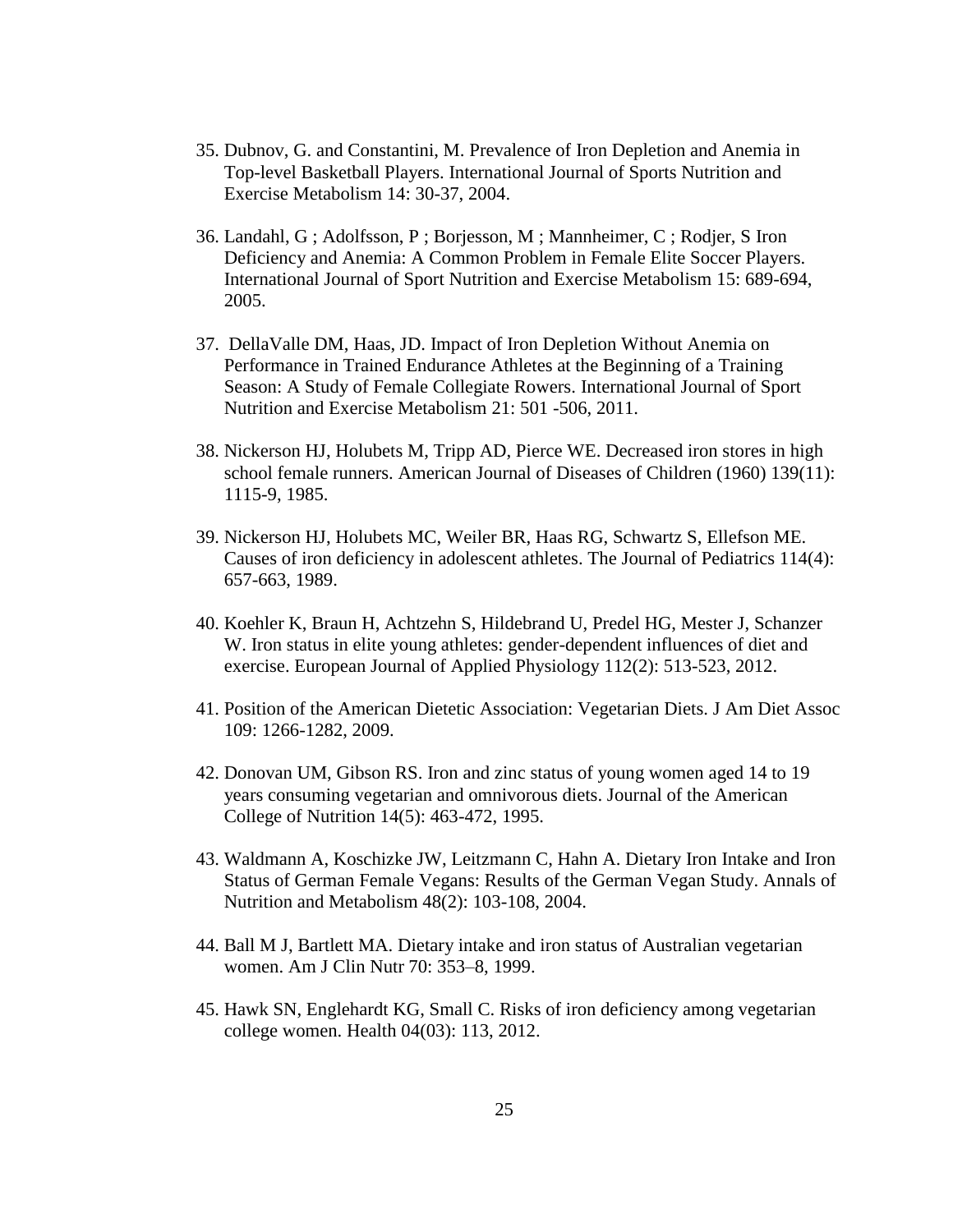35. Dubnov, G. and Constantini, M. Prevalence of Iron Depletion and Anemia in Top-level Basketball Players. International Journal of Sports Nutrition and Exercise Metabolism 14: 30-37, 2004.

36. Landahl, G ; Adolfsson, P ; Borjesson, M ; Mannheimer, C ; Rodjer, S Iron Deficiency and Anemia: A Common Problem in Female Elite Soccer Players. International Journal of Sport Nutrition and Exercise Metabolism 15: 689-694, 2005.

37. DellaValle DM, Haas, JD. Impact of Iron Depletion Without Anemia on Performance in Trained Endurance Athletes at the Beginning of a Training Season: A Study of Female Collegiate Rowers. International Journal of Sport Nutrition and Exercise Metabolism 21: 501 -506, 2011.

38. Nickerson HJ, Holubets M, Tripp AD, Pierce WE. Decreased iron stores in high school female runners. American Journal of Diseases of Children (1960) 139(11): 1115-9, 1985.

39. Nickerson HJ, Holubets MC, Weiler BR, Haas RG, Schwartz S, Ellefson ME. Causes of iron deficiency in adolescent athletes. The Journal of Pediatrics 114(4): 657-663, 1989.

40. Koehler K, Braun H, Achtzehn S, Hildebrand U, Predel HG, Mester J, Schanzer W. Iron status in elite young athletes: gender-dependent influences of diet and exercise. European Journal of Applied Physiology 112(2): 513-523, 2012.

41. Position of the American Dietetic Association: Vegetarian Diets. J Am Diet Assoc 109: 1266-1282, 2009.

42. Donovan UM, Gibson RS. Iron and zinc status of young women aged 14 to 19 years consuming vegetarian and omnivorous diets. Journal of the American College of Nutrition 14(5): 463-472, 1995.

43. Waldmann A, Koschizke JW, Leitzmann C, Hahn A. Dietary Iron Intake and Iron Status of German Female Vegans: Results of the German Vegan Study. Annals of Nutrition and Metabolism 48(2): 103-108, 2004.

44. Ball M J, Bartlett MA. Dietary intake and iron status of Australian vegetarian women. Am J Clin Nutr 70: 353–8, 1999.

45. Hawk SN, Englehardt KG, Small C. Risks of iron deficiency among vegetarian college women. Health 04(03): 113, 2012.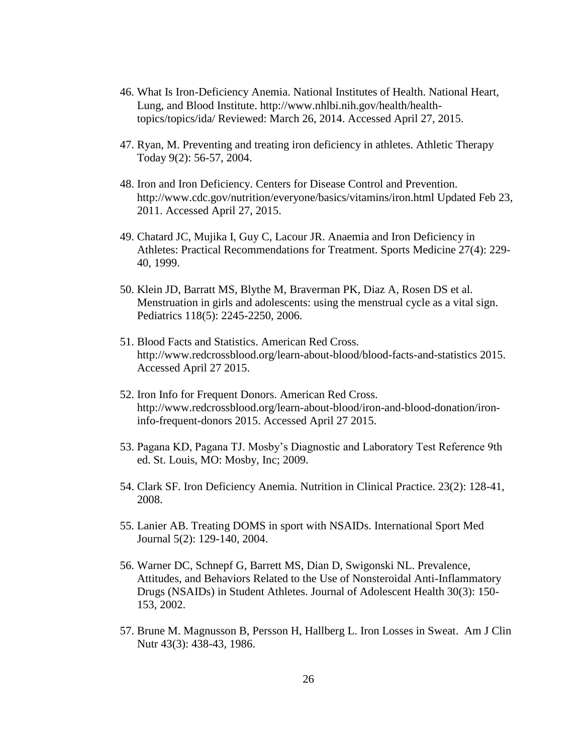46. What Is Iron-Deficiency Anemia. National Institutes of Health. National Heart, Lung, and Blood Institute. http://www.nhlbi.nih.gov/health/health-topics/topics/ida/ Reviewed: March 26, 2014. Accessed April 27, 2015.

47. Ryan, M. Preventing and treating iron deficiency in athletes. Athletic Therapy Today 9(2): 56-57, 2004.

48. Iron and Iron Deficiency. Centers for Disease Control and Prevention. http://www.cdc.gov/nutrition/everyone/basics/vitamins/iron.html Updated Feb 23, 2011. Accessed April 27, 2015.

49. Chatard JC, Mujika I, Guy C, Lacour JR. Anaemia and Iron Deficiency in Athletes: Practical Recommendations for Treatment. Sports Medicine 27(4): 229-40, 1999.

50. Klein JD, Barratt MS, Blythe M, Braverman PK, Diaz A, Rosen DS et al. Menstruation in girls and adolescents: using the menstrual cycle as a vital sign. Pediatrics 118(5): 2245-2250, 2006.

51. Blood Facts and Statistics. American Red Cross. http://www.redcrossblood.org/learn-about-blood/blood-facts-and-statistics 2015. Accessed April 27 2015.

52. Iron Info for Frequent Donors. American Red Cross. http://www.redcrossblood.org/learn-about-blood/iron-and-blood-donation/iron-info-frequent-donors 2015. Accessed April 27 2015.

53. Pagana KD, Pagana TJ. Mosby's Diagnostic and Laboratory Test Reference 9th ed. St. Louis, MO: Mosby, Inc; 2009.

54. Clark SF. Iron Deficiency Anemia. Nutrition in Clinical Practice. 23(2): 128-41, 2008.

55. Lanier AB. Treating DOMS in sport with NSAIDs. International Sport Med Journal 5(2): 129-140, 2004.

56. Warner DC, Schnepf G, Barrett MS, Dian D, Swigonski NL. Prevalence, Attitudes, and Behaviors Related to the Use of Nonsteroidal Anti-Inflammatory Drugs (NSAIDs) in Student Athletes. Journal of Adolescent Health 30(3): 150-153, 2002.

57. Brune M. Magnusson B, Persson H, Hallberg L. Iron Losses in Sweat. Am J Clin Nutr 43(3): 438-43, 1986.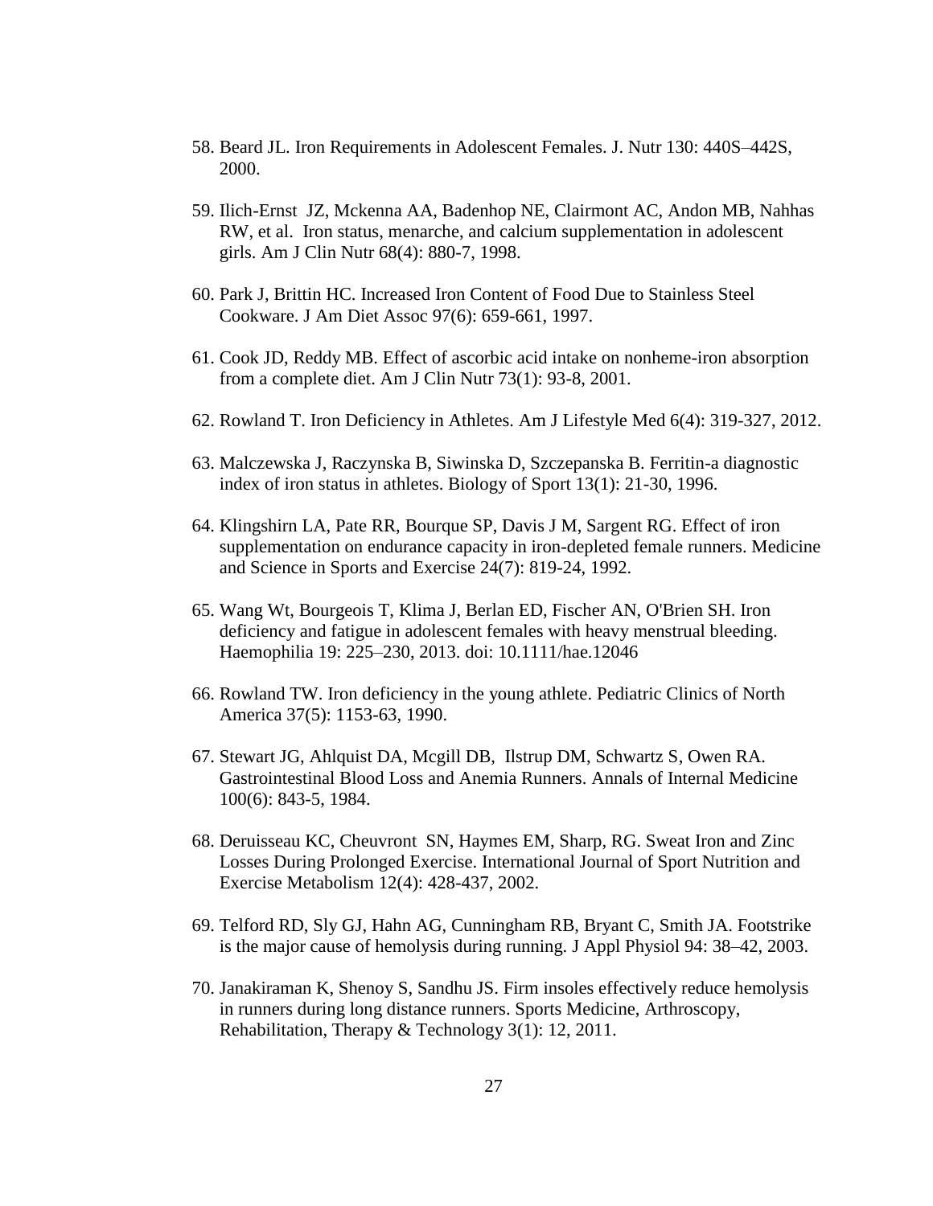58. Beard JL. Iron Requirements in Adolescent Females. J. Nutr 130: 440S–442S, 2000.

59. Ilich-Ernst JZ, Mckenna AA, Badenhop NE, Clairmont AC, Andon MB, Nahhas RW, et al. Iron status, menarche, and calcium supplementation in adolescent girls. Am J Clin Nutr 68(4): 880-7, 1998.

60. Park J, Brittin HC. Increased Iron Content of Food Due to Stainless Steel Cookware. J Am Diet Assoc 97(6): 659-661, 1997.

61. Cook JD, Reddy MB. Effect of ascorbic acid intake on nonheme-iron absorption from a complete diet. Am J Clin Nutr 73(1): 93-8, 2001.

62. Rowland T. Iron Deficiency in Athletes. Am J Lifestyle Med 6(4): 319-327, 2012.

63. Malczewska J, Raczynska B, Siwinska D, Szczepanska B. Ferritin-a diagnostic index of iron status in athletes. Biology of Sport 13(1): 21-30, 1996.

64. Klingshirn LA, Pate RR, Bourque SP, Davis J M, Sargent RG. Effect of iron supplementation on endurance capacity in iron-depleted female runners. Medicine and Science in Sports and Exercise 24(7): 819-24, 1992.

65. Wang Wt, Bourgeois T, Klima J, Berlan ED, Fischer AN, O'Brien SH. Iron deficiency and fatigue in adolescent females with heavy menstrual bleeding. Haemophilia 19: 225–230, 2013. doi: 10.1111/hae.12046

66. Rowland TW. Iron deficiency in the young athlete. Pediatric Clinics of North America 37(5): 1153-63, 1990.

67. Stewart JG, Ahlquist DA, Mcgill DB, Ilstrup DM, Schwartz S, Owen RA. Gastrointestinal Blood Loss and Anemia Runners. Annals of Internal Medicine 100(6): 843-5, 1984.

68. Deruisseau KC, Cheuvront SN, Haymes EM, Sharp, RG. Sweat Iron and Zinc Losses During Prolonged Exercise. International Journal of Sport Nutrition and Exercise Metabolism 12(4): 428-437, 2002.

69. Telford RD, Sly GJ, Hahn AG, Cunningham RB, Bryant C, Smith JA. Footstrike is the major cause of hemolysis during running. J Appl Physiol 94: 38–42, 2003.

70. Janakiraman K, Shenoy S, Sandhu JS. Firm insoles effectively reduce hemolysis in runners during long distance runners. Sports Medicine, Arthroscopy, Rehabilitation, Therapy & Technology 3(1): 12, 2011.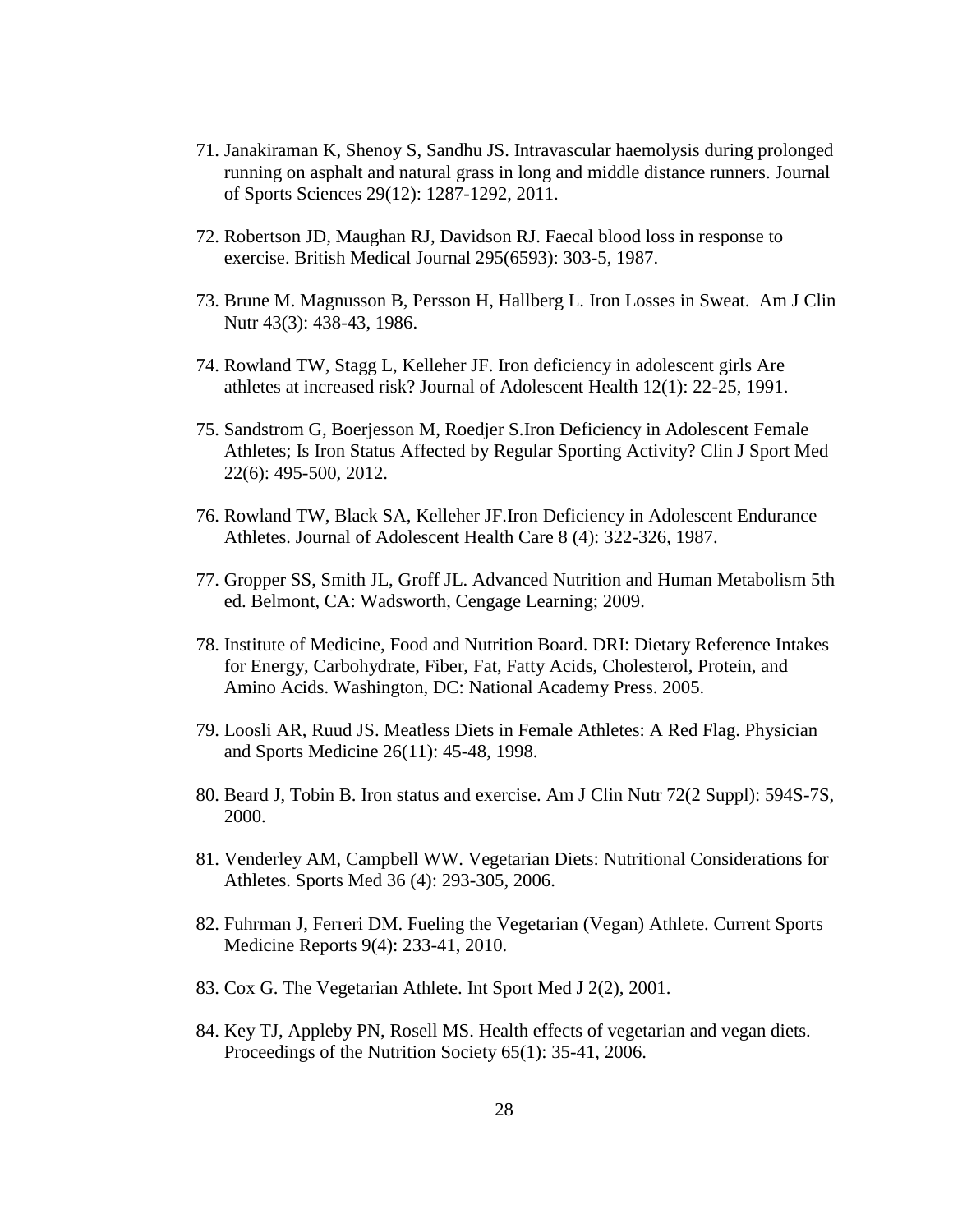71. Janakiraman K, Shenoy S, Sandhu JS. Intravascular haemolysis during prolonged running on asphalt and natural grass in long and middle distance runners. Journal of Sports Sciences 29(12): 1287-1292, 2011.

72. Robertson JD, Maughan RJ, Davidson RJ. Faecal blood loss in response to exercise. British Medical Journal 295(6593): 303-5, 1987.

73. Brune M. Magnusson B, Persson H, Hallberg L. Iron Losses in Sweat. Am J Clin Nutr 43(3): 438-43, 1986.

74. Rowland TW, Stagg L, Kelleher JF. Iron deficiency in adolescent girls Are athletes at increased risk? Journal of Adolescent Health 12(1): 22-25, 1991.

75. Sandstrom G, Boerjesson M, Roedjer S.Iron Deficiency in Adolescent Female Athletes; Is Iron Status Affected by Regular Sporting Activity? Clin J Sport Med 22(6): 495-500, 2012.

76. Rowland TW, Black SA, Kelleher JF.Iron Deficiency in Adolescent Endurance Athletes. Journal of Adolescent Health Care 8 (4): 322-326, 1987.

77. Gropper SS, Smith JL, Groff JL. Advanced Nutrition and Human Metabolism 5th ed. Belmont, CA: Wadsworth, Cengage Learning; 2009.

78. Institute of Medicine, Food and Nutrition Board. DRI: Dietary Reference Intakes for Energy, Carbohydrate, Fiber, Fat, Fatty Acids, Cholesterol, Protein, and Amino Acids. Washington, DC: National Academy Press. 2005.

79. Loosli AR, Ruud JS. Meatless Diets in Female Athletes: A Red Flag. Physician and Sports Medicine 26(11): 45-48, 1998.

80. Beard J, Tobin B. Iron status and exercise. Am J Clin Nutr 72(2 Suppl): 594S-7S, 2000.

81. Venderley AM, Campbell WW. Vegetarian Diets: Nutritional Considerations for Athletes. Sports Med 36 (4): 293-305, 2006.

82. Fuhrman J, Ferreri DM. Fueling the Vegetarian (Vegan) Athlete. Current Sports Medicine Reports 9(4): 233-41, 2010.

83. Cox G. The Vegetarian Athlete. Int Sport Med J 2(2), 2001.

84. Key TJ, Appleby PN, Rosell MS. Health effects of vegetarian and vegan diets. Proceedings of the Nutrition Society 65(1): 35-41, 2006.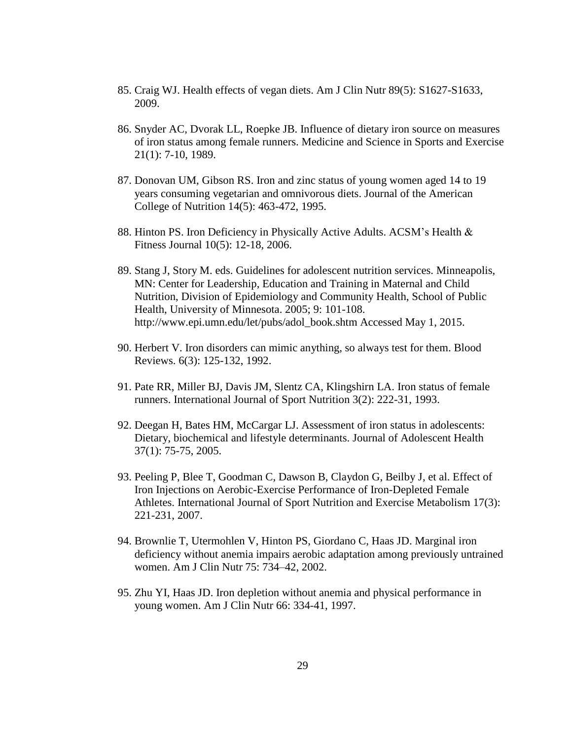85. Craig WJ. Health effects of vegan diets. Am J Clin Nutr 89(5): S1627-S1633, 2009.

86. Snyder AC, Dvorak LL, Roepke JB. Influence of dietary iron source on measures of iron status among female runners. Medicine and Science in Sports and Exercise 21(1): 7-10, 1989.

87. Donovan UM, Gibson RS. Iron and zinc status of young women aged 14 to 19 years consuming vegetarian and omnivorous diets. Journal of the American College of Nutrition 14(5): 463-472, 1995.

88. Hinton PS. Iron Deficiency in Physically Active Adults. ACSM's Health & Fitness Journal 10(5): 12-18, 2006.

89. Stang J, Story M. eds. Guidelines for adolescent nutrition services. Minneapolis, MN: Center for Leadership, Education and Training in Maternal and Child Nutrition, Division of Epidemiology and Community Health, School of Public Health, University of Minnesota. 2005; 9: 101-108. http://www.epi.umn.edu/let/pubs/adol_book.shtm Accessed May 1, 2015.

90. Herbert V. Iron disorders can mimic anything, so always test for them. Blood Reviews. 6(3): 125-132, 1992.

91. Pate RR, Miller BJ, Davis JM, Slentz CA, Klingshirn LA. Iron status of female runners. International Journal of Sport Nutrition 3(2): 222-31, 1993.

92. Deegan H, Bates HM, McCargar LJ. Assessment of iron status in adolescents: Dietary, biochemical and lifestyle determinants. Journal of Adolescent Health 37(1): 75-75, 2005.

93. Peeling P, Blee T, Goodman C, Dawson B, Claydon G, Beilby J, et al. Effect of Iron Injections on Aerobic-Exercise Performance of Iron-Depleted Female Athletes. International Journal of Sport Nutrition and Exercise Metabolism 17(3): 221-231, 2007.

94. Brownlie T, Utermohlen V, Hinton PS, Giordano C, Haas JD. Marginal iron deficiency without anemia impairs aerobic adaptation among previously untrained women. Am J Clin Nutr 75: 734–42, 2002.

95. Zhu YI, Haas JD. Iron depletion without anemia and physical performance in young women. Am J Clin Nutr 66: 334-41, 1997.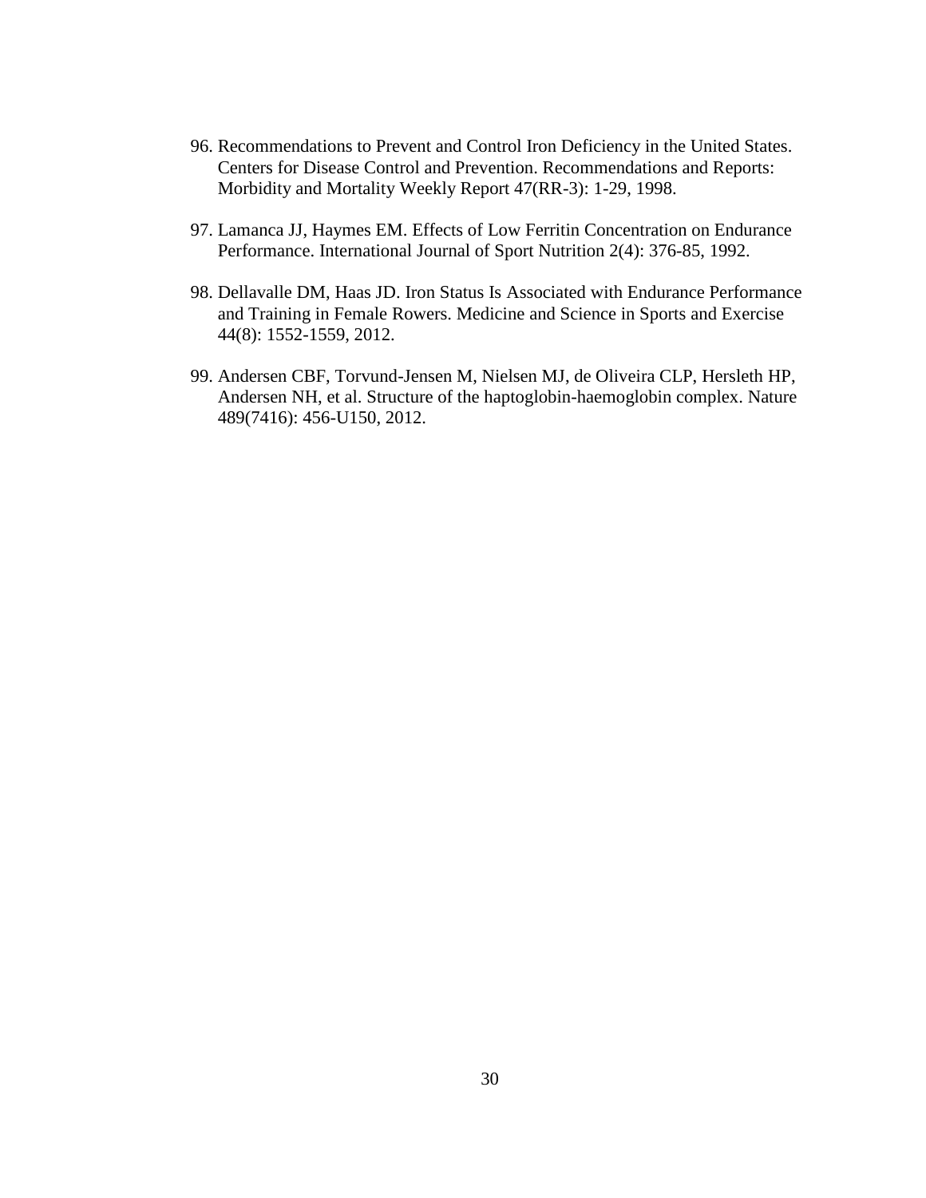96. Recommendations to Prevent and Control Iron Deficiency in the United States. Centers for Disease Control and Prevention. Recommendations and Reports: Morbidity and Mortality Weekly Report 47(RR-3): 1-29, 1998.

97. Lamanca JJ, Haymes EM. Effects of Low Ferritin Concentration on Endurance Performance. International Journal of Sport Nutrition 2(4): 376-85, 1992.

98. Dellavalle DM, Haas JD. Iron Status Is Associated with Endurance Performance and Training in Female Rowers. Medicine and Science in Sports and Exercise 44(8): 1552-1559, 2012.

99. Andersen CBF, Torvund-Jensen M, Nielsen MJ, de Oliveira CLP, Hersleth HP, Andersen NH, et al. Structure of the haptoglobin-haemoglobin complex. Nature 489(7416): 456-U150, 2012.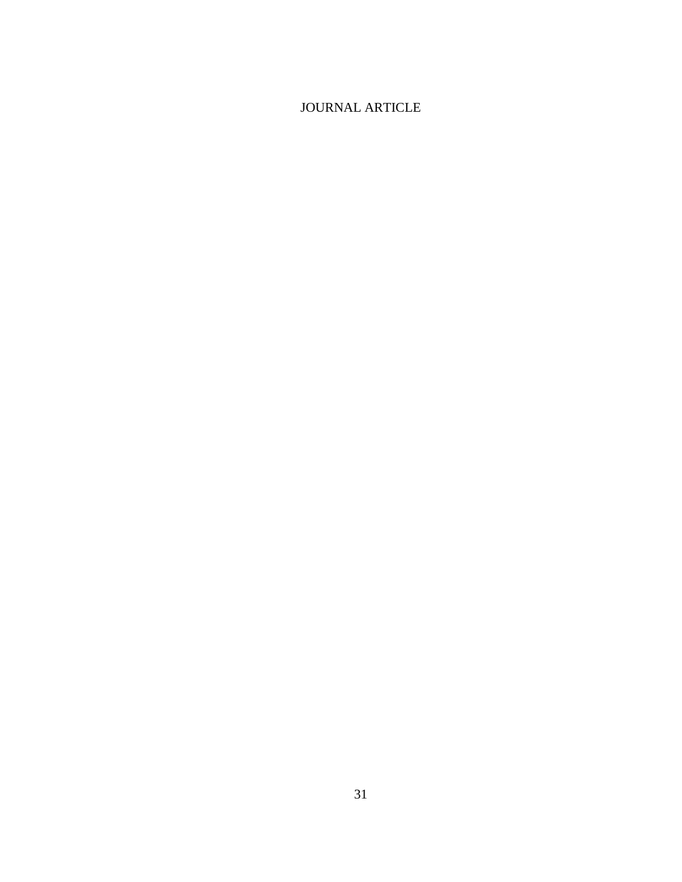# JOURNAL ARTICLE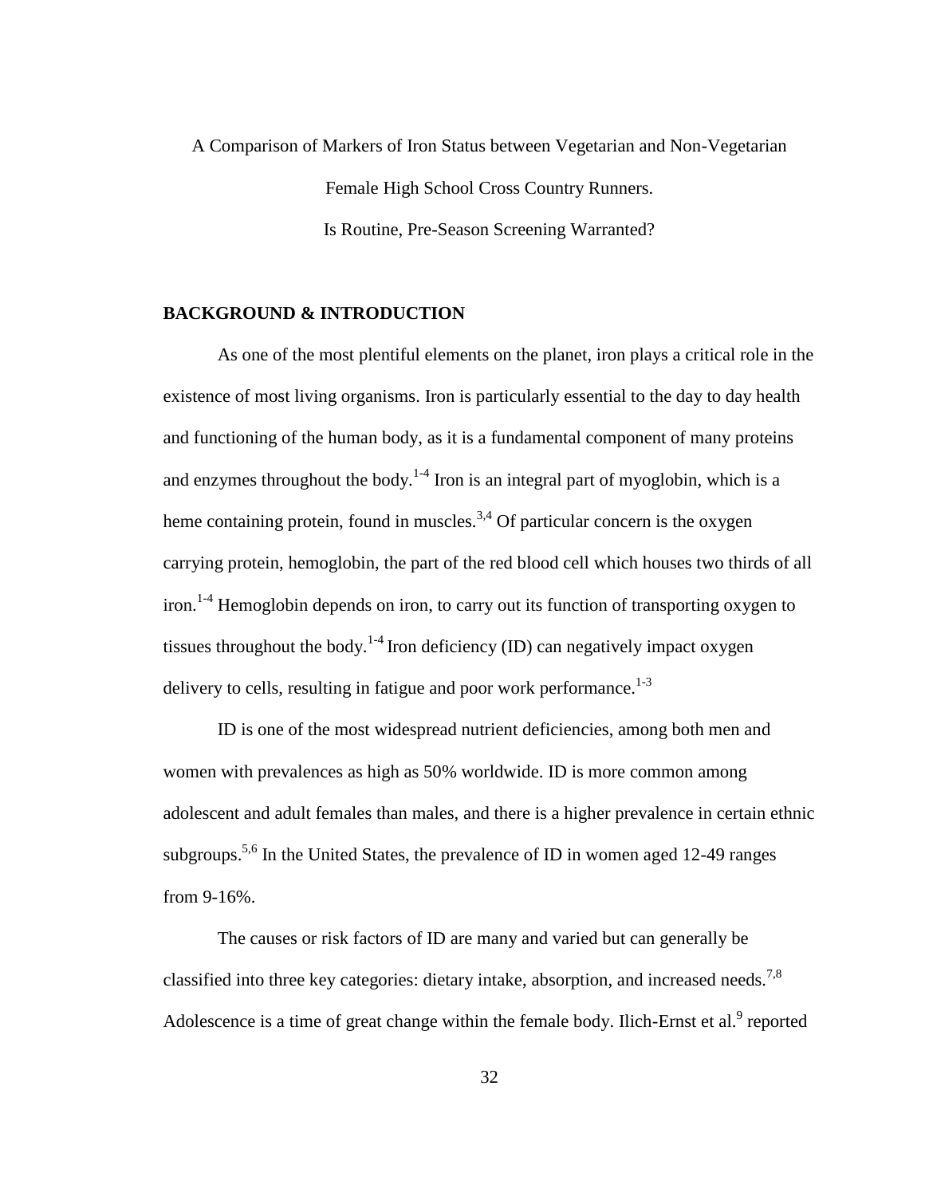A Comparison of Markers of Iron Status between Vegetarian and Non-Vegetarian Female High School Cross Country Runners. Is Routine, Pre-Season Screening Warranted?

## BACKGROUND & INTRODUCTION

As one of the most plentiful elements on the planet, iron plays a critical role in the existence of most living organisms. Iron is particularly essential to the day to day health and functioning of the human body, as it is a fundamental component of many proteins and enzymes throughout the body.[1-4] Iron is an integral part of myoglobin, which is a heme containing protein, found in muscles.[3,4] Of particular concern is the oxygen carrying protein, hemoglobin, the part of the red blood cell which houses two thirds of all iron.[1-4] Hemoglobin depends on iron, to carry out its function of transporting oxygen to tissues throughout the body.[1-4] Iron deficiency (ID) can negatively impact oxygen delivery to cells, resulting in fatigue and poor work performance.[1-3]

ID is one of the most widespread nutrient deficiencies, among both men and women with prevalences as high as 50% worldwide. ID is more common among adolescent and adult females than males, and there is a higher prevalence in certain ethnic subgroups.[5,6] In the United States, the prevalence of ID in women aged 12-49 ranges from 9-16%.

The causes or risk factors of ID are many and varied but can generally be classified into three key categories: dietary intake, absorption, and increased needs.[7,8] Adolescence is a time of great change within the female body. Ilich-Ernst et al.[9] reported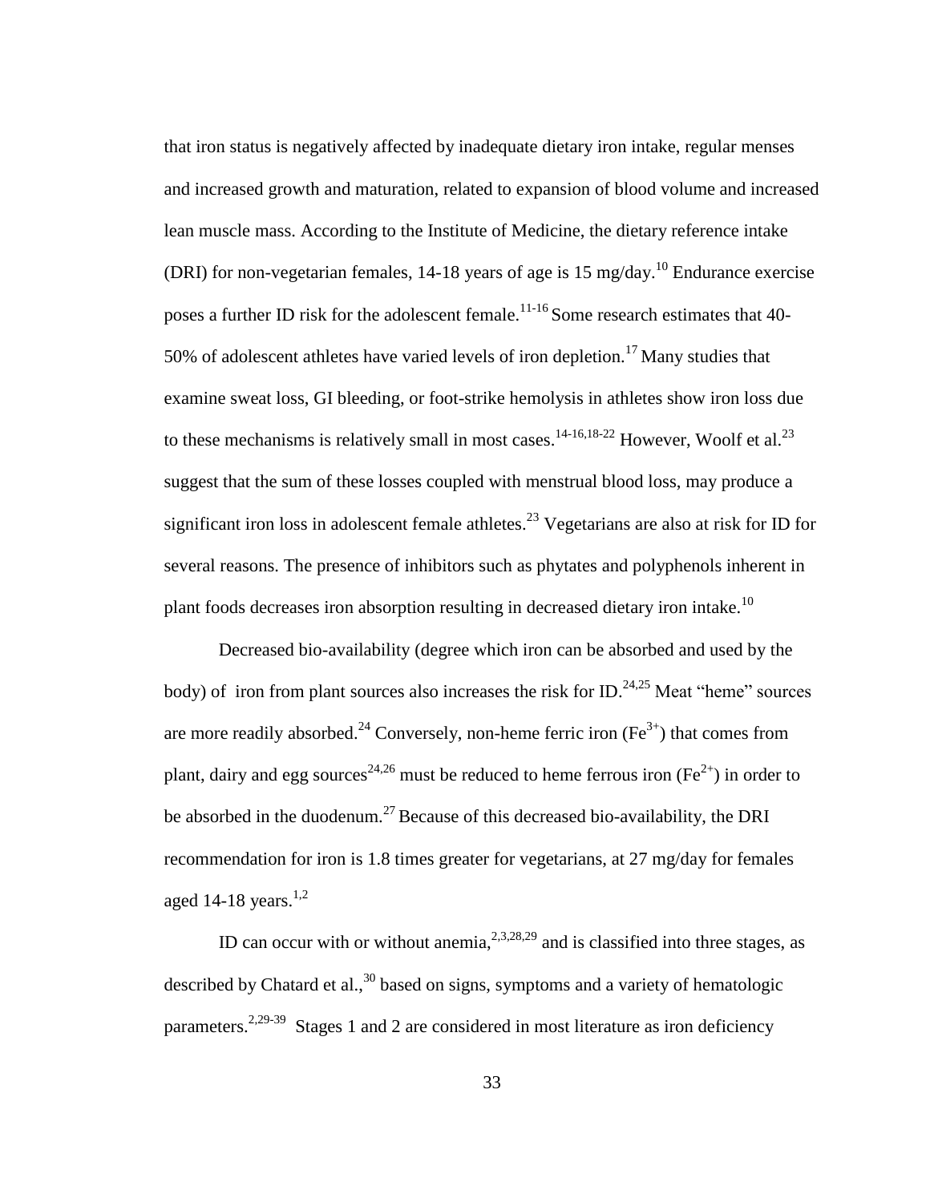that iron status is negatively affected by inadequate dietary iron intake, regular menses and increased growth and maturation, related to expansion of blood volume and increased lean muscle mass. According to the Institute of Medicine, the dietary reference intake (DRI) for non-vegetarian females, 14-18 years of age is 15 mg/day.[10] Endurance exercise poses a further ID risk for the adolescent female.[11-16] Some research estimates that 40-50% of adolescent athletes have varied levels of iron depletion.[17] Many studies that examine sweat loss, GI bleeding, or foot-strike hemolysis in athletes show iron loss due to these mechanisms is relatively small in most cases.[14-16,18-22] However, Woolf et al.[23] suggest that the sum of these losses coupled with menstrual blood loss, may produce a significant iron loss in adolescent female athletes.[23] Vegetarians are also at risk for ID for several reasons. The presence of inhibitors such as phytates and polyphenols inherent in plant foods decreases iron absorption resulting in decreased dietary iron intake.[10]

Decreased bio-availability (degree which iron can be absorbed and used by the body) of iron from plant sources also increases the risk for ID.[24,25] Meat "heme" sources are more readily absorbed.[24] Conversely, non-heme ferric iron ($Fe^{3+}$) that comes from plant, dairy and egg sources[24,26] must be reduced to heme ferrous iron ($Fe^{2+}$) in order to be absorbed in the duodenum.[27] Because of this decreased bio-availability, the DRI recommendation for iron is 1.8 times greater for vegetarians, at 27 mg/day for females aged 14-18 years.[1,2]

ID can occur with or without anemia,[2,3,28,29] and is classified into three stages, as described by Chatard et al.,[30] based on signs, symptoms and a variety of hematologic parameters.[2,29-39] Stages 1 and 2 are considered in most literature as iron deficiency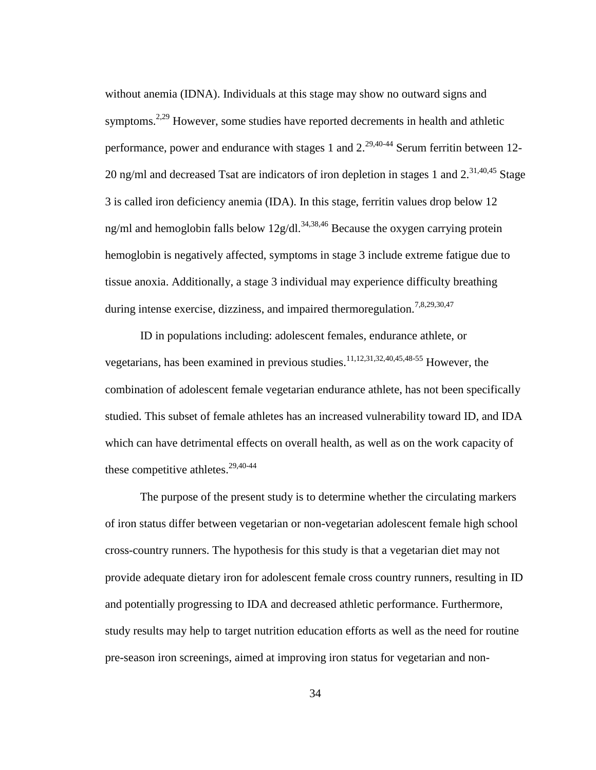without anemia (IDNA). Individuals at this stage may show no outward signs and symptoms.[2,29] However, some studies have reported decrements in health and athletic performance, power and endurance with stages 1 and 2.[29,40-44] Serum ferritin between 12-20 ng/ml and decreased Tsat are indicators of iron depletion in stages 1 and 2.[31,40,45] Stage 3 is called iron deficiency anemia (IDA). In this stage, ferritin values drop below 12 ng/ml and hemoglobin falls below 12g/dl.[34,38,46] Because the oxygen carrying protein hemoglobin is negatively affected, symptoms in stage 3 include extreme fatigue due to tissue anoxia. Additionally, a stage 3 individual may experience difficulty breathing during intense exercise, dizziness, and impaired thermoregulation.[7,8,29,30,47]

ID in populations including: adolescent females, endurance athlete, or vegetarians, has been examined in previous studies.[11,12,31,32,40,45,48-55] However, the combination of adolescent female vegetarian endurance athlete, has not been specifically studied. This subset of female athletes has an increased vulnerability toward ID, and IDA which can have detrimental effects on overall health, as well as on the work capacity of these competitive athletes.[29,40-44]

The purpose of the present study is to determine whether the circulating markers of iron status differ between vegetarian or non-vegetarian adolescent female high school cross-country runners. The hypothesis for this study is that a vegetarian diet may not provide adequate dietary iron for adolescent female cross country runners, resulting in ID and potentially progressing to IDA and decreased athletic performance. Furthermore, study results may help to target nutrition education efforts as well as the need for routine pre-season iron screenings, aimed at improving iron status for vegetarian and non-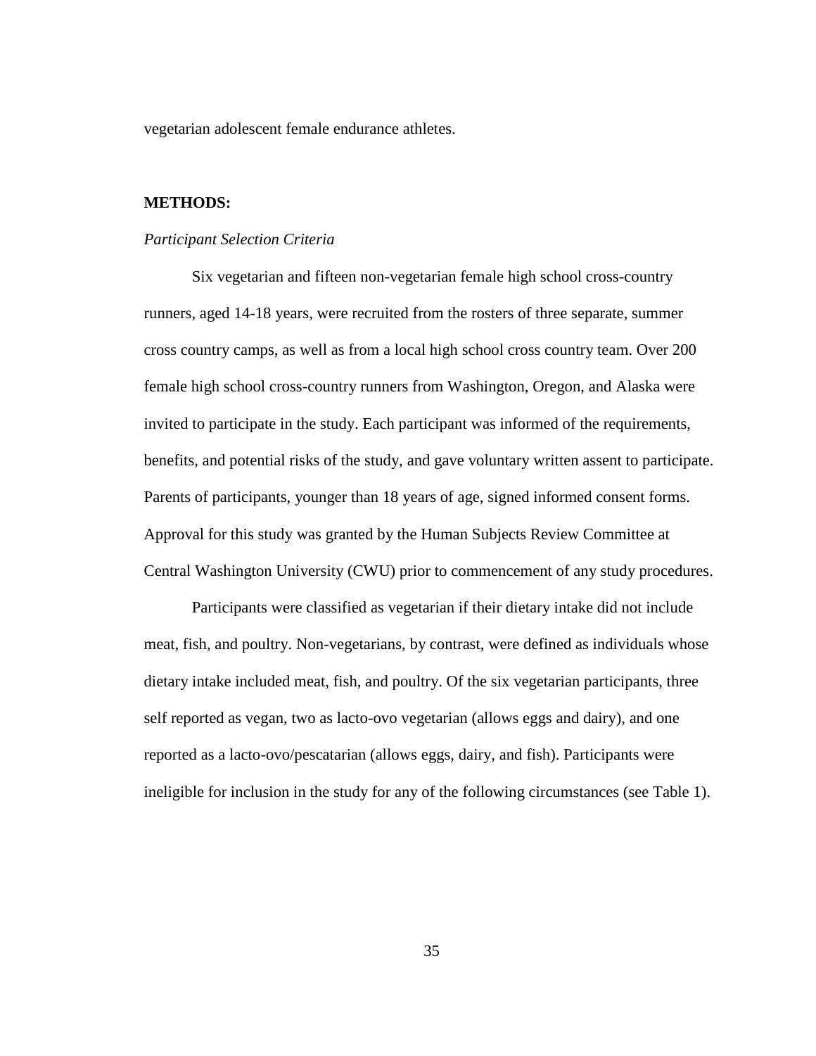vegetarian adolescent female endurance athletes.

## METHODS:

*Participant Selection Criteria*

Six vegetarian and fifteen non-vegetarian female high school cross-country runners, aged 14-18 years, were recruited from the rosters of three separate, summer cross country camps, as well as from a local high school cross country team. Over 200 female high school cross-country runners from Washington, Oregon, and Alaska were invited to participate in the study. Each participant was informed of the requirements, benefits, and potential risks of the study, and gave voluntary written assent to participate. Parents of participants, younger than 18 years of age, signed informed consent forms. Approval for this study was granted by the Human Subjects Review Committee at Central Washington University (CWU) prior to commencement of any study procedures.

Participants were classified as vegetarian if their dietary intake did not include meat, fish, and poultry. Non-vegetarians, by contrast, were defined as individuals whose dietary intake included meat, fish, and poultry. Of the six vegetarian participants, three self reported as vegan, two as lacto-ovo vegetarian (allows eggs and dairy), and one reported as a lacto-ovo/pescatarian (allows eggs, dairy, and fish). Participants were ineligible for inclusion in the study for any of the following circumstances (see Table 1).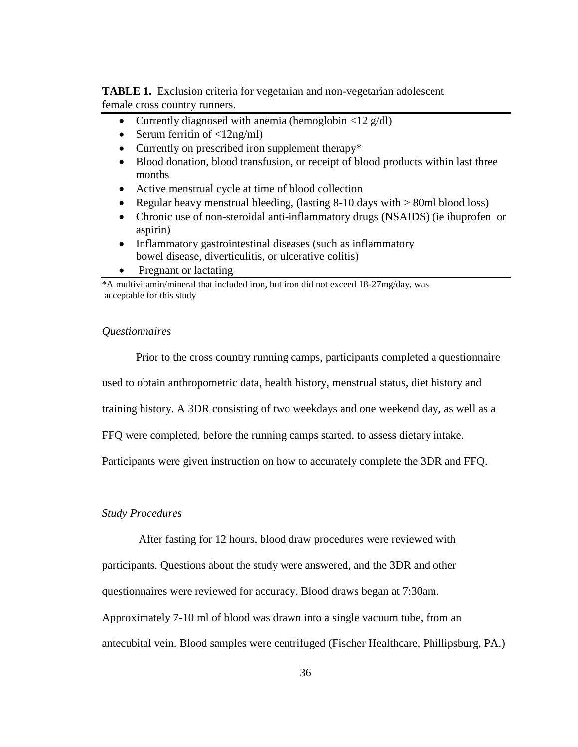**TABLE 1.** Exclusion criteria for vegetarian and non-vegetarian adolescent female cross country runners.

- Currently diagnosed with anemia (hemoglobin <12 g/dl)
- Serum ferritin of <12ng/ml)
- Currently on prescribed iron supplement therapy*
- Blood donation, blood transfusion, or receipt of blood products within last three months
- Active menstrual cycle at time of blood collection
- Regular heavy menstrual bleeding, (lasting 8-10 days with > 80ml blood loss)
- Chronic use of non-steroidal anti-inflammatory drugs (NSAIDS) (ie ibuprofen or aspirin)
- Inflammatory gastrointestinal diseases (such as inflammatory bowel disease, diverticulitis, or ulcerative colitis)
- Pregnant or lactating

*A multivitamin/mineral that included iron, but iron did not exceed 18-27mg/day, was acceptable for this study

*Questionnaires*

Prior to the cross country running camps, participants completed a questionnaire used to obtain anthropometric data, health history, menstrual status, diet history and training history. A 3DR consisting of two weekdays and one weekend day, as well as a FFQ were completed, before the running camps started, to assess dietary intake. Participants were given instruction on how to accurately complete the 3DR and FFQ.

*Study Procedures*

After fasting for 12 hours, blood draw procedures were reviewed with participants. Questions about the study were answered, and the 3DR and other questionnaires were reviewed for accuracy. Blood draws began at 7:30am. Approximately 7-10 ml of blood was drawn into a single vacuum tube, from an antecubital vein. Blood samples were centrifuged (Fischer Healthcare, Phillipsburg, PA.)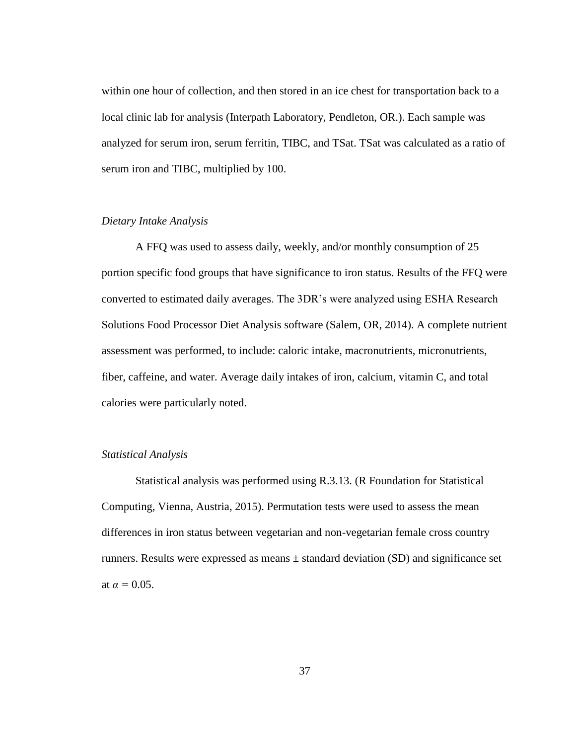within one hour of collection, and then stored in an ice chest for transportation back to a local clinic lab for analysis (Interpath Laboratory, Pendleton, OR.). Each sample was analyzed for serum iron, serum ferritin, TIBC, and TSat. TSat was calculated as a ratio of serum iron and TIBC, multiplied by 100.

### *Dietary Intake Analysis*

A FFQ was used to assess daily, weekly, and/or monthly consumption of 25 portion specific food groups that have significance to iron status. Results of the FFQ were converted to estimated daily averages. The 3DR's were analyzed using ESHA Research Solutions Food Processor Diet Analysis software (Salem, OR, 2014). A complete nutrient assessment was performed, to include: caloric intake, macronutrients, micronutrients, fiber, caffeine, and water. Average daily intakes of iron, calcium, vitamin C, and total calories were particularly noted.

### *Statistical Analysis*

Statistical analysis was performed using R.3.13. (R Foundation for Statistical Computing, Vienna, Austria, 2015). Permutation tests were used to assess the mean differences in iron status between vegetarian and non-vegetarian female cross country runners. Results were expressed as means ± standard deviation (SD) and significance set at $\alpha = 0.05$.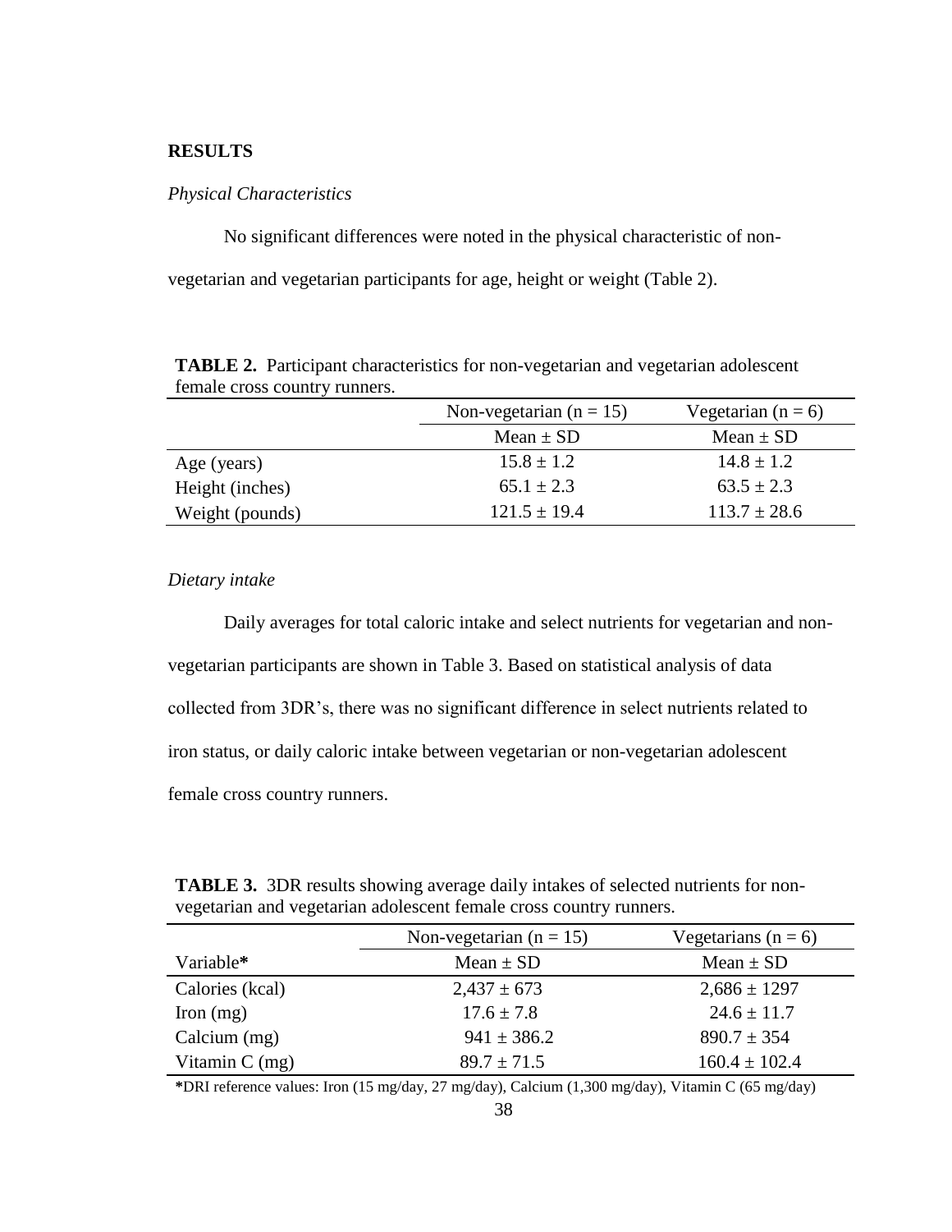## RESULTS

*Physical Characteristics*

No significant differences were noted in the physical characteristic of non-vegetarian and vegetarian participants for age, height or weight (Table 2).

**TABLE 2.** Participant characteristics for non-vegetarian and vegetarian adolescent female cross country runners.

| | Non-vegetarian (n = 15) | Vegetarian (n = 6) |
|---|---|---|
| | Mean ± SD | Mean ± SD |
| Age (years) | 15.8 ± 1.2 | 14.8 ± 1.2 |
| Height (inches) | 65.1 ± 2.3 | 63.5 ± 2.3 |
| Weight (pounds) | 121.5 ± 19.4 | 113.7 ± 28.6 |

*Dietary intake*

Daily averages for total caloric intake and select nutrients for vegetarian and non-vegetarian participants are shown in Table 3. Based on statistical analysis of data collected from 3DR's, there was no significant difference in select nutrients related to iron status, or daily caloric intake between vegetarian or non-vegetarian adolescent female cross country runners.

**TABLE 3.** 3DR results showing average daily intakes of selected nutrients for non-vegetarian and vegetarian adolescent female cross country runners.

| | Non-vegetarian (n = 15) | Vegetarians (n = 6) |
|---|---|---|
| Variable**\*** | Mean ± SD | Mean ± SD |
| Calories (kcal) | 2,437 ± 673 | 2,686 ± 1297 |
| Iron (mg) | 17.6 ± 7.8 | 24.6 ± 11.7 |
| Calcium (mg) | 941 ± 386.2 | 890.7 ± 354 |
| Vitamin C (mg) | 89.7 ± 71.5 | 160.4 ± 102.4 |

**\***DRI reference values: Iron (15 mg/day, 27 mg/day), Calcium (1,300 mg/day), Vitamin C (65 mg/day)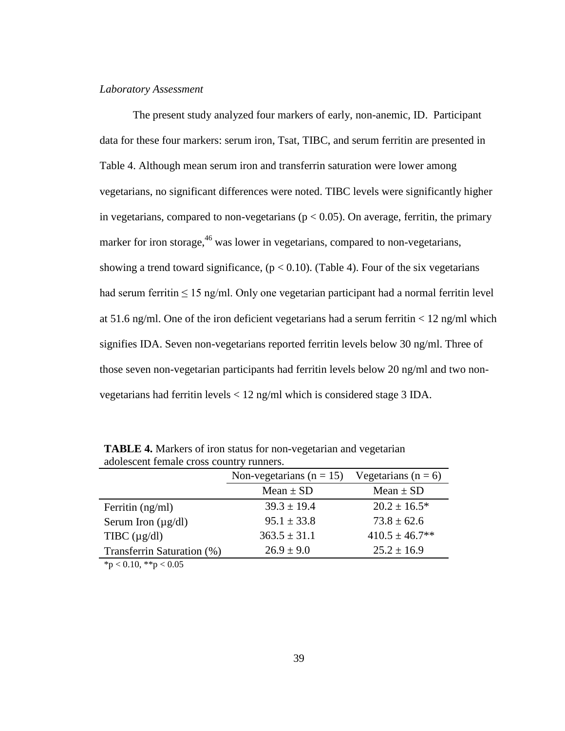*Laboratory Assessment*

The present study analyzed four markers of early, non-anemic, ID. Participant data for these four markers: serum iron, Tsat, TIBC, and serum ferritin are presented in Table 4. Although mean serum iron and transferrin saturation were lower among vegetarians, no significant differences were noted. TIBC levels were significantly higher in vegetarians, compared to non-vegetarians ($p < 0.05$). On average, ferritin, the primary marker for iron storage,[46] was lower in vegetarians, compared to non-vegetarians, showing a trend toward significance, ($p < 0.10$). (Table 4). Four of the six vegetarians had serum ferritin ≤ 15 ng/ml. Only one vegetarian participant had a normal ferritin level at 51.6 ng/ml. One of the iron deficient vegetarians had a serum ferritin < 12 ng/ml which signifies IDA. Seven non-vegetarians reported ferritin levels below 30 ng/ml. Three of those seven non-vegetarian participants had ferritin levels below 20 ng/ml and two non-vegetarians had ferritin levels < 12 ng/ml which is considered stage 3 IDA.

**TABLE 4.** Markers of iron status for non-vegetarian and vegetarian adolescent female cross country runners.

| | Non-vegetarians (n = 15) | Vegetarians (n = 6) |
|---|---|---|
| | Mean ± SD | Mean ± SD |
| Ferritin (ng/ml) | 39.3 ± 19.4 | 20.2 ± 16.5* |
| Serum Iron (µg/dl) | 95.1 ± 33.8 | 73.8 ± 62.6 |
| TIBC (µg/dl) | 363.5 ± 31.1 | 410.5 ± 46.7** |
| Transferrin Saturation (%) | 26.9 ± 9.0 | 25.2 ± 16.9 |

*$p < 0.10$, **$p < 0.05$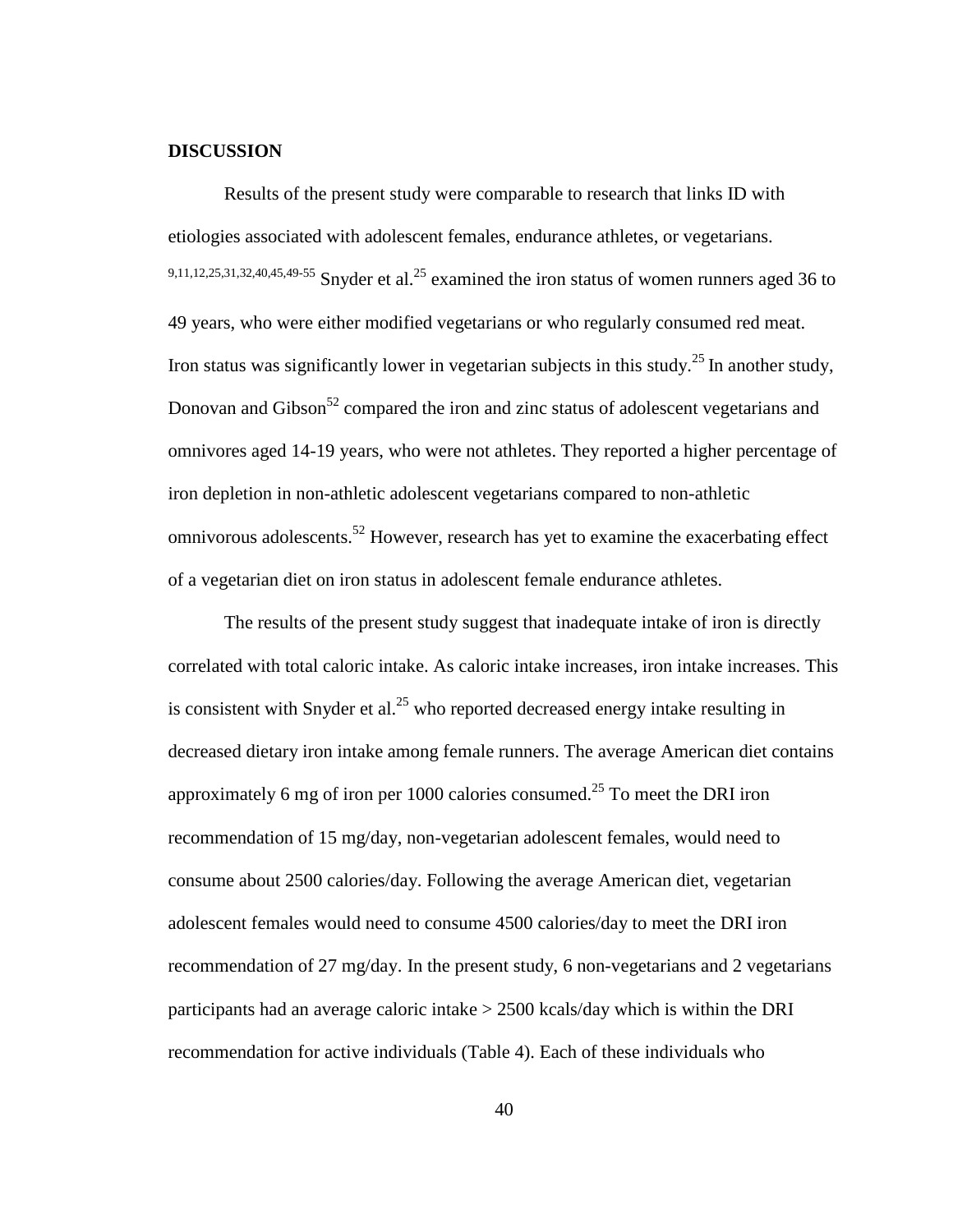## DISCUSSION

Results of the present study were comparable to research that links ID with etiologies associated with adolescent females, endurance athletes, or vegetarians. [9,11,12,25,31,32,40,45,49-55] Snyder et al.[25] examined the iron status of women runners aged 36 to 49 years, who were either modified vegetarians or who regularly consumed red meat. Iron status was significantly lower in vegetarian subjects in this study.[25] In another study, Donovan and Gibson[52] compared the iron and zinc status of adolescent vegetarians and omnivores aged 14-19 years, who were not athletes. They reported a higher percentage of iron depletion in non-athletic adolescent vegetarians compared to non-athletic omnivorous adolescents.[52] However, research has yet to examine the exacerbating effect of a vegetarian diet on iron status in adolescent female endurance athletes.

The results of the present study suggest that inadequate intake of iron is directly correlated with total caloric intake. As caloric intake increases, iron intake increases. This is consistent with Snyder et al.[25] who reported decreased energy intake resulting in decreased dietary iron intake among female runners. The average American diet contains approximately 6 mg of iron per 1000 calories consumed.[25] To meet the DRI iron recommendation of 15 mg/day, non-vegetarian adolescent females, would need to consume about 2500 calories/day. Following the average American diet, vegetarian adolescent females would need to consume 4500 calories/day to meet the DRI iron recommendation of 27 mg/day. In the present study, 6 non-vegetarians and 2 vegetarians participants had an average caloric intake > 2500 kcals/day which is within the DRI recommendation for active individuals (Table 4). Each of these individuals who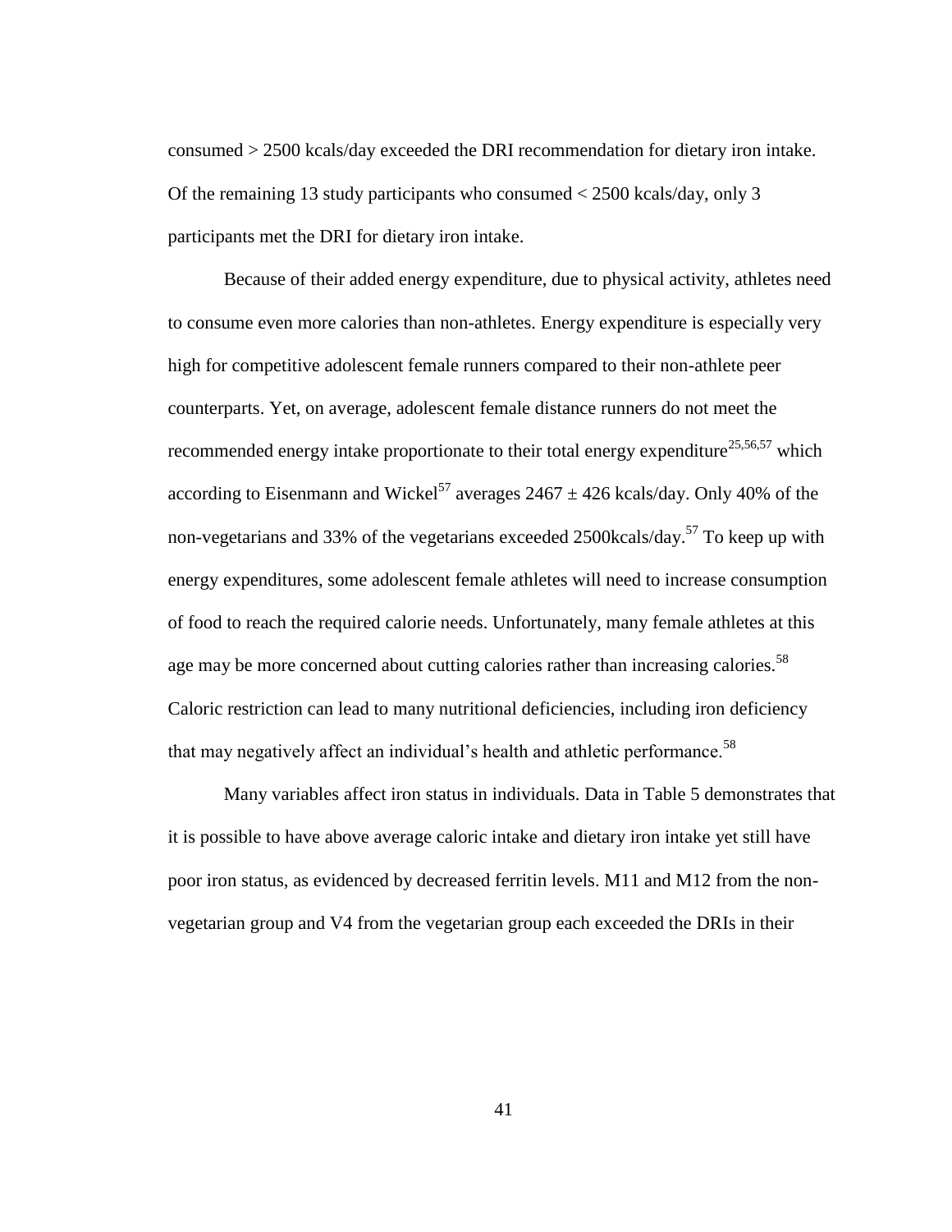consumed > 2500 kcals/day exceeded the DRI recommendation for dietary iron intake. Of the remaining 13 study participants who consumed < 2500 kcals/day, only 3 participants met the DRI for dietary iron intake.

Because of their added energy expenditure, due to physical activity, athletes need to consume even more calories than non-athletes. Energy expenditure is especially very high for competitive adolescent female runners compared to their non-athlete peer counterparts. Yet, on average, adolescent female distance runners do not meet the recommended energy intake proportionate to their total energy expenditure[25,56,57] which according to Eisenmann and Wickel[57] averages $2467 \pm 426$ kcals/day. Only 40% of the non-vegetarians and 33% of the vegetarians exceeded 2500kcals/day.[57] To keep up with energy expenditures, some adolescent female athletes will need to increase consumption of food to reach the required calorie needs. Unfortunately, many female athletes at this age may be more concerned about cutting calories rather than increasing calories.[58] Caloric restriction can lead to many nutritional deficiencies, including iron deficiency that may negatively affect an individual's health and athletic performance.[58]

Many variables affect iron status in individuals. Data in Table 5 demonstrates that it is possible to have above average caloric intake and dietary iron intake yet still have poor iron status, as evidenced by decreased ferritin levels. M11 and M12 from the non-vegetarian group and V4 from the vegetarian group each exceeded the DRIs in their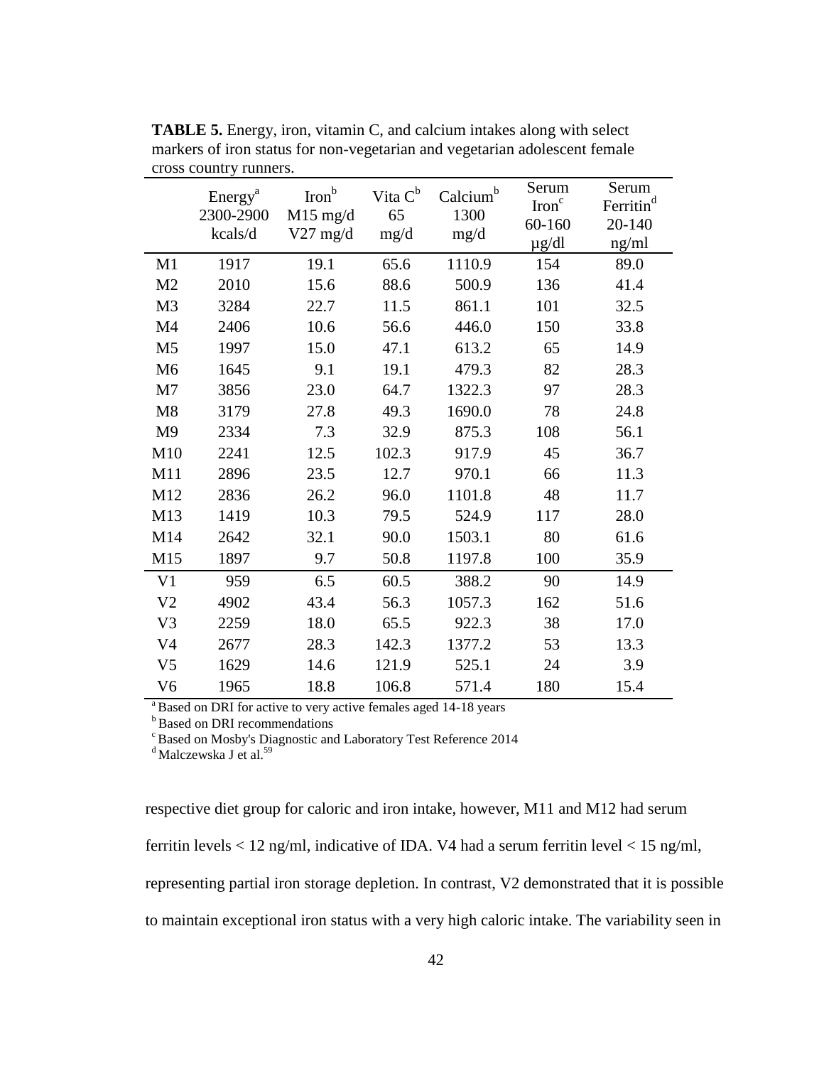**TABLE 5.** Energy, iron, vitamin C, and calcium intakes along with select markers of iron status for non-vegetarian and vegetarian adolescent female cross country runners.

| | Energy[a] 2300-2900 kcals/d | Iron[b] M15 mg/d V27 mg/d | Vita C[b] 65 mg/d | Calcium[b] 1300 mg/d | Serum Iron[c] 60-160 μg/dl | Serum Ferritin[d] 20-140 ng/ml |
|---|---|---|---|---|---|---|
| M1 | 1917 | 19.1 | 65.6 | 1110.9 | 154 | 89.0 |
| M2 | 2010 | 15.6 | 88.6 | 500.9 | 136 | 41.4 |
| M3 | 3284 | 22.7 | 11.5 | 861.1 | 101 | 32.5 |
| M4 | 2406 | 10.6 | 56.6 | 446.0 | 150 | 33.8 |
| M5 | 1997 | 15.0 | 47.1 | 613.2 | 65 | 14.9 |
| M6 | 1645 | 9.1 | 19.1 | 479.3 | 82 | 28.3 |
| M7 | 3856 | 23.0 | 64.7 | 1322.3 | 97 | 28.3 |
| M8 | 3179 | 27.8 | 49.3 | 1690.0 | 78 | 24.8 |
| M9 | 2334 | 7.3 | 32.9 | 875.3 | 108 | 56.1 |
| M10 | 2241 | 12.5 | 102.3 | 917.9 | 45 | 36.7 |
| M11 | 2896 | 23.5 | 12.7 | 970.1 | 66 | 11.3 |
| M12 | 2836 | 26.2 | 96.0 | 1101.8 | 48 | 11.7 |
| M13 | 1419 | 10.3 | 79.5 | 524.9 | 117 | 28.0 |
| M14 | 2642 | 32.1 | 90.0 | 1503.1 | 80 | 61.6 |
| M15 | 1897 | 9.7 | 50.8 | 1197.8 | 100 | 35.9 |
| V1 | 959 | 6.5 | 60.5 | 388.2 | 90 | 14.9 |
| V2 | 4902 | 43.4 | 56.3 | 1057.3 | 162 | 51.6 |
| V3 | 2259 | 18.0 | 65.5 | 922.3 | 38 | 17.0 |
| V4 | 2677 | 28.3 | 142.3 | 1377.2 | 53 | 13.3 |
| V5 | 1629 | 14.6 | 121.9 | 525.1 | 24 | 3.9 |
| V6 | 1965 | 18.8 | 106.8 | 571.4 | 180 | 15.4 |

[a] Based on DRI for active to very active females aged 14-18 years
[b] Based on DRI recommendations
[c] Based on Mosby's Diagnostic and Laboratory Test Reference 2014
[d] Malczewska J et al.[59]

respective diet group for caloric and iron intake, however, M11 and M12 had serum ferritin levels < 12 ng/ml, indicative of IDA. V4 had a serum ferritin level < 15 ng/ml, representing partial iron storage depletion. In contrast, V2 demonstrated that it is possible to maintain exceptional iron status with a very high caloric intake. The variability seen in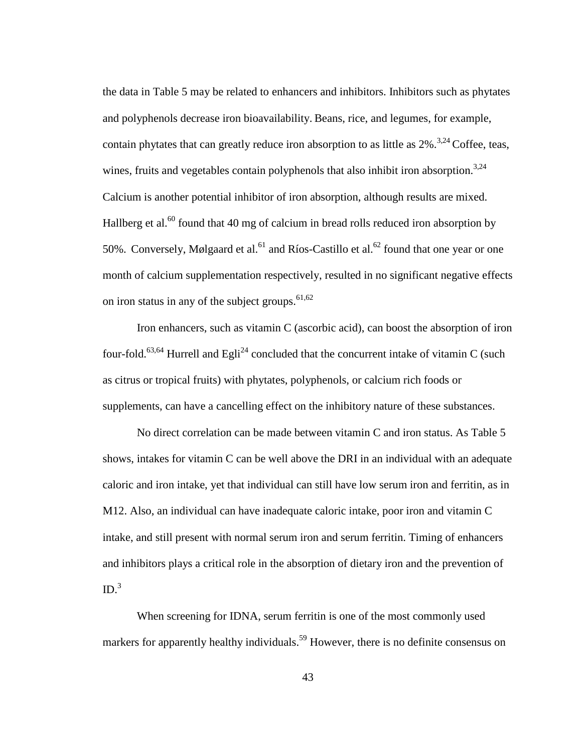the data in Table 5 may be related to enhancers and inhibitors. Inhibitors such as phytates and polyphenols decrease iron bioavailability. Beans, rice, and legumes, for example, contain phytates that can greatly reduce iron absorption to as little as 2%.[3,24] Coffee, teas, wines, fruits and vegetables contain polyphenols that also inhibit iron absorption.[3,24] Calcium is another potential inhibitor of iron absorption, although results are mixed. Hallberg et al.[60] found that 40 mg of calcium in bread rolls reduced iron absorption by 50%. Conversely, Mølgaard et al.[61] and Ríos-Castillo et al.[62] found that one year or one month of calcium supplementation respectively, resulted in no significant negative effects on iron status in any of the subject groups.[61,62]

Iron enhancers, such as vitamin C (ascorbic acid), can boost the absorption of iron four-fold.[63,64] Hurrell and Egli[24] concluded that the concurrent intake of vitamin C (such as citrus or tropical fruits) with phytates, polyphenols, or calcium rich foods or supplements, can have a cancelling effect on the inhibitory nature of these substances.

No direct correlation can be made between vitamin C and iron status. As Table 5 shows, intakes for vitamin C can be well above the DRI in an individual with an adequate caloric and iron intake, yet that individual can still have low serum iron and ferritin, as in M12. Also, an individual can have inadequate caloric intake, poor iron and vitamin C intake, and still present with normal serum iron and serum ferritin. Timing of enhancers and inhibitors plays a critical role in the absorption of dietary iron and the prevention of ID.[3]

When screening for IDNA, serum ferritin is one of the most commonly used markers for apparently healthy individuals.[59] However, there is no definite consensus on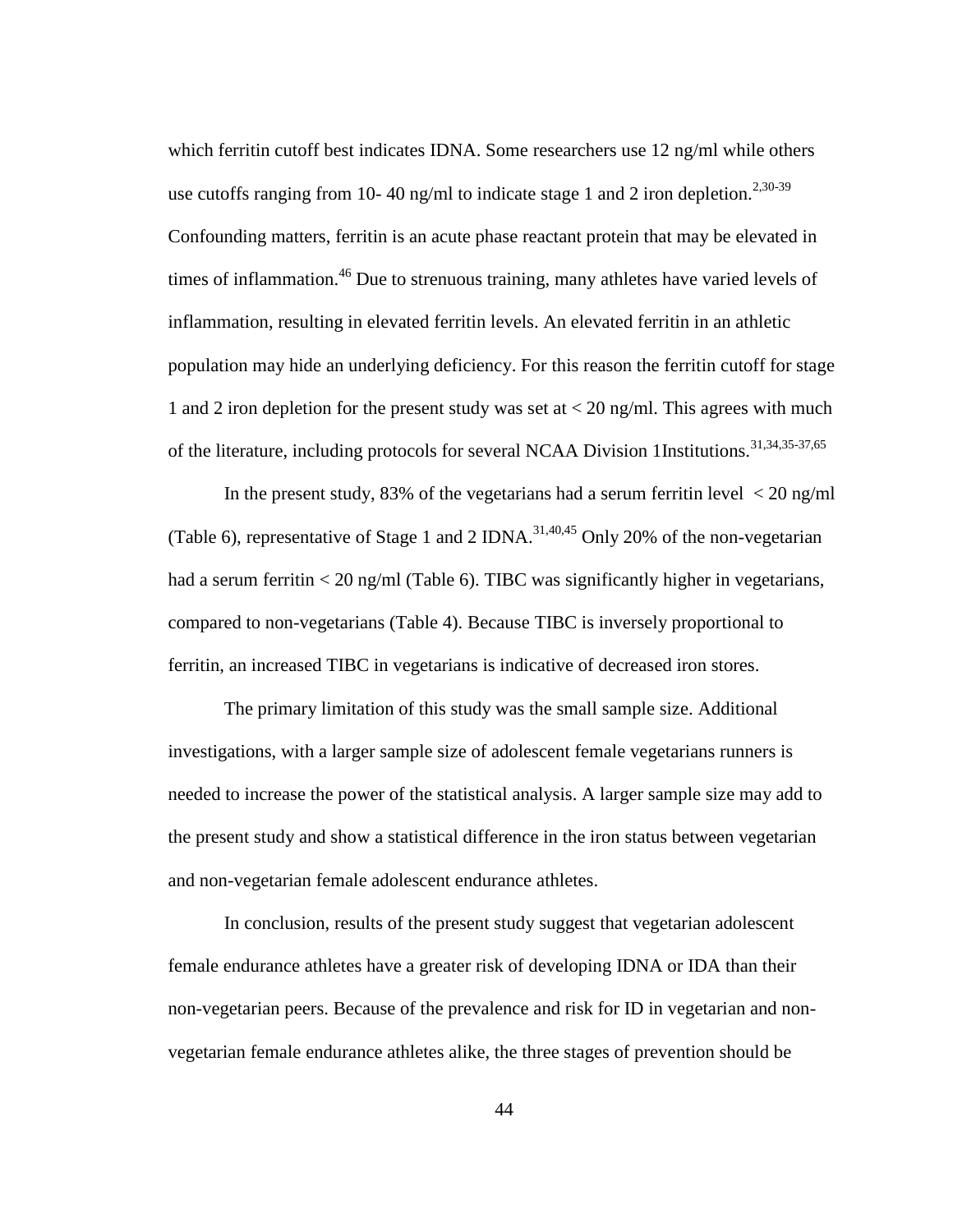which ferritin cutoff best indicates IDNA. Some researchers use 12 ng/ml while others use cutoffs ranging from 10- 40 ng/ml to indicate stage 1 and 2 iron depletion.[2,30-39] Confounding matters, ferritin is an acute phase reactant protein that may be elevated in times of inflammation.[46] Due to strenuous training, many athletes have varied levels of inflammation, resulting in elevated ferritin levels. An elevated ferritin in an athletic population may hide an underlying deficiency. For this reason the ferritin cutoff for stage 1 and 2 iron depletion for the present study was set at < 20 ng/ml. This agrees with much of the literature, including protocols for several NCAA Division 1Institutions.[31,34,35-37,65]

In the present study, 83% of the vegetarians had a serum ferritin level < 20 ng/ml (Table 6), representative of Stage 1 and 2 IDNA.[31,40,45] Only 20% of the non-vegetarian had a serum ferritin < 20 ng/ml (Table 6). TIBC was significantly higher in vegetarians, compared to non-vegetarians (Table 4). Because TIBC is inversely proportional to ferritin, an increased TIBC in vegetarians is indicative of decreased iron stores.

The primary limitation of this study was the small sample size. Additional investigations, with a larger sample size of adolescent female vegetarians runners is needed to increase the power of the statistical analysis. A larger sample size may add to the present study and show a statistical difference in the iron status between vegetarian and non-vegetarian female adolescent endurance athletes.

In conclusion, results of the present study suggest that vegetarian adolescent female endurance athletes have a greater risk of developing IDNA or IDA than their non-vegetarian peers. Because of the prevalence and risk for ID in vegetarian and non-vegetarian female endurance athletes alike, the three stages of prevention should be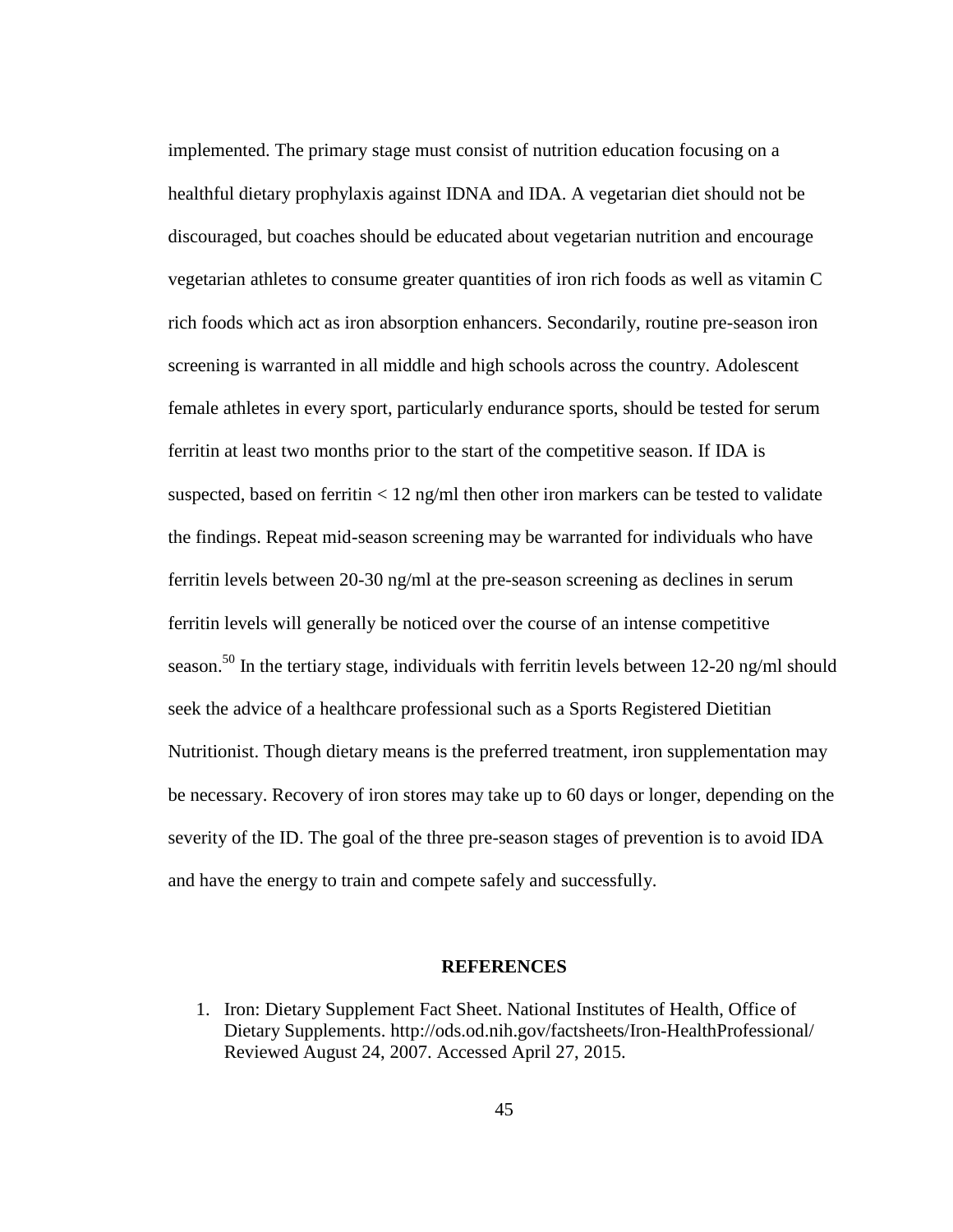implemented. The primary stage must consist of nutrition education focusing on a healthful dietary prophylaxis against IDNA and IDA. A vegetarian diet should not be discouraged, but coaches should be educated about vegetarian nutrition and encourage vegetarian athletes to consume greater quantities of iron rich foods as well as vitamin C rich foods which act as iron absorption enhancers. Secondarily, routine pre-season iron screening is warranted in all middle and high schools across the country. Adolescent female athletes in every sport, particularly endurance sports, should be tested for serum ferritin at least two months prior to the start of the competitive season. If IDA is suspected, based on ferritin < 12 ng/ml then other iron markers can be tested to validate the findings. Repeat mid-season screening may be warranted for individuals who have ferritin levels between 20-30 ng/ml at the pre-season screening as declines in serum ferritin levels will generally be noticed over the course of an intense competitive season.[50] In the tertiary stage, individuals with ferritin levels between 12-20 ng/ml should seek the advice of a healthcare professional such as a Sports Registered Dietitian Nutritionist. Though dietary means is the preferred treatment, iron supplementation may be necessary. Recovery of iron stores may take up to 60 days or longer, depending on the severity of the ID. The goal of the three pre-season stages of prevention is to avoid IDA and have the energy to train and compete safely and successfully.

## REFERENCES

1. Iron: Dietary Supplement Fact Sheet. National Institutes of Health, Office of Dietary Supplements. http://ods.od.nih.gov/factsheets/Iron-HealthProfessional/ Reviewed August 24, 2007. Accessed April 27, 2015.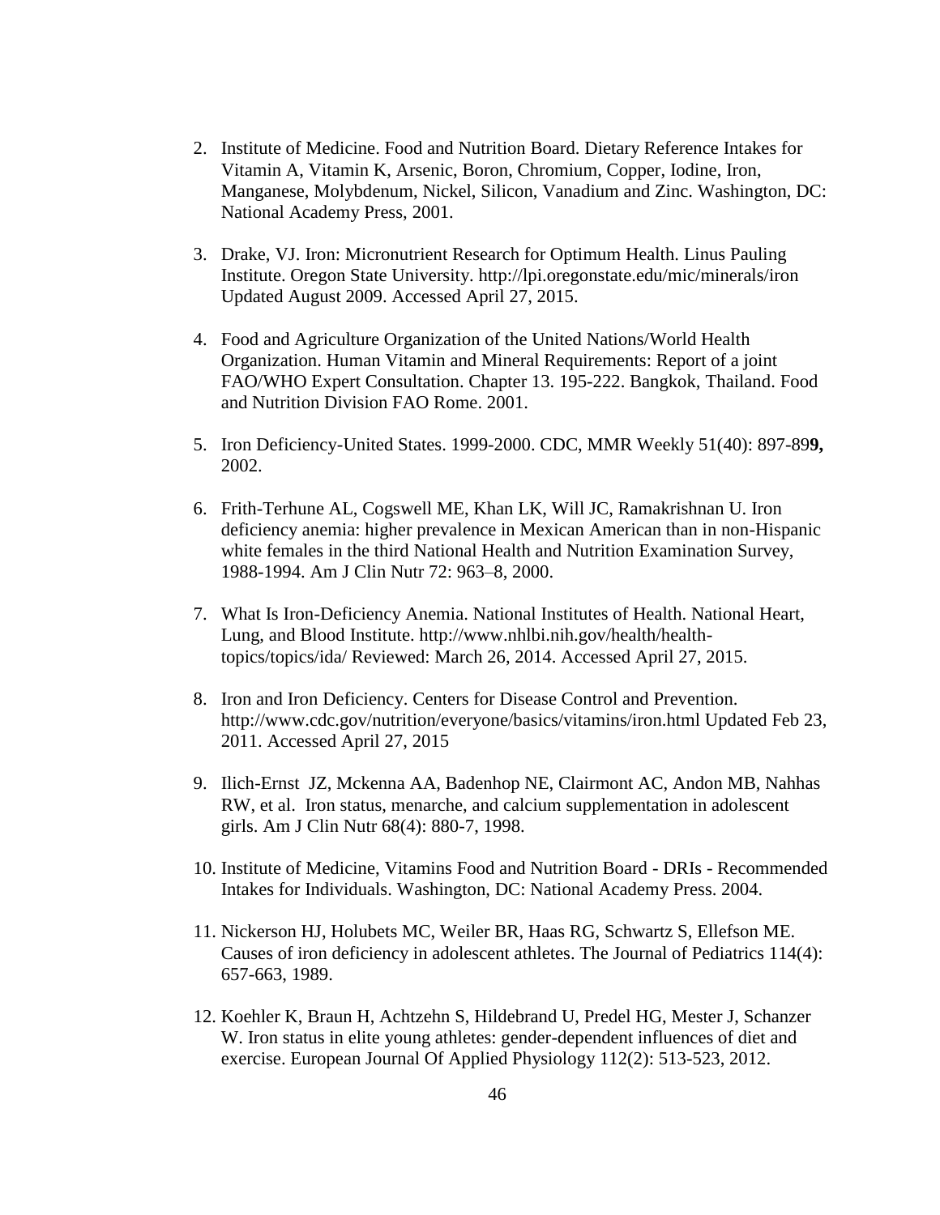2. Institute of Medicine. Food and Nutrition Board. Dietary Reference Intakes for Vitamin A, Vitamin K, Arsenic, Boron, Chromium, Copper, Iodine, Iron, Manganese, Molybdenum, Nickel, Silicon, Vanadium and Zinc. Washington, DC: National Academy Press, 2001.

3. Drake, VJ. Iron: Micronutrient Research for Optimum Health. Linus Pauling Institute. Oregon State University. http://lpi.oregonstate.edu/mic/minerals/iron Updated August 2009. Accessed April 27, 2015.

4. Food and Agriculture Organization of the United Nations/World Health Organization. Human Vitamin and Mineral Requirements: Report of a joint FAO/WHO Expert Consultation. Chapter 13. 195-222. Bangkok, Thailand. Food and Nutrition Division FAO Rome. 2001.

5. Iron Deficiency-United States. 1999-2000. CDC, MMR Weekly 51(40): 897-89**9,** 2002.

6. Frith-Terhune AL, Cogswell ME, Khan LK, Will JC, Ramakrishnan U. Iron deficiency anemia: higher prevalence in Mexican American than in non-Hispanic white females in the third National Health and Nutrition Examination Survey, 1988-1994. Am J Clin Nutr 72: 963–8, 2000.

7. What Is Iron-Deficiency Anemia. National Institutes of Health. National Heart, Lung, and Blood Institute. http://www.nhlbi.nih.gov/health/health-topics/topics/ida/ Reviewed: March 26, 2014. Accessed April 27, 2015.

8. Iron and Iron Deficiency. Centers for Disease Control and Prevention. http://www.cdc.gov/nutrition/everyone/basics/vitamins/iron.html Updated Feb 23, 2011. Accessed April 27, 2015

9. Ilich-Ernst JZ, Mckenna AA, Badenhop NE, Clairmont AC, Andon MB, Nahhas RW, et al. Iron status, menarche, and calcium supplementation in adolescent girls. Am J Clin Nutr 68(4): 880-7, 1998.

10. Institute of Medicine, Vitamins Food and Nutrition Board - DRIs - Recommended Intakes for Individuals. Washington, DC: National Academy Press. 2004.

11. Nickerson HJ, Holubets MC, Weiler BR, Haas RG, Schwartz S, Ellefson ME. Causes of iron deficiency in adolescent athletes. The Journal of Pediatrics 114(4): 657-663, 1989.

12. Koehler K, Braun H, Achtzehn S, Hildebrand U, Predel HG, Mester J, Schanzer W. Iron status in elite young athletes: gender-dependent influences of diet and exercise. European Journal Of Applied Physiology 112(2): 513-523, 2012.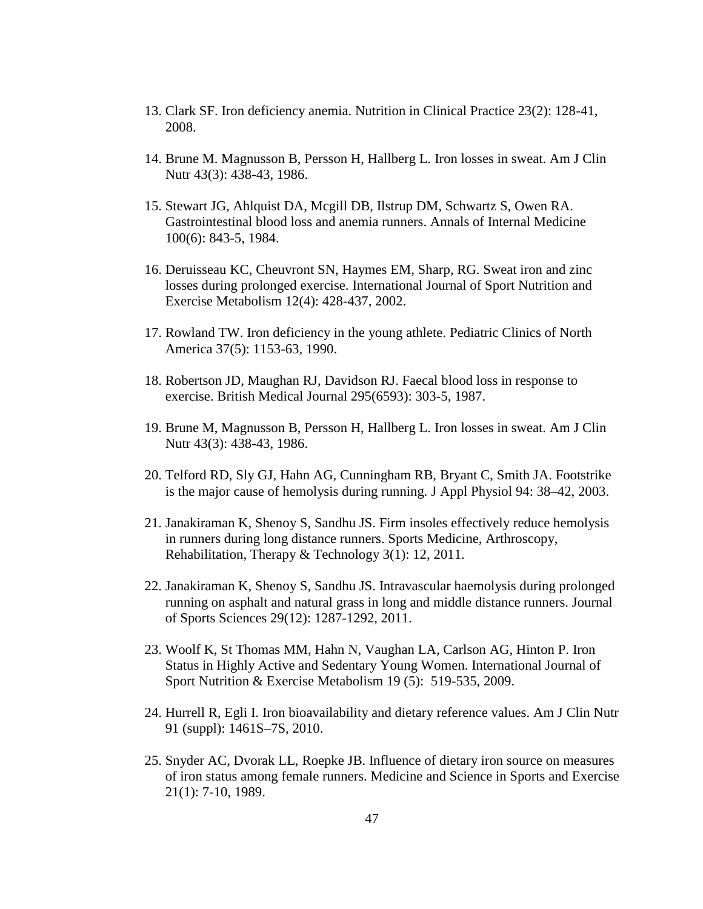13. Clark SF. Iron deficiency anemia. Nutrition in Clinical Practice 23(2): 128-41, 2008.

14. Brune M. Magnusson B, Persson H, Hallberg L. Iron losses in sweat. Am J Clin Nutr 43(3): 438-43, 1986.

15. Stewart JG, Ahlquist DA, Mcgill DB, Ilstrup DM, Schwartz S, Owen RA. Gastrointestinal blood loss and anemia runners. Annals of Internal Medicine 100(6): 843-5, 1984.

16. Deruisseau KC, Cheuvront SN, Haymes EM, Sharp, RG. Sweat iron and zinc losses during prolonged exercise. International Journal of Sport Nutrition and Exercise Metabolism 12(4): 428-437, 2002.

17. Rowland TW. Iron deficiency in the young athlete. Pediatric Clinics of North America 37(5): 1153-63, 1990.

18. Robertson JD, Maughan RJ, Davidson RJ. Faecal blood loss in response to exercise. British Medical Journal 295(6593): 303-5, 1987.

19. Brune M, Magnusson B, Persson H, Hallberg L. Iron losses in sweat. Am J Clin Nutr 43(3): 438-43, 1986.

20. Telford RD, Sly GJ, Hahn AG, Cunningham RB, Bryant C, Smith JA. Footstrike is the major cause of hemolysis during running. J Appl Physiol 94: 38–42, 2003.

21. Janakiraman K, Shenoy S, Sandhu JS. Firm insoles effectively reduce hemolysis in runners during long distance runners. Sports Medicine, Arthroscopy, Rehabilitation, Therapy & Technology 3(1): 12, 2011.

22. Janakiraman K, Shenoy S, Sandhu JS. Intravascular haemolysis during prolonged running on asphalt and natural grass in long and middle distance runners. Journal of Sports Sciences 29(12): 1287-1292, 2011.

23. Woolf K, St Thomas MM, Hahn N, Vaughan LA, Carlson AG, Hinton P. Iron Status in Highly Active and Sedentary Young Women. International Journal of Sport Nutrition & Exercise Metabolism 19 (5): 519-535, 2009.

24. Hurrell R, Egli I. Iron bioavailability and dietary reference values. Am J Clin Nutr 91 (suppl): 1461S–7S, 2010.

25. Snyder AC, Dvorak LL, Roepke JB. Influence of dietary iron source on measures of iron status among female runners. Medicine and Science in Sports and Exercise 21(1): 7-10, 1989.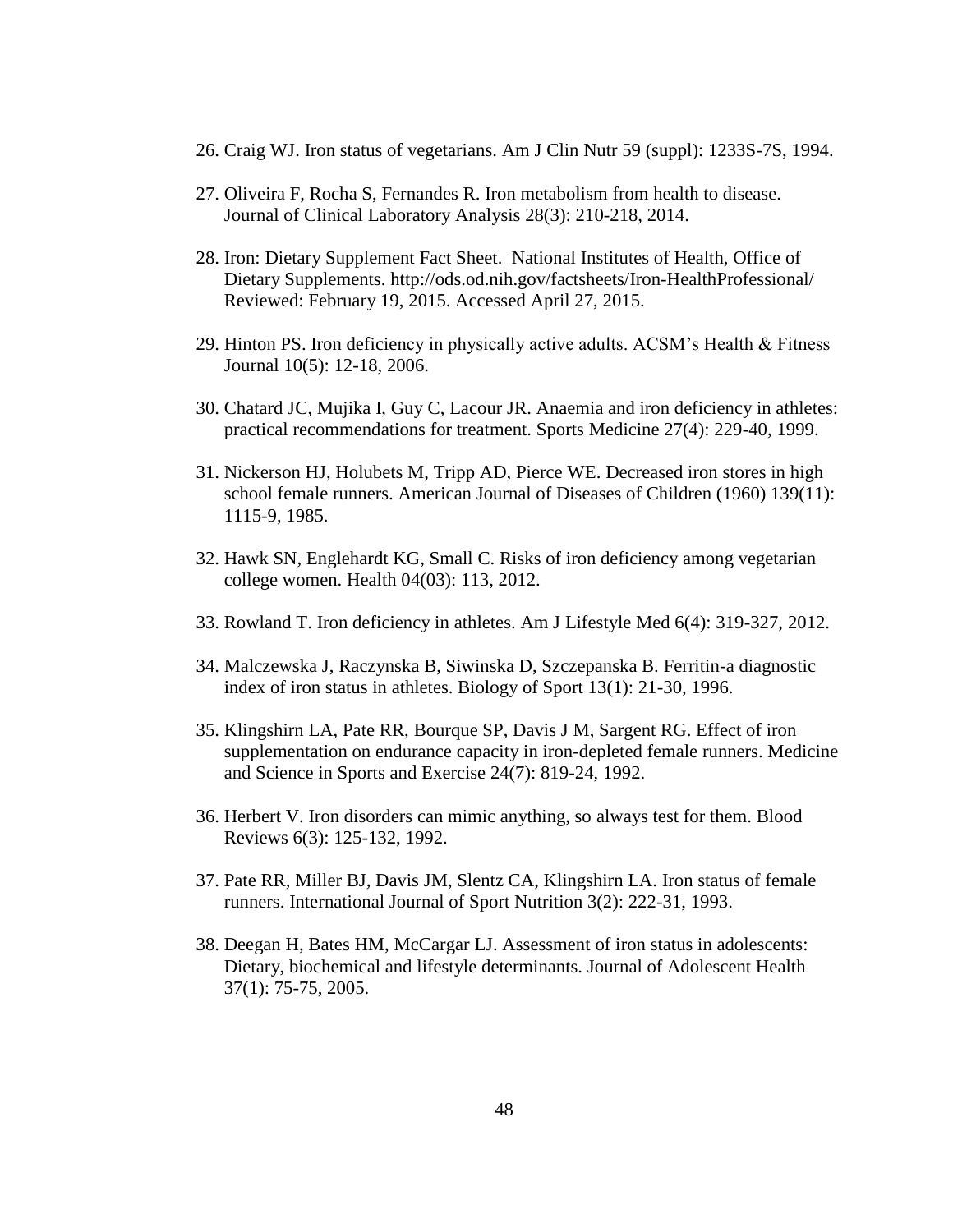26. Craig WJ. Iron status of vegetarians. Am J Clin Nutr 59 (suppl): 1233S-7S, 1994.

27. Oliveira F, Rocha S, Fernandes R. Iron metabolism from health to disease. Journal of Clinical Laboratory Analysis 28(3): 210-218, 2014.

28. Iron: Dietary Supplement Fact Sheet. National Institutes of Health, Office of Dietary Supplements. http://ods.od.nih.gov/factsheets/Iron-HealthProfessional/ Reviewed: February 19, 2015. Accessed April 27, 2015.

29. Hinton PS. Iron deficiency in physically active adults. ACSM's Health & Fitness Journal 10(5): 12-18, 2006.

30. Chatard JC, Mujika I, Guy C, Lacour JR. Anaemia and iron deficiency in athletes: practical recommendations for treatment. Sports Medicine 27(4): 229-40, 1999.

31. Nickerson HJ, Holubets M, Tripp AD, Pierce WE. Decreased iron stores in high school female runners. American Journal of Diseases of Children (1960) 139(11): 1115-9, 1985.

32. Hawk SN, Englehardt KG, Small C. Risks of iron deficiency among vegetarian college women. Health 04(03): 113, 2012.

33. Rowland T. Iron deficiency in athletes. Am J Lifestyle Med 6(4): 319-327, 2012.

34. Malczewska J, Raczynska B, Siwinska D, Szczepanska B. Ferritin-a diagnostic index of iron status in athletes. Biology of Sport 13(1): 21-30, 1996.

35. Klingshirn LA, Pate RR, Bourque SP, Davis J M, Sargent RG. Effect of iron supplementation on endurance capacity in iron-depleted female runners. Medicine and Science in Sports and Exercise 24(7): 819-24, 1992.

36. Herbert V. Iron disorders can mimic anything, so always test for them. Blood Reviews 6(3): 125-132, 1992.

37. Pate RR, Miller BJ, Davis JM, Slentz CA, Klingshirn LA. Iron status of female runners. International Journal of Sport Nutrition 3(2): 222-31, 1993.

38. Deegan H, Bates HM, McCargar LJ. Assessment of iron status in adolescents: Dietary, biochemical and lifestyle determinants. Journal of Adolescent Health 37(1): 75-75, 2005.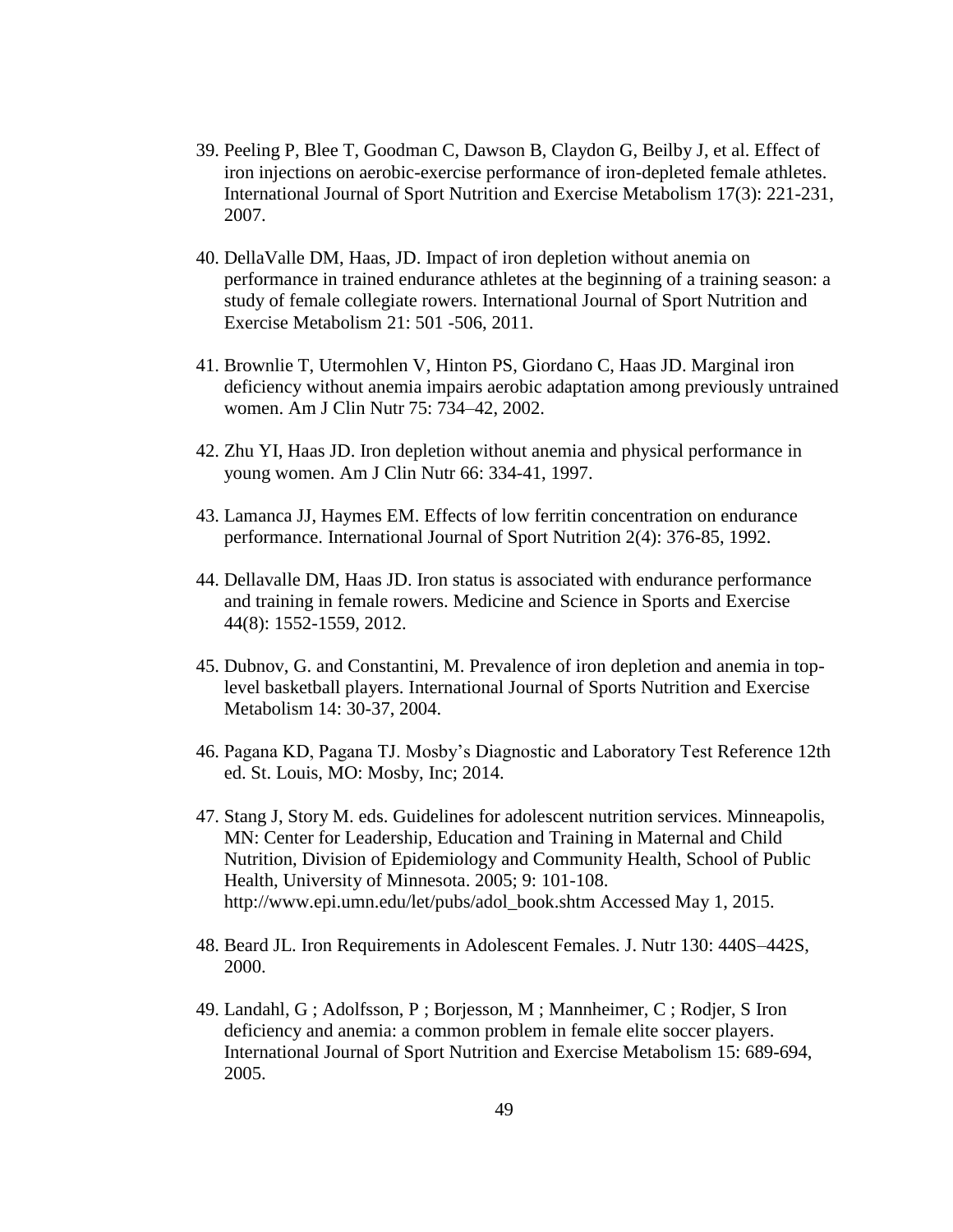39. Peeling P, Blee T, Goodman C, Dawson B, Claydon G, Beilby J, et al. Effect of iron injections on aerobic-exercise performance of iron-depleted female athletes. International Journal of Sport Nutrition and Exercise Metabolism 17(3): 221-231, 2007.

40. DellaValle DM, Haas, JD. Impact of iron depletion without anemia on performance in trained endurance athletes at the beginning of a training season: a study of female collegiate rowers. International Journal of Sport Nutrition and Exercise Metabolism 21: 501 -506, 2011.

41. Brownlie T, Utermohlen V, Hinton PS, Giordano C, Haas JD. Marginal iron deficiency without anemia impairs aerobic adaptation among previously untrained women. Am J Clin Nutr 75: 734–42, 2002.

42. Zhu YI, Haas JD. Iron depletion without anemia and physical performance in young women. Am J Clin Nutr 66: 334-41, 1997.

43. Lamanca JJ, Haymes EM. Effects of low ferritin concentration on endurance performance. International Journal of Sport Nutrition 2(4): 376-85, 1992.

44. Dellavalle DM, Haas JD. Iron status is associated with endurance performance and training in female rowers. Medicine and Science in Sports and Exercise 44(8): 1552-1559, 2012.

45. Dubnov, G. and Constantini, M. Prevalence of iron depletion and anemia in top-level basketball players. International Journal of Sports Nutrition and Exercise Metabolism 14: 30-37, 2004.

46. Pagana KD, Pagana TJ. Mosby's Diagnostic and Laboratory Test Reference 12th ed. St. Louis, MO: Mosby, Inc; 2014.

47. Stang J, Story M. eds. Guidelines for adolescent nutrition services. Minneapolis, MN: Center for Leadership, Education and Training in Maternal and Child Nutrition, Division of Epidemiology and Community Health, School of Public Health, University of Minnesota. 2005; 9: 101-108. http://www.epi.umn.edu/let/pubs/adol_book.shtm Accessed May 1, 2015.

48. Beard JL. Iron Requirements in Adolescent Females. J. Nutr 130: 440S–442S, 2000.

49. Landahl, G ; Adolfsson, P ; Borjesson, M ; Mannheimer, C ; Rodjer, S Iron deficiency and anemia: a common problem in female elite soccer players. International Journal of Sport Nutrition and Exercise Metabolism 15: 689-694, 2005.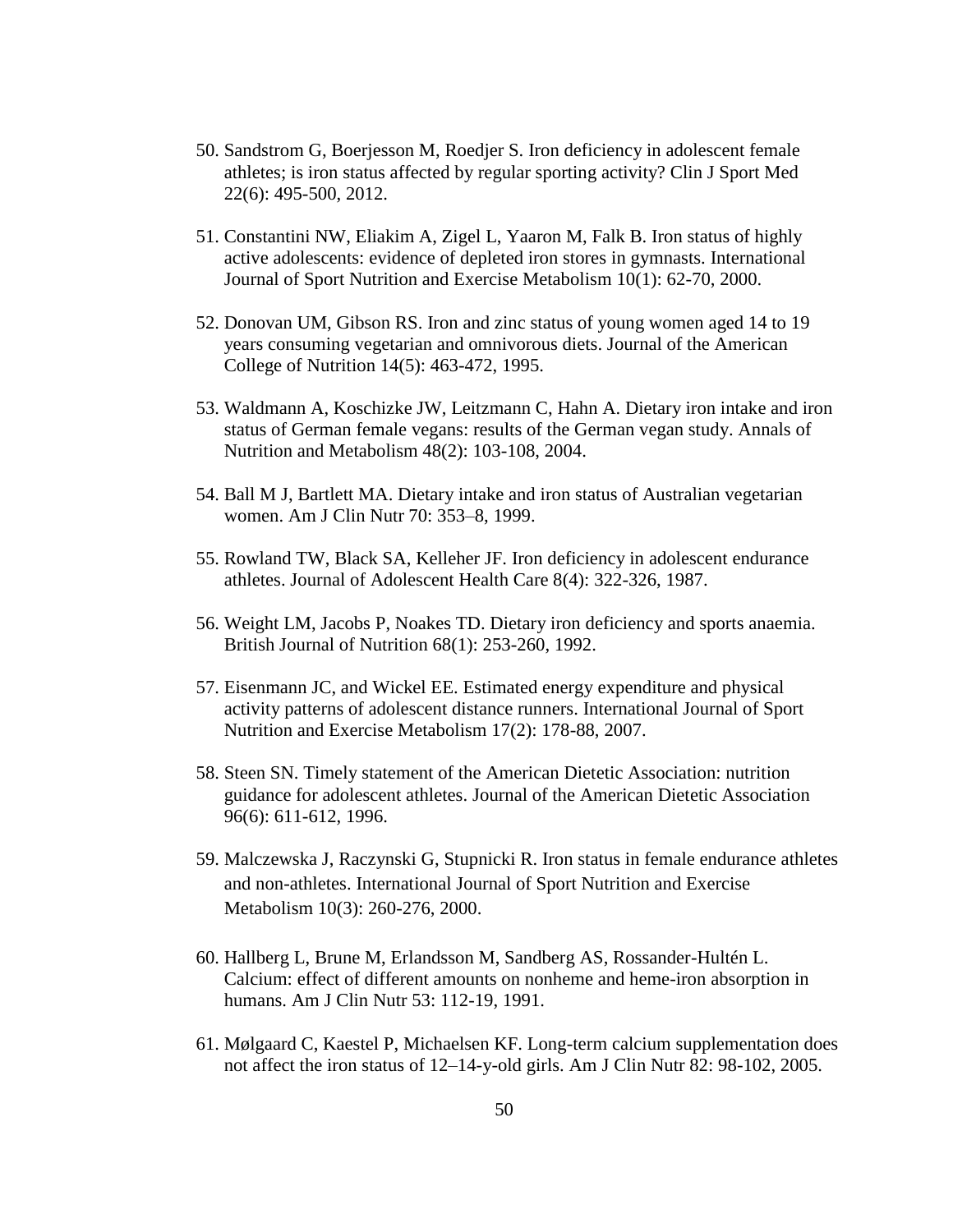50. Sandstrom G, Boerjesson M, Roedjer S. Iron deficiency in adolescent female athletes; is iron status affected by regular sporting activity? Clin J Sport Med 22(6): 495-500, 2012.

51. Constantini NW, Eliakim A, Zigel L, Yaaron M, Falk B. Iron status of highly active adolescents: evidence of depleted iron stores in gymnasts. International Journal of Sport Nutrition and Exercise Metabolism 10(1): 62-70, 2000.

52. Donovan UM, Gibson RS. Iron and zinc status of young women aged 14 to 19 years consuming vegetarian and omnivorous diets. Journal of the American College of Nutrition 14(5): 463-472, 1995.

53. Waldmann A, Koschizke JW, Leitzmann C, Hahn A. Dietary iron intake and iron status of German female vegans: results of the German vegan study. Annals of Nutrition and Metabolism 48(2): 103-108, 2004.

54. Ball M J, Bartlett MA. Dietary intake and iron status of Australian vegetarian women. Am J Clin Nutr 70: 353–8, 1999.

55. Rowland TW, Black SA, Kelleher JF. Iron deficiency in adolescent endurance athletes. Journal of Adolescent Health Care 8(4): 322-326, 1987.

56. Weight LM, Jacobs P, Noakes TD. Dietary iron deficiency and sports anaemia. British Journal of Nutrition 68(1): 253-260, 1992.

57. Eisenmann JC, and Wickel EE. Estimated energy expenditure and physical activity patterns of adolescent distance runners. International Journal of Sport Nutrition and Exercise Metabolism 17(2): 178-88, 2007.

58. Steen SN. Timely statement of the American Dietetic Association: nutrition guidance for adolescent athletes. Journal of the American Dietetic Association 96(6): 611-612, 1996.

59. Malczewska J, Raczynski G, Stupnicki R. Iron status in female endurance athletes and non-athletes. International Journal of Sport Nutrition and Exercise Metabolism 10(3): 260-276, 2000.

60. Hallberg L, Brune M, Erlandsson M, Sandberg AS, Rossander-Hultén L. Calcium: effect of different amounts on nonheme and heme-iron absorption in humans. Am J Clin Nutr 53: 112-19, 1991.

61. Mølgaard C, Kaestel P, Michaelsen KF. Long-term calcium supplementation does not affect the iron status of 12–14-y-old girls. Am J Clin Nutr 82: 98-102, 2005.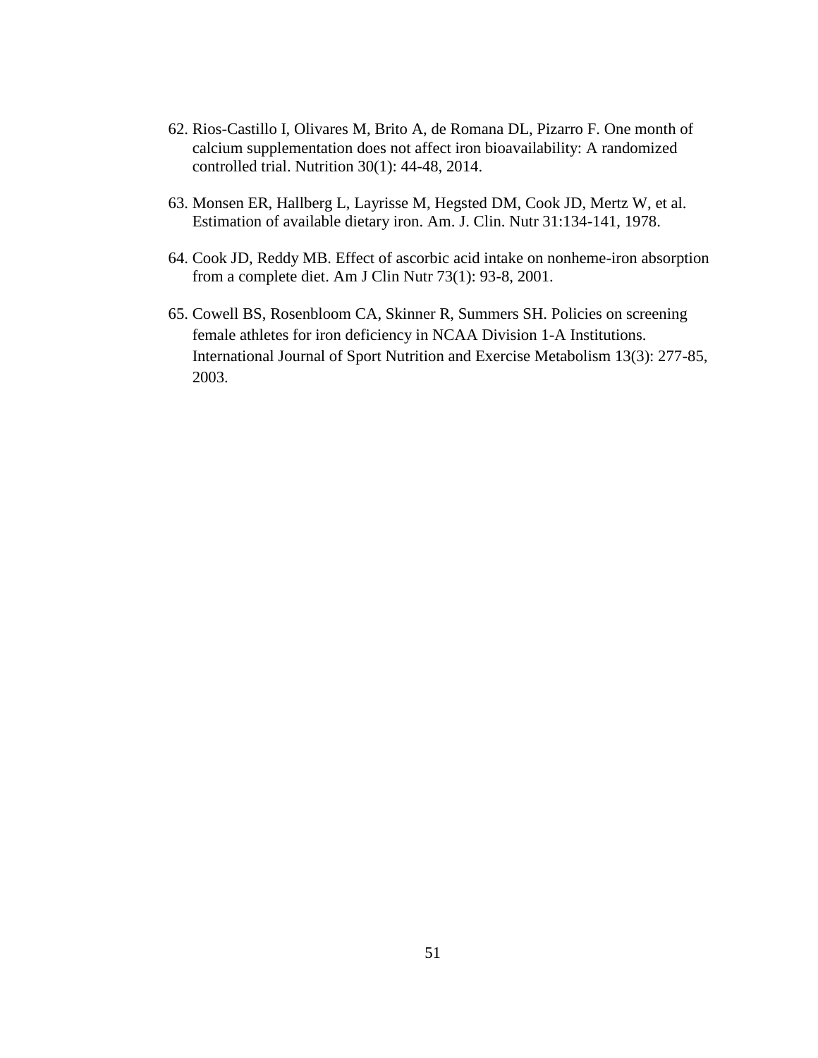62. Rios-Castillo I, Olivares M, Brito A, de Romana DL, Pizarro F. One month of calcium supplementation does not affect iron bioavailability: A randomized controlled trial. Nutrition 30(1): 44-48, 2014.

63. Monsen ER, Hallberg L, Layrisse M, Hegsted DM, Cook JD, Mertz W, et al. Estimation of available dietary iron. Am. J. Clin. Nutr 31:134-141, 1978.

64. Cook JD, Reddy MB. Effect of ascorbic acid intake on nonheme-iron absorption from a complete diet. Am J Clin Nutr 73(1): 93-8, 2001.

65. Cowell BS, Rosenbloom CA, Skinner R, Summers SH. Policies on screening female athletes for iron deficiency in NCAA Division 1-A Institutions. International Journal of Sport Nutrition and Exercise Metabolism 13(3): 277-85, 2003.